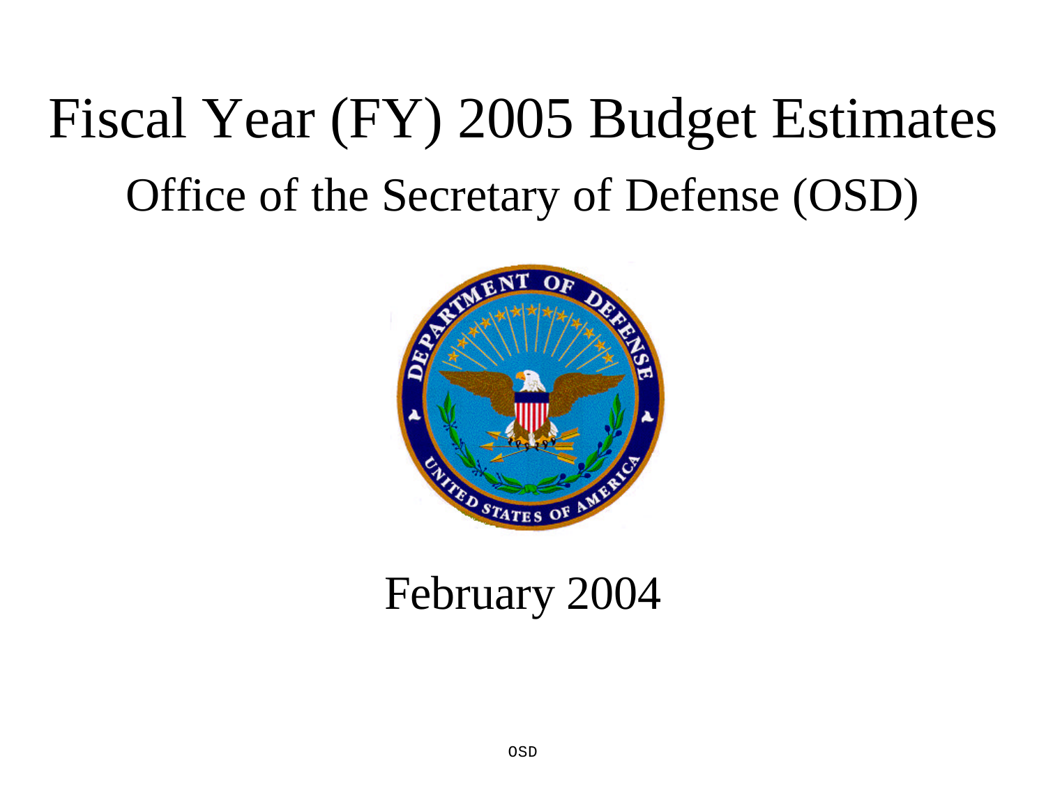# Fiscal Year (FY) 2005 Budget Estimates

## Office of the Secretary of Defense (OSD)

February 2004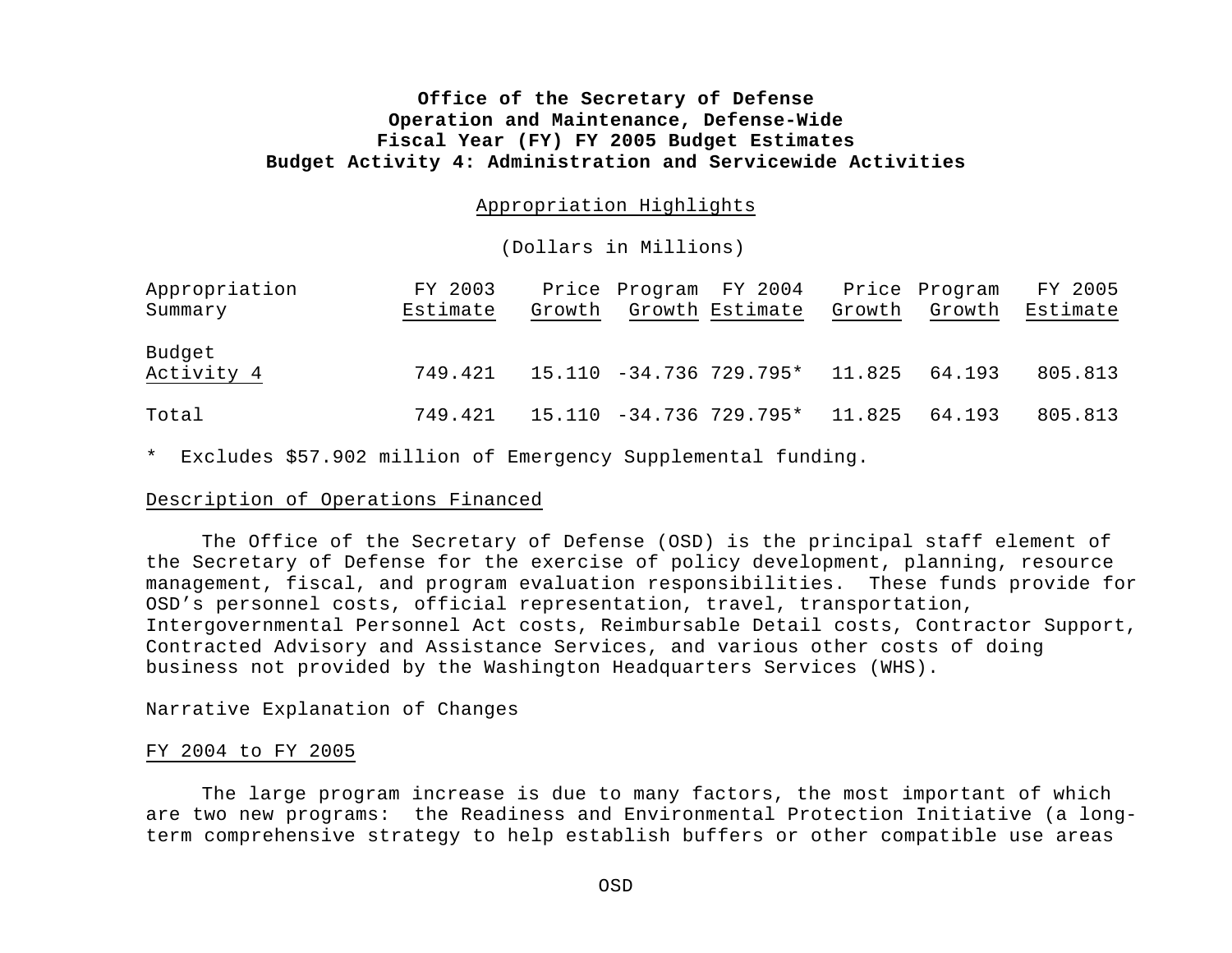**Office of the Secretary of Defense**
**Operation and Maintenance, Defense-Wide**
**Fiscal Year (FY) FY 2005 Budget Estimates**
**Budget Activity 4: Administration and Servicewide Activities**

Appropriation Highlights

(Dollars in Millions)

| Appropriation Summary | FY 2003 Estimate | Price Growth | Program Growth | FY 2004 Estimate | Price Growth | Program Growth | FY 2005 Estimate |
|---|---|---|---|---|---|---|---|
| Budget Activity 4 | 749.421 | 15.110 | -34.736 | 729.795* | 11.825 | 64.193 | 805.813 |
| Total | 749.421 | 15.110 | -34.736 | 729.795* | 11.825 | 64.193 | 805.813 |

\* Excludes $57.902 million of Emergency Supplemental funding.

Description of Operations Financed

The Office of the Secretary of Defense (OSD) is the principal staff element of the Secretary of Defense for the exercise of policy development, planning, resource management, fiscal, and program evaluation responsibilities. These funds provide for OSD's personnel costs, official representation, travel, transportation, Intergovernmental Personnel Act costs, Reimbursable Detail costs, Contractor Support, Contracted Advisory and Assistance Services, and various other costs of doing business not provided by the Washington Headquarters Services (WHS).

Narrative Explanation of Changes

FY 2004 to FY 2005

The large program increase is due to many factors, the most important of which are two new programs: the Readiness and Environmental Protection Initiative (a long-term comprehensive strategy to help establish buffers or other compatible use areas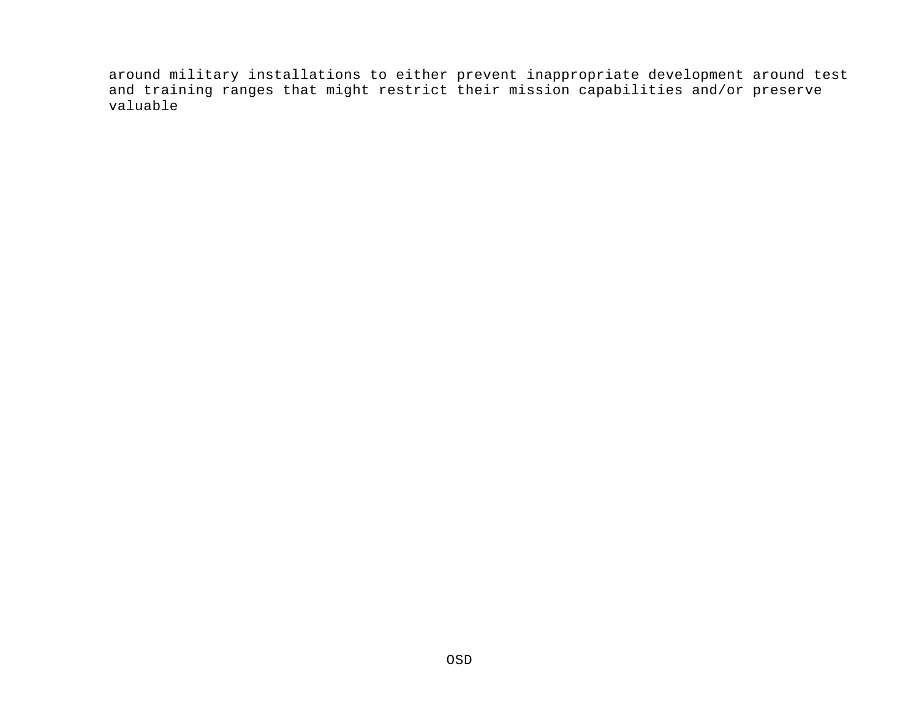around military installations to either prevent inappropriate development around test and training ranges that might restrict their mission capabilities and/or preserve valuable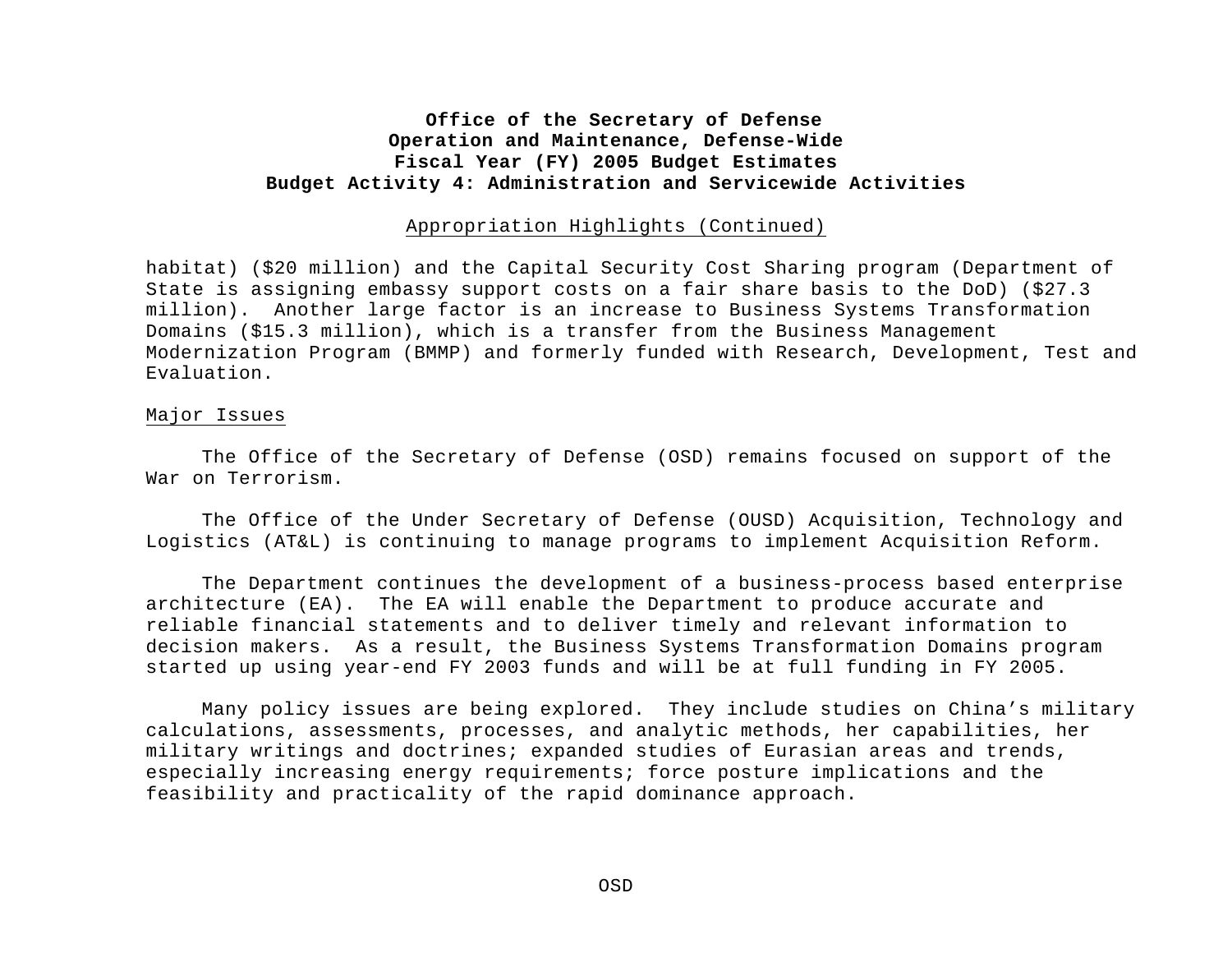**Office of the Secretary of Defense**
**Operation and Maintenance, Defense-Wide**
**Fiscal Year (FY) 2005 Budget Estimates**
**Budget Activity 4: Administration and Servicewide Activities**

Appropriation Highlights (Continued)

habitat) ($20 million) and the Capital Security Cost Sharing program (Department of State is assigning embassy support costs on a fair share basis to the DoD) ($27.3 million). Another large factor is an increase to Business Systems Transformation Domains ($15.3 million), which is a transfer from the Business Management Modernization Program (BMMP) and formerly funded with Research, Development, Test and Evaluation.

Major Issues

The Office of the Secretary of Defense (OSD) remains focused on support of the War on Terrorism.

The Office of the Under Secretary of Defense (OUSD) Acquisition, Technology and Logistics (AT&L) is continuing to manage programs to implement Acquisition Reform.

The Department continues the development of a business-process based enterprise architecture (EA). The EA will enable the Department to produce accurate and reliable financial statements and to deliver timely and relevant information to decision makers. As a result, the Business Systems Transformation Domains program started up using year-end FY 2003 funds and will be at full funding in FY 2005.

Many policy issues are being explored. They include studies on China's military calculations, assessments, processes, and analytic methods, her capabilities, her military writings and doctrines; expanded studies of Eurasian areas and trends, especially increasing energy requirements; force posture implications and the feasibility and practicality of the rapid dominance approach.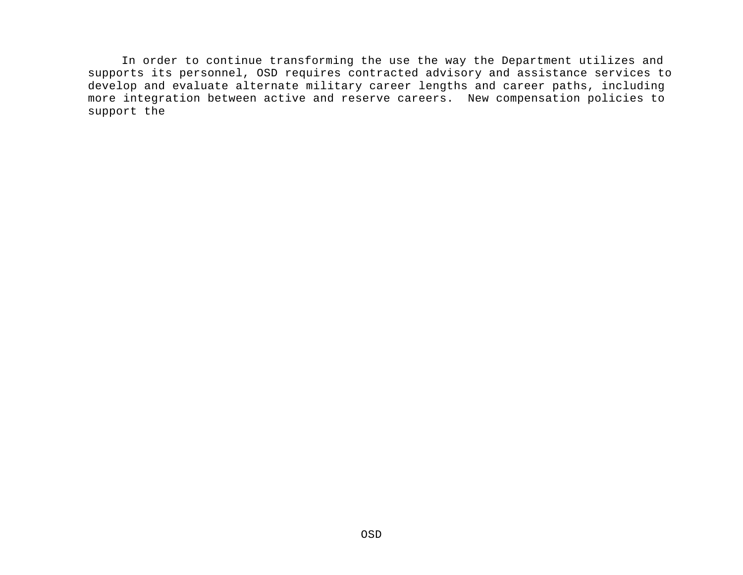In order to continue transforming the use the way the Department utilizes and supports its personnel, OSD requires contracted advisory and assistance services to develop and evaluate alternate military career lengths and career paths, including more integration between active and reserve careers.  New compensation policies to support the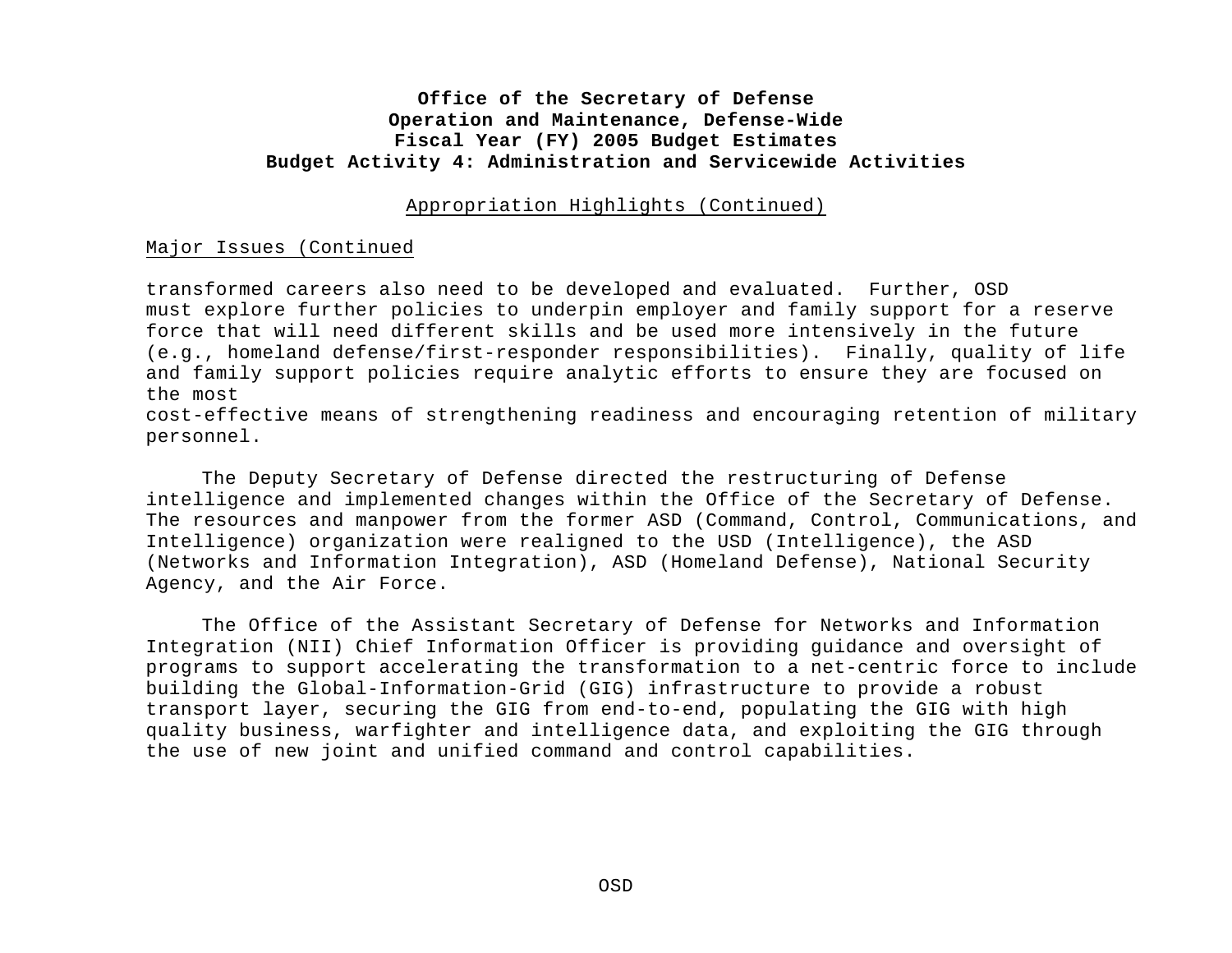**Office of the Secretary of Defense**
**Operation and Maintenance, Defense-Wide**
**Fiscal Year (FY) 2005 Budget Estimates**
**Budget Activity 4: Administration and Servicewide Activities**

Appropriation Highlights (Continued)

Major Issues (Continued

transformed careers also need to be developed and evaluated. Further, OSD must explore further policies to underpin employer and family support for a reserve force that will need different skills and be used more intensively in the future (e.g., homeland defense/first-responder responsibilities). Finally, quality of life and family support policies require analytic efforts to ensure they are focused on the most cost-effective means of strengthening readiness and encouraging retention of military personnel.

The Deputy Secretary of Defense directed the restructuring of Defense intelligence and implemented changes within the Office of the Secretary of Defense. The resources and manpower from the former ASD (Command, Control, Communications, and Intelligence) organization were realigned to the USD (Intelligence), the ASD (Networks and Information Integration), ASD (Homeland Defense), National Security Agency, and the Air Force.

The Office of the Assistant Secretary of Defense for Networks and Information Integration (NII) Chief Information Officer is providing guidance and oversight of programs to support accelerating the transformation to a net-centric force to include building the Global-Information-Grid (GIG) infrastructure to provide a robust transport layer, securing the GIG from end-to-end, populating the GIG with high quality business, warfighter and intelligence data, and exploiting the GIG through the use of new joint and unified command and control capabilities.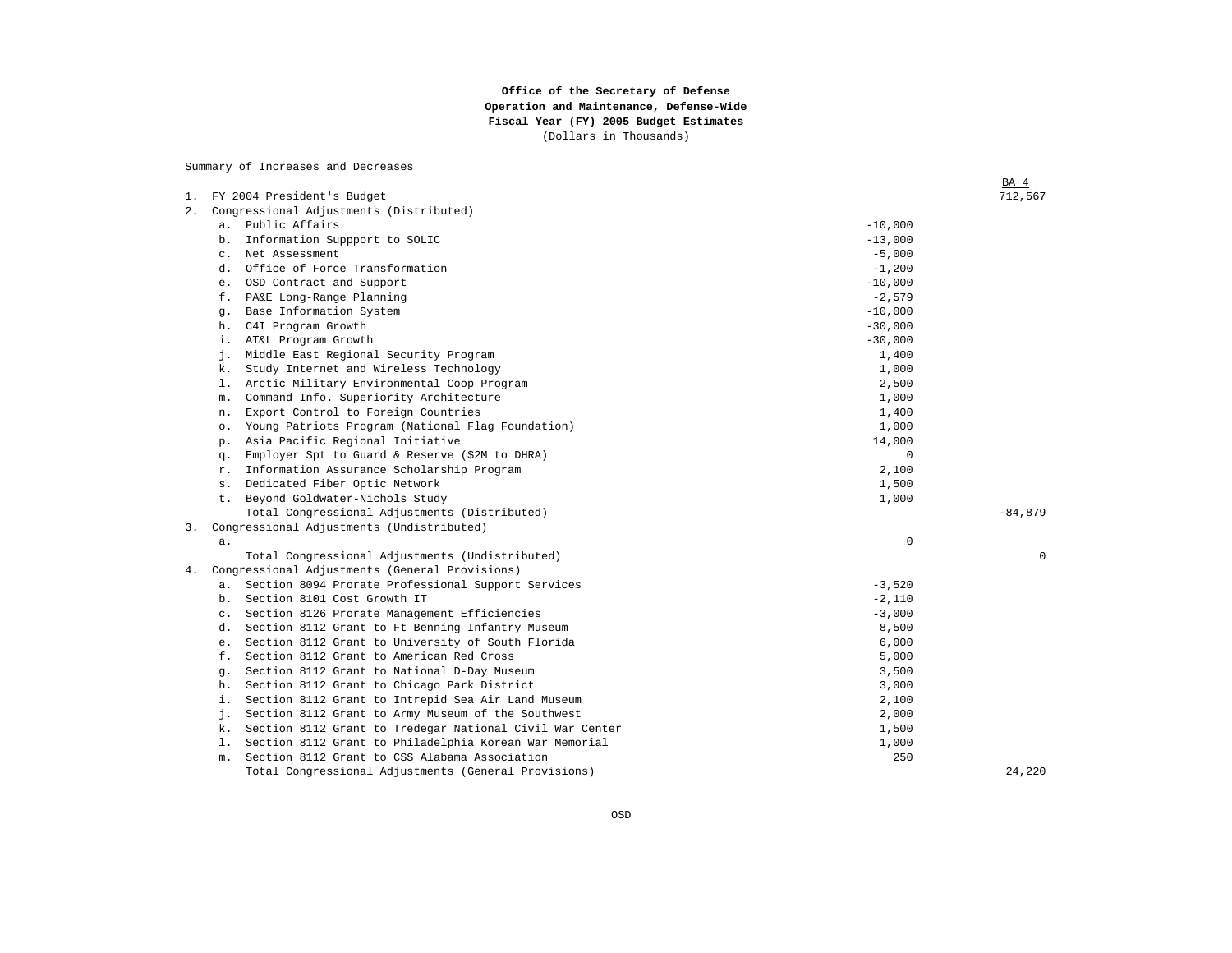**Office of the Secretary of Defense**
**Operation and Maintenance, Defense-Wide**
**Fiscal Year (FY) 2005 Budget Estimates**
(Dollars in Thousands)

Summary of Increases and Decreases

| | | | BA 4 |
|---|---|---|---|
| 1. | FY 2004 President's Budget | | 712,567 |
| 2. | Congressional Adjustments (Distributed) | | |
| | a. Public Affairs | -10,000 | |
| | b. Information Suppport to SOLIC | -13,000 | |
| | c. Net Assessment | -5,000 | |
| | d. Office of Force Transformation | -1,200 | |
| | e. OSD Contract and Support | -10,000 | |
| | f. PA&E Long-Range Planning | -2,579 | |
| | g. Base Information System | -10,000 | |
| | h. C4I Program Growth | -30,000 | |
| | i. AT&L Program Growth | -30,000 | |
| | j. Middle East Regional Security Program | 1,400 | |
| | k. Study Internet and Wireless Technology | 1,000 | |
| | l. Arctic Military Environmental Coop Program | 2,500 | |
| | m. Command Info. Superiority Architecture | 1,000 | |
| | n. Export Control to Foreign Countries | 1,400 | |
| | o. Young Patriots Program (National Flag Foundation) | 1,000 | |
| | p. Asia Pacific Regional Initiative | 14,000 | |
| | q. Employer Spt to Guard & Reserve ($2M to DHRA) | 0 | |
| | r. Information Assurance Scholarship Program | 2,100 | |
| | s. Dedicated Fiber Optic Network | 1,500 | |
| | t. Beyond Goldwater-Nichols Study | 1,000 | |
| | Total Congressional Adjustments (Distributed) | | -84,879 |
| 3. | Congressional Adjustments (Undistributed) | | |
| | a. | 0 | |
| | Total Congressional Adjustments (Undistributed) | | 0 |
| 4. | Congressional Adjustments (General Provisions) | | |
| | a. Section 8094 Prorate Professional Support Services | -3,520 | |
| | b. Section 8101 Cost Growth IT | -2,110 | |
| | c. Section 8126 Prorate Management Efficiencies | -3,000 | |
| | d. Section 8112 Grant to Ft Benning Infantry Museum | 8,500 | |
| | e. Section 8112 Grant to University of South Florida | 6,000 | |
| | f. Section 8112 Grant to American Red Cross | 5,000 | |
| | g. Section 8112 Grant to National D-Day Museum | 3,500 | |
| | h. Section 8112 Grant to Chicago Park District | 3,000 | |
| | i. Section 8112 Grant to Intrepid Sea Air Land Museum | 2,100 | |
| | j. Section 8112 Grant to Army Museum of the Southwest | 2,000 | |
| | k. Section 8112 Grant to Tredegar National Civil War Center | 1,500 | |
| | l. Section 8112 Grant to Philadelphia Korean War Memorial | 1,000 | |
| | m. Section 8112 Grant to CSS Alabama Association | 250 | |
| | Total Congressional Adjustments (General Provisions) | | 24,220 |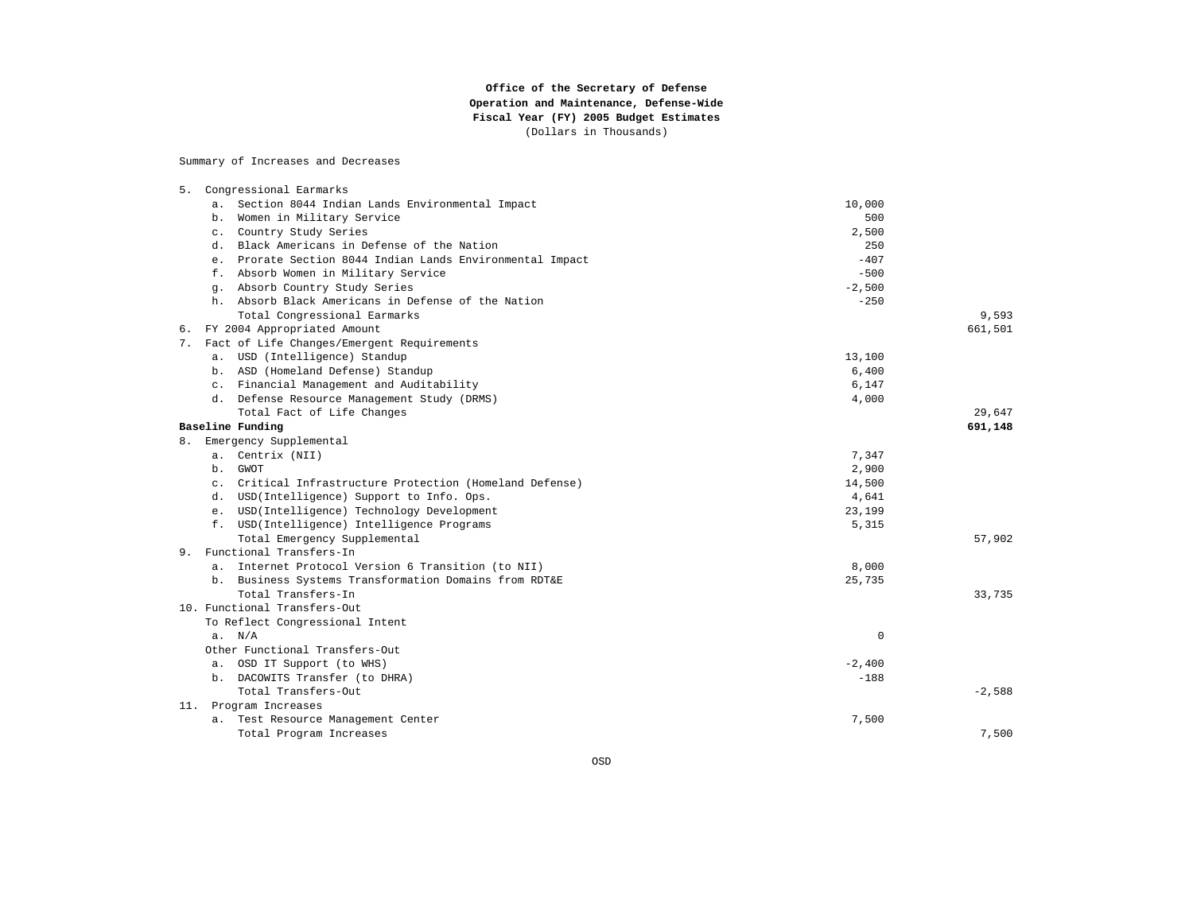**Office of the Secretary of Defense**
**Operation and Maintenance, Defense-Wide**
**Fiscal Year (FY) 2005 Budget Estimates**
(Dollars in Thousands)

Summary of Increases and Decreases

| | | |
|---|---|---|
| 5. Congressional Earmarks | | |
| a. Section 8044 Indian Lands Environmental Impact | 10,000 | |
| b. Women in Military Service | 500 | |
| c. Country Study Series | 2,500 | |
| d. Black Americans in Defense of the Nation | 250 | |
| e. Prorate Section 8044 Indian Lands Environmental Impact | -407 | |
| f. Absorb Women in Military Service | -500 | |
| g. Absorb Country Study Series | -2,500 | |
| h. Absorb Black Americans in Defense of the Nation | -250 | |
| Total Congressional Earmarks | | 9,593 |
| 6. FY 2004 Appropriated Amount | | 661,501 |
| 7. Fact of Life Changes/Emergent Requirements | | |
| a. USD (Intelligence) Standup | 13,100 | |
| b. ASD (Homeland Defense) Standup | 6,400 | |
| c. Financial Management and Auditability | 6,147 | |
| d. Defense Resource Management Study (DRMS) | 4,000 | |
| Total Fact of Life Changes | | 29,647 |
| **Baseline Funding** | | **691,148** |
| 8. Emergency Supplemental | | |
| a. Centrix (NII) | 7,347 | |
| b. GWOT | 2,900 | |
| c. Critical Infrastructure Protection (Homeland Defense) | 14,500 | |
| d. USD(Intelligence) Support to Info. Ops. | 4,641 | |
| e. USD(Intelligence) Technology Development | 23,199 | |
| f. USD(Intelligence) Intelligence Programs | 5,315 | |
| Total Emergency Supplemental | | 57,902 |
| 9. Functional Transfers-In | | |
| a. Internet Protocol Version 6 Transition (to NII) | 8,000 | |
| b. Business Systems Transformation Domains from RDT&E | 25,735 | |
| Total Transfers-In | | 33,735 |
| 10. Functional Transfers-Out | | |
| To Reflect Congressional Intent | | |
| a. N/A | 0 | |
| Other Functional Transfers-Out | | |
| a. OSD IT Support (to WHS) | -2,400 | |
| b. DACOWITS Transfer (to DHRA) | -188 | |
| Total Transfers-Out | | -2,588 |
| 11. Program Increases | | |
| a. Test Resource Management Center | 7,500 | |
| Total Program Increases | | 7,500 |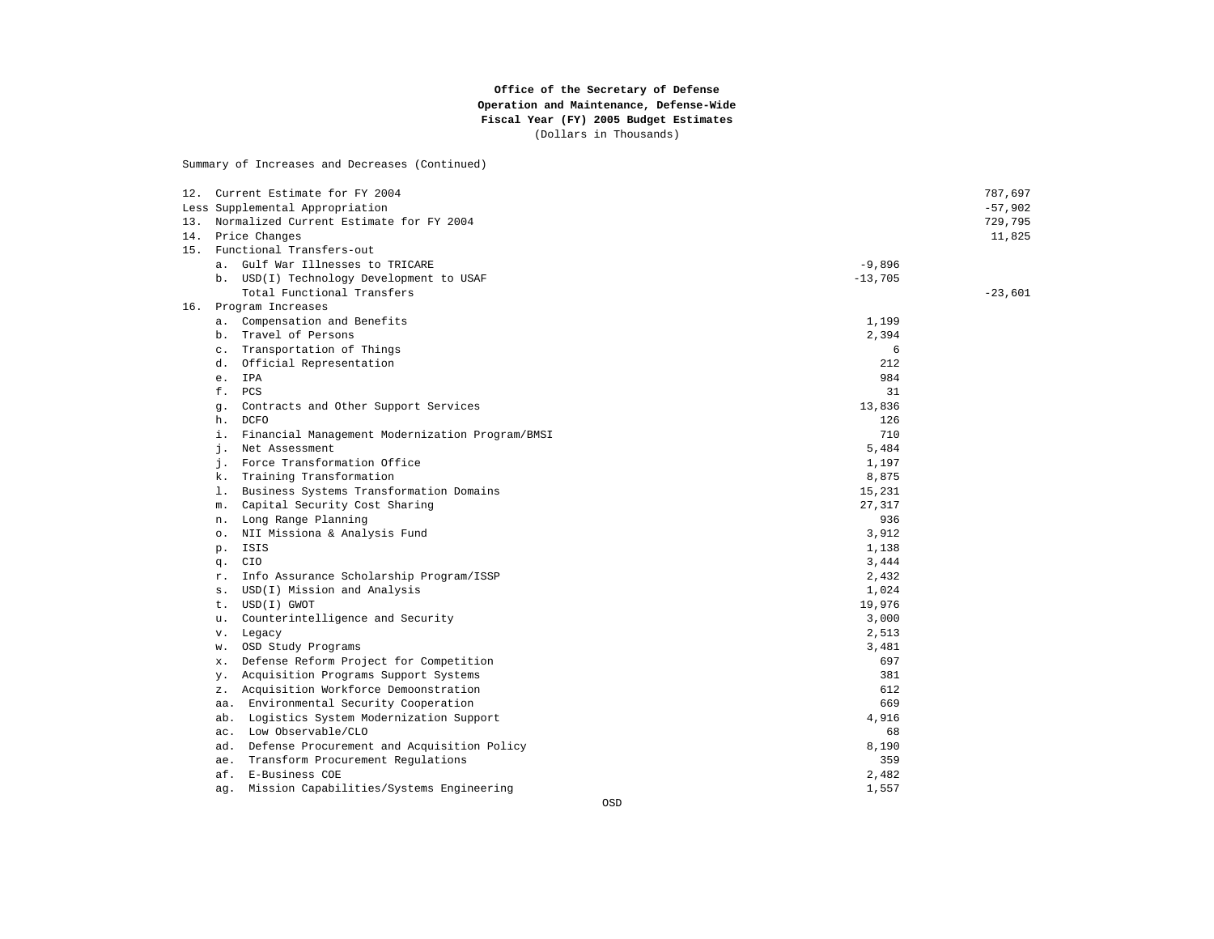**Office of the Secretary of Defense**
**Operation and Maintenance, Defense-Wide**
**Fiscal Year (FY) 2005 Budget Estimates**
(Dollars in Thousands)

Summary of Increases and Decreases (Continued)

| | | |
|---|---|---|
| 12. Current Estimate for FY 2004 | | 787,697 |
| Less Supplemental Appropriation | | -57,902 |
| 13. Normalized Current Estimate for FY 2004 | | 729,795 |
| 14. Price Changes | | 11,825 |
| 15. Functional Transfers-out | | |
| a. Gulf War Illnesses to TRICARE | -9,896 | |
| b. USD(I) Technology Development to USAF | -13,705 | |
| Total Functional Transfers | | -23,601 |
| 16. Program Increases | | |
| a. Compensation and Benefits | 1,199 | |
| b. Travel of Persons | 2,394 | |
| c. Transportation of Things | 6 | |
| d. Official Representation | 212 | |
| e. IPA | 984 | |
| f. PCS | 31 | |
| g. Contracts and Other Support Services | 13,836 | |
| h. DCFO | 126 | |
| i. Financial Management Modernization Program/BMSI | 710 | |
| j. Net Assessment | 5,484 | |
| j. Force Transformation Office | 1,197 | |
| k. Training Transformation | 8,875 | |
| l. Business Systems Transformation Domains | 15,231 | |
| m. Capital Security Cost Sharing | 27,317 | |
| n. Long Range Planning | 936 | |
| o. NII Missiona & Analysis Fund | 3,912 | |
| p. ISIS | 1,138 | |
| q. CIO | 3,444 | |
| r. Info Assurance Scholarship Program/ISSP | 2,432 | |
| s. USD(I) Mission and Analysis | 1,024 | |
| t. USD(I) GWOT | 19,976 | |
| u. Counterintelligence and Security | 3,000 | |
| v. Legacy | 2,513 | |
| w. OSD Study Programs | 3,481 | |
| x. Defense Reform Project for Competition | 697 | |
| y. Acquisition Programs Support Systems | 381 | |
| z. Acquisition Workforce Demoonstration | 612 | |
| aa. Environmental Security Cooperation | 669 | |
| ab. Logistics System Modernization Support | 4,916 | |
| ac. Low Observable/CLO | 68 | |
| ad. Defense Procurement and Acquisition Policy | 8,190 | |
| ae. Transform Procurement Regulations | 359 | |
| af. E-Business COE | 2,482 | |
| ag. Mission Capabilities/Systems Engineering | 1,557 | |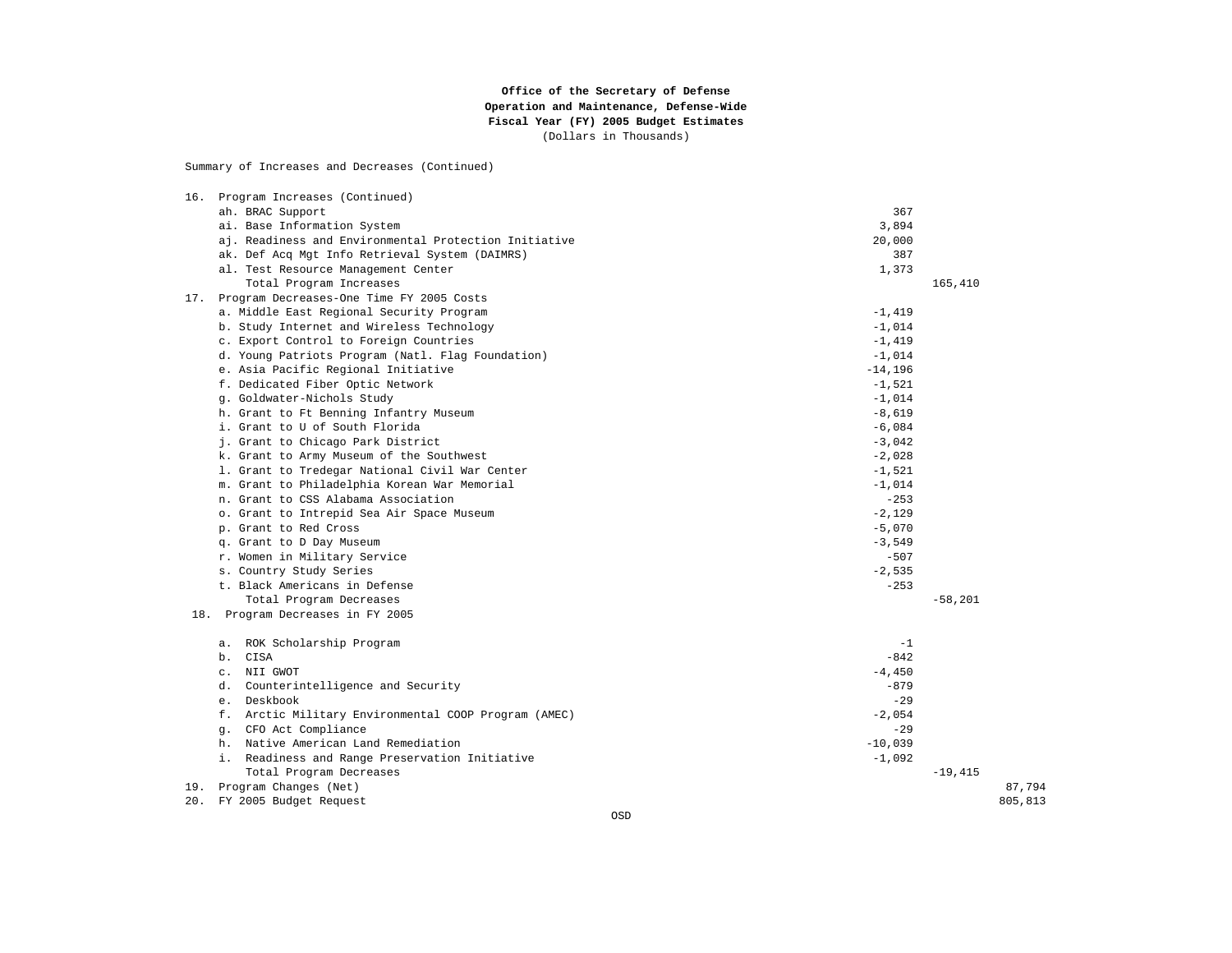**Office of the Secretary of Defense**
**Operation and Maintenance, Defense-Wide**
**Fiscal Year (FY) 2005 Budget Estimates**
(Dollars in Thousands)

Summary of Increases and Decreases (Continued)

| | | | |
|---|---|---|---|
| 16. Program Increases (Continued) | | | |
| ah. BRAC Support | 367 | | |
| ai. Base Information System | 3,894 | | |
| aj. Readiness and Environmental Protection Initiative | 20,000 | | |
| ak. Def Acq Mgt Info Retrieval System (DAIMRS) | 387 | | |
| al. Test Resource Management Center | 1,373 | | |
| Total Program Increases | | 165,410 | |
| 17. Program Decreases-One Time FY 2005 Costs | | | |
| a. Middle East Regional Security Program | -1,419 | | |
| b. Study Internet and Wireless Technology | -1,014 | | |
| c. Export Control to Foreign Countries | -1,419 | | |
| d. Young Patriots Program (Natl. Flag Foundation) | -1,014 | | |
| e. Asia Pacific Regional Initiative | -14,196 | | |
| f. Dedicated Fiber Optic Network | -1,521 | | |
| g. Goldwater-Nichols Study | -1,014 | | |
| h. Grant to Ft Benning Infantry Museum | -8,619 | | |
| i. Grant to U of South Florida | -6,084 | | |
| j. Grant to Chicago Park District | -3,042 | | |
| k. Grant to Army Museum of the Southwest | -2,028 | | |
| l. Grant to Tredegar National Civil War Center | -1,521 | | |
| m. Grant to Philadelphia Korean War Memorial | -1,014 | | |
| n. Grant to CSS Alabama Association | -253 | | |
| o. Grant to Intrepid Sea Air Space Museum | -2,129 | | |
| p. Grant to Red Cross | -5,070 | | |
| q. Grant to D Day Museum | -3,549 | | |
| r. Women in Military Service | -507 | | |
| s. Country Study Series | -2,535 | | |
| t. Black Americans in Defense | -253 | | |
| Total Program Decreases | | -58,201 | |
| 18. Program Decreases in FY 2005 | | | |
| a. ROK Scholarship Program | -1 | | |
| b. CISA | -842 | | |
| c. NII GWOT | -4,450 | | |
| d. Counterintelligence and Security | -879 | | |
| e. Deskbook | -29 | | |
| f. Arctic Military Environmental COOP Program (AMEC) | -2,054 | | |
| g. CFO Act Compliance | -29 | | |
| h. Native American Land Remediation | -10,039 | | |
| i. Readiness and Range Preservation Initiative | -1,092 | | |
| Total Program Decreases | | -19,415 | |
| 19. Program Changes (Net) | | | 87,794 |
| 20. FY 2005 Budget Request | | | 805,813 |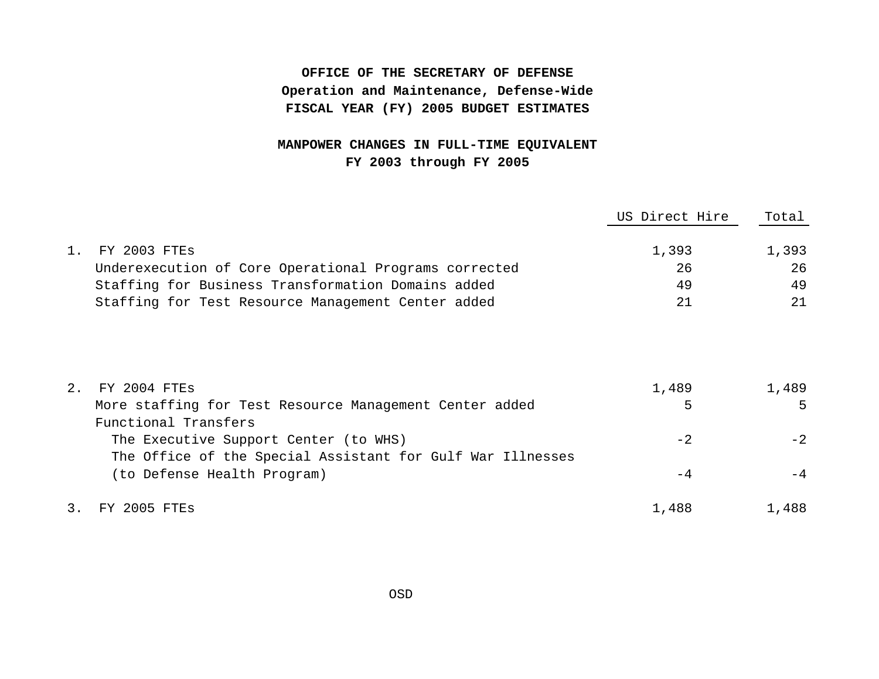**OFFICE OF THE SECRETARY OF DEFENSE**
**Operation and Maintenance, Defense-Wide**
**FISCAL YEAR (FY) 2005 BUDGET ESTIMATES**

**MANPOWER CHANGES IN FULL-TIME EQUIVALENT**
**FY 2003 through FY 2005**

| | US Direct Hire | Total |
|---|---|---|
| 1. FY 2003 FTEs | 1,393 | 1,393 |
| Underexecution of Core Operational Programs corrected | 26 | 26 |
| Staffing for Business Transformation Domains added | 49 | 49 |
| Staffing for Test Resource Management Center added | 21 | 21 |
| | | |
| 2. FY 2004 FTEs | 1,489 | 1,489 |
| More staffing for Test Resource Management Center added | 5 | 5 |
| Functional Transfers | | |
| The Executive Support Center (to WHS) | -2 | -2 |
| The Office of the Special Assistant for Gulf War Illnesses (to Defense Health Program) | -4 | -4 |
| | | |
| 3. FY 2005 FTEs | 1,488 | 1,488 |

OSD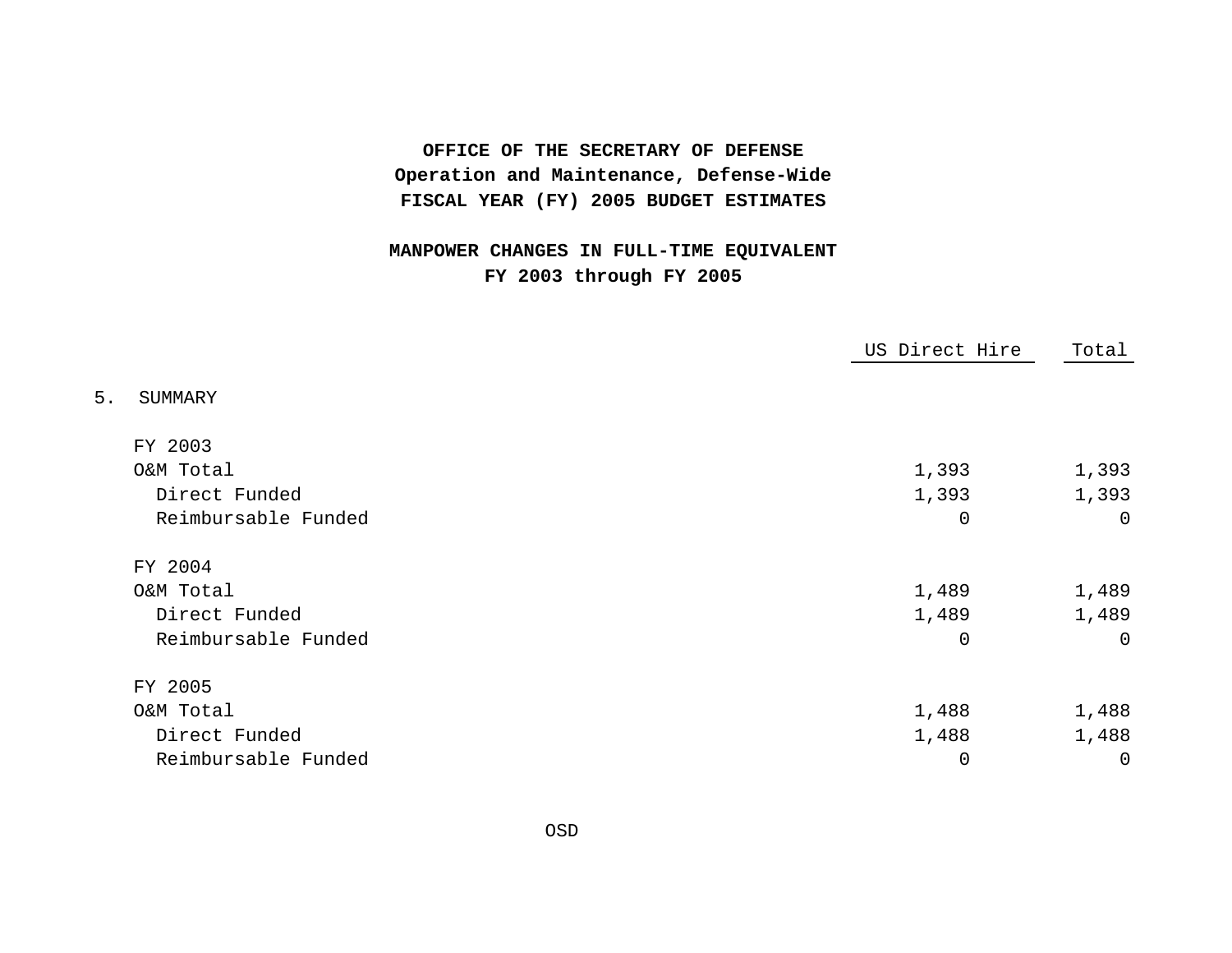**OFFICE OF THE SECRETARY OF DEFENSE**
**Operation and Maintenance, Defense-Wide**
**FISCAL YEAR (FY) 2005 BUDGET ESTIMATES**

**MANPOWER CHANGES IN FULL-TIME EQUIVALENT**
**FY 2003 through FY 2005**

| | US Direct Hire | Total |
|---|---|---|
| 5. SUMMARY | | |
| FY 2003 | | |
| O&M Total | 1,393 | 1,393 |
| Direct Funded | 1,393 | 1,393 |
| Reimbursable Funded | 0 | 0 |
| FY 2004 | | |
| O&M Total | 1,489 | 1,489 |
| Direct Funded | 1,489 | 1,489 |
| Reimbursable Funded | 0 | 0 |
| FY 2005 | | |
| O&M Total | 1,488 | 1,488 |
| Direct Funded | 1,488 | 1,488 |
| Reimbursable Funded | 0 | 0 |

OSD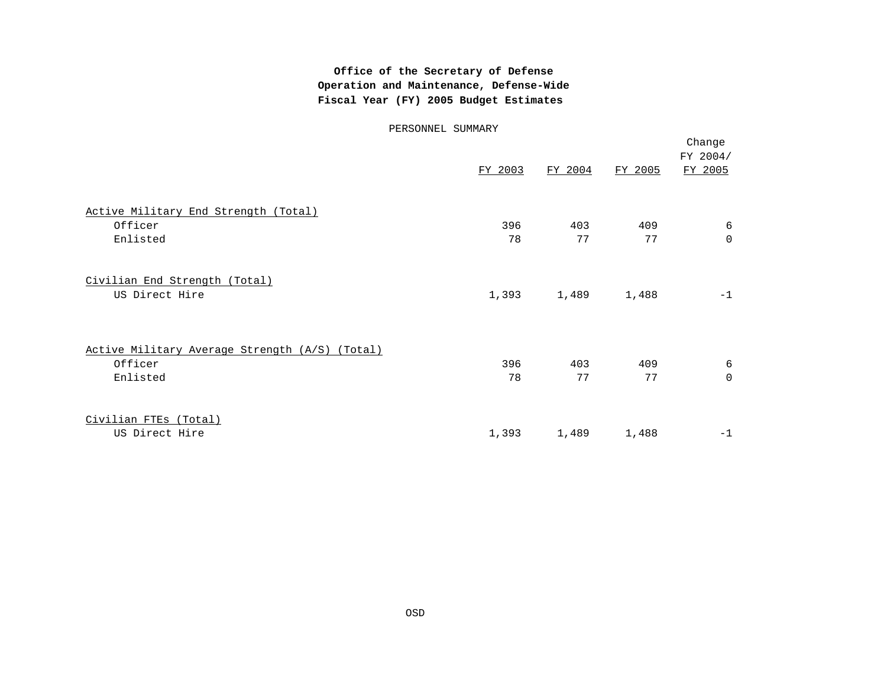**Office of the Secretary of Defense**
**Operation and Maintenance, Defense-Wide**
**Fiscal Year (FY) 2005 Budget Estimates**

PERSONNEL SUMMARY

| | FY 2003 | FY 2004 | FY 2005 | Change FY 2004/ FY 2005 |
|---|---|---|---|---|
| Active Military End Strength (Total) | | | | |
| Officer | 396 | 403 | 409 | 6 |
| Enlisted | 78 | 77 | 77 | 0 |
| Civilian End Strength (Total) | | | | |
| US Direct Hire | 1,393 | 1,489 | 1,488 | -1 |
| Active Military Average Strength (A/S) (Total) | | | | |
| Officer | 396 | 403 | 409 | 6 |
| Enlisted | 78 | 77 | 77 | 0 |
| Civilian FTEs (Total) | | | | |
| US Direct Hire | 1,393 | 1,489 | 1,488 | -1 |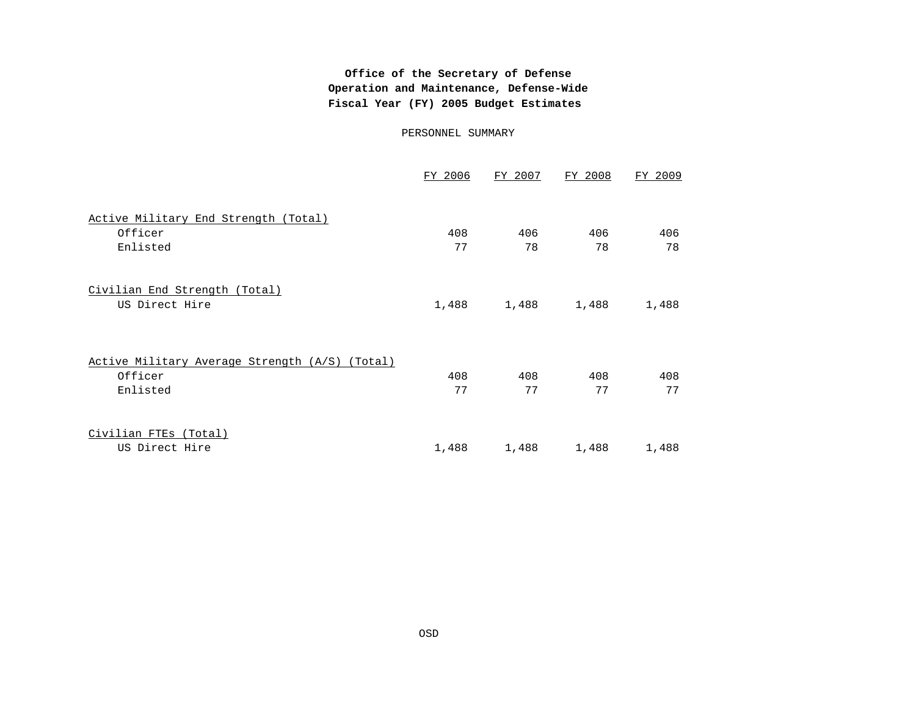**Office of the Secretary of Defense**
**Operation and Maintenance, Defense-Wide**
**Fiscal Year (FY) 2005 Budget Estimates**

PERSONNEL SUMMARY

| | FY 2006 | FY 2007 | FY 2008 | FY 2009 |
|---|---|---|---|---|
| Active Military End Strength (Total) | | | | |
| Officer | 408 | 406 | 406 | 406 |
| Enlisted | 77 | 78 | 78 | 78 |
| Civilian End Strength (Total) | | | | |
| US Direct Hire | 1,488 | 1,488 | 1,488 | 1,488 |
| Active Military Average Strength (A/S) (Total) | | | | |
| Officer | 408 | 408 | 408 | 408 |
| Enlisted | 77 | 77 | 77 | 77 |
| Civilian FTEs (Total) | | | | |
| US Direct Hire | 1,488 | 1,488 | 1,488 | 1,488 |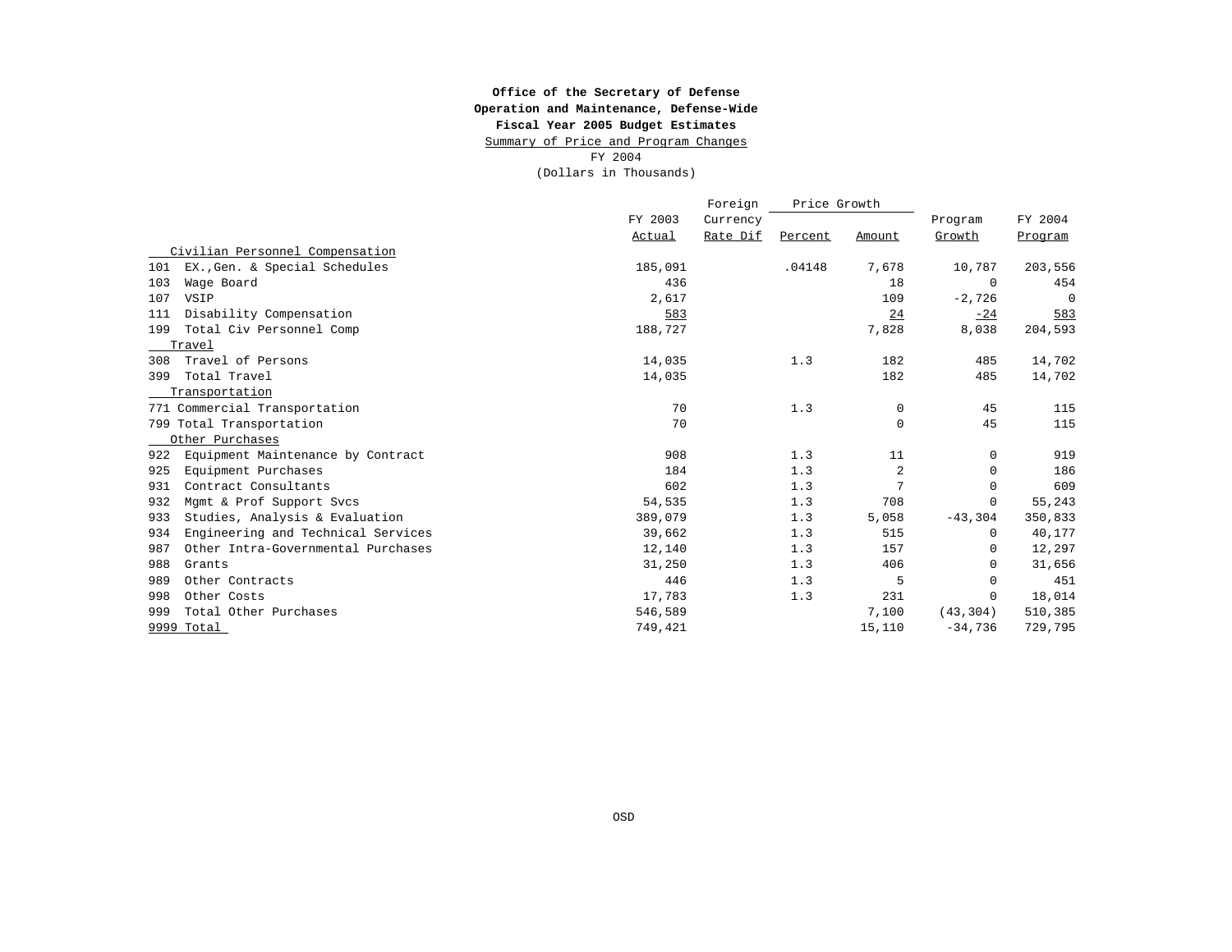**Office of the Secretary of Defense**
**Operation and Maintenance, Defense-Wide**
**Fiscal Year 2005 Budget Estimates**
Summary of Price and Program Changes
FY 2004
(Dollars in Thousands)

| | FY 2003 Actual | Foreign Currency Rate Dif | Price Growth Percent | Price Growth Amount | Program Growth | FY 2004 Program |
|---|---|---|---|---|---|---|
| Civilian Personnel Compensation | | | | | | |
| 101 EX.,Gen. & Special Schedules | 185,091 | | .04148 | 7,678 | 10,787 | 203,556 |
| 103 Wage Board | 436 | | | 18 | 0 | 454 |
| 107 VSIP | 2,617 | | | 109 | -2,726 | 0 |
| 111 Disability Compensation | 583 | | | 24 | -24 | 583 |
| 199 Total Civ Personnel Comp | 188,727 | | | 7,828 | 8,038 | 204,593 |
| Travel | | | | | | |
| 308 Travel of Persons | 14,035 | | 1.3 | 182 | 485 | 14,702 |
| 399 Total Travel | 14,035 | | | 182 | 485 | 14,702 |
| Transportation | | | | | | |
| 771 Commercial Transportation | 70 | | 1.3 | 0 | 45 | 115 |
| 799 Total Transportation | 70 | | | 0 | 45 | 115 |
| Other Purchases | | | | | | |
| 922 Equipment Maintenance by Contract | 908 | | 1.3 | 11 | 0 | 919 |
| 925 Equipment Purchases | 184 | | 1.3 | 2 | 0 | 186 |
| 931 Contract Consultants | 602 | | 1.3 | 7 | 0 | 609 |
| 932 Mgmt & Prof Support Svcs | 54,535 | | 1.3 | 708 | 0 | 55,243 |
| 933 Studies, Analysis & Evaluation | 389,079 | | 1.3 | 5,058 | -43,304 | 350,833 |
| 934 Engineering and Technical Services | 39,662 | | 1.3 | 515 | 0 | 40,177 |
| 987 Other Intra-Governmental Purchases | 12,140 | | 1.3 | 157 | 0 | 12,297 |
| 988 Grants | 31,250 | | 1.3 | 406 | 0 | 31,656 |
| 989 Other Contracts | 446 | | 1.3 | 5 | 0 | 451 |
| 998 Other Costs | 17,783 | | 1.3 | 231 | 0 | 18,014 |
| 999 Total Other Purchases | 546,589 | | | 7,100 | (43,304) | 510,385 |
| 9999 Total | 749,421 | | | 15,110 | -34,736 | 729,795 |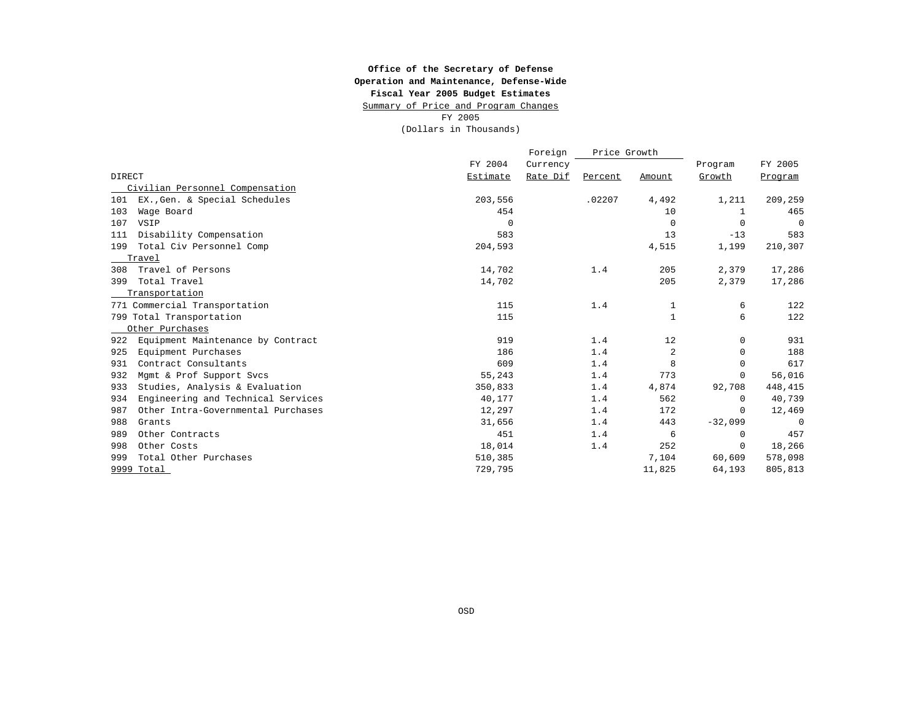**Office of the Secretary of Defense**
**Operation and Maintenance, Defense-Wide**
**Fiscal Year 2005 Budget Estimates**
Summary of Price and Program Changes
FY 2005
(Dollars in Thousands)

| DIRECT | FY 2004 Estimate | Foreign Currency Rate Dif | Price Growth Percent | Price Growth Amount | Program Growth | FY 2005 Program |
|---|---|---|---|---|---|---|
| Civilian Personnel Compensation | | | | | | |
| 101 EX.,Gen. & Special Schedules | 203,556 | | .02207 | 4,492 | 1,211 | 209,259 |
| 103 Wage Board | 454 | | | 10 | 1 | 465 |
| 107 VSIP | 0 | | | 0 | 0 | 0 |
| 111 Disability Compensation | 583 | | | 13 | -13 | 583 |
| 199 Total Civ Personnel Comp | 204,593 | | | 4,515 | 1,199 | 210,307 |
| Travel | | | | | | |
| 308 Travel of Persons | 14,702 | | 1.4 | 205 | 2,379 | 17,286 |
| 399 Total Travel | 14,702 | | | 205 | 2,379 | 17,286 |
| Transportation | | | | | | |
| 771 Commercial Transportation | 115 | | 1.4 | 1 | 6 | 122 |
| 799 Total Transportation | 115 | | | 1 | 6 | 122 |
| Other Purchases | | | | | | |
| 922 Equipment Maintenance by Contract | 919 | | 1.4 | 12 | 0 | 931 |
| 925 Equipment Purchases | 186 | | 1.4 | 2 | 0 | 188 |
| 931 Contract Consultants | 609 | | 1.4 | 8 | 0 | 617 |
| 932 Mgmt & Prof Support Svcs | 55,243 | | 1.4 | 773 | 0 | 56,016 |
| 933 Studies, Analysis & Evaluation | 350,833 | | 1.4 | 4,874 | 92,708 | 448,415 |
| 934 Engineering and Technical Services | 40,177 | | 1.4 | 562 | 0 | 40,739 |
| 987 Other Intra-Governmental Purchases | 12,297 | | 1.4 | 172 | 0 | 12,469 |
| 988 Grants | 31,656 | | 1.4 | 443 | -32,099 | 0 |
| 989 Other Contracts | 451 | | 1.4 | 6 | 0 | 457 |
| 998 Other Costs | 18,014 | | 1.4 | 252 | 0 | 18,266 |
| 999 Total Other Purchases | 510,385 | | | 7,104 | 60,609 | 578,098 |
| 9999 Total | 729,795 | | | 11,825 | 64,193 | 805,813 |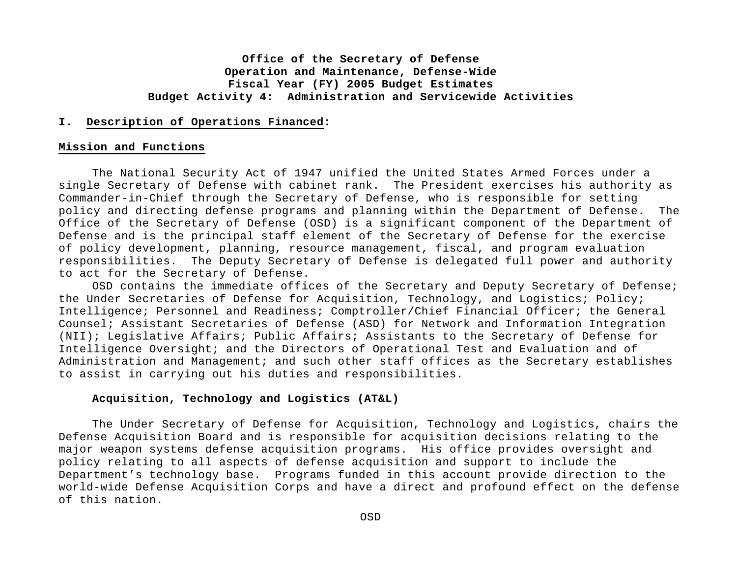**Office of the Secretary of Defense**
**Operation and Maintenance, Defense-Wide**
**Fiscal Year (FY) 2005 Budget Estimates**
**Budget Activity 4: Administration and Servicewide Activities**

## I. Description of Operations Financed:

### Mission and Functions

The National Security Act of 1947 unified the United States Armed Forces under a single Secretary of Defense with cabinet rank. The President exercises his authority as Commander-in-Chief through the Secretary of Defense, who is responsible for setting policy and directing defense programs and planning within the Department of Defense. The Office of the Secretary of Defense (OSD) is a significant component of the Department of Defense and is the principal staff element of the Secretary of Defense for the exercise of policy development, planning, resource management, fiscal, and program evaluation responsibilities. The Deputy Secretary of Defense is delegated full power and authority to act for the Secretary of Defense.

OSD contains the immediate offices of the Secretary and Deputy Secretary of Defense; the Under Secretaries of Defense for Acquisition, Technology, and Logistics; Policy; Intelligence; Personnel and Readiness; Comptroller/Chief Financial Officer; the General Counsel; Assistant Secretaries of Defense (ASD) for Network and Information Integration (NII); Legislative Affairs; Public Affairs; Assistants to the Secretary of Defense for Intelligence Oversight; and the Directors of Operational Test and Evaluation and of Administration and Management; and such other staff offices as the Secretary establishes to assist in carrying out his duties and responsibilities.

#### Acquisition, Technology and Logistics (AT&L)

The Under Secretary of Defense for Acquisition, Technology and Logistics, chairs the Defense Acquisition Board and is responsible for acquisition decisions relating to the major weapon systems defense acquisition programs. His office provides oversight and policy relating to all aspects of defense acquisition and support to include the Department's technology base. Programs funded in this account provide direction to the world-wide Defense Acquisition Corps and have a direct and profound effect on the defense of this nation.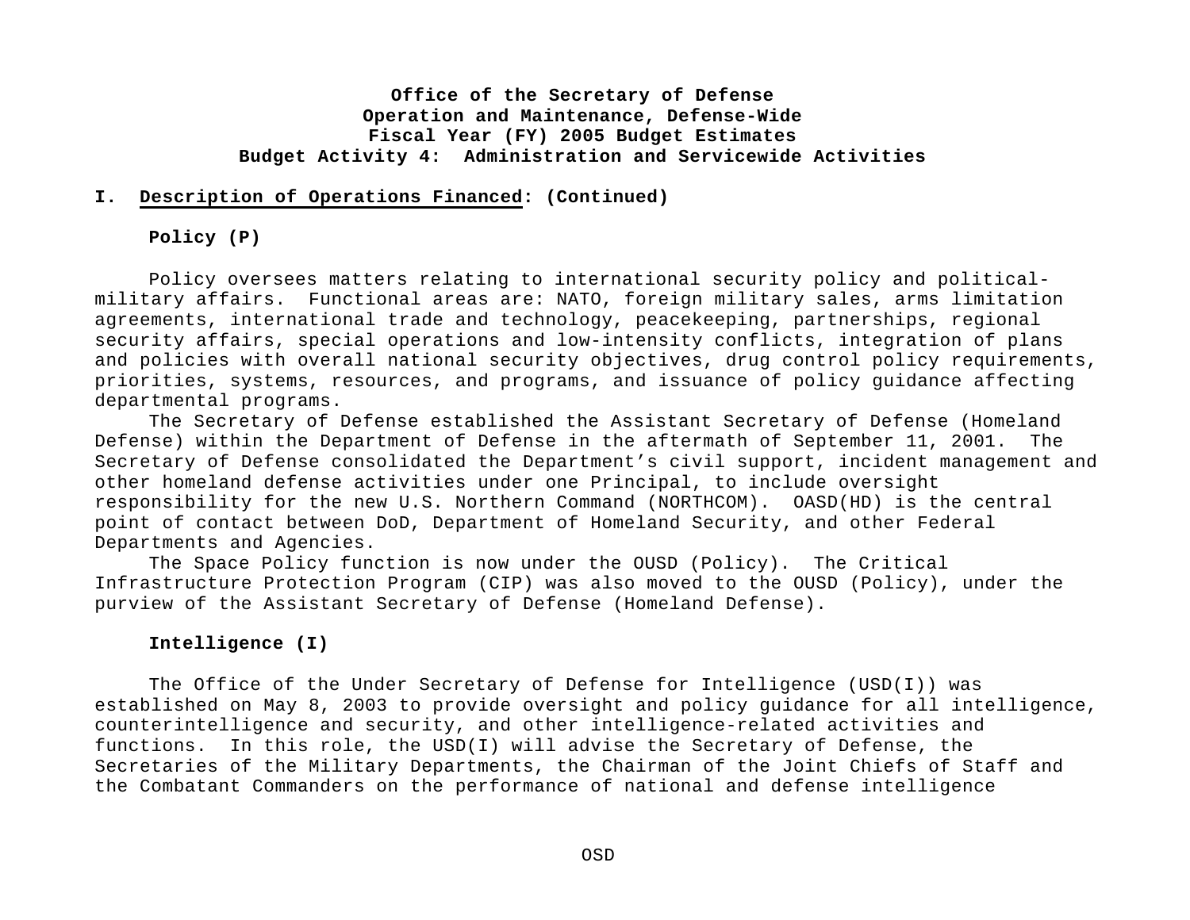**Office of the Secretary of Defense**
**Operation and Maintenance, Defense-Wide**
**Fiscal Year (FY) 2005 Budget Estimates**
**Budget Activity 4: Administration and Servicewide Activities**

## I. Description of Operations Financed: (Continued)

### Policy (P)

Policy oversees matters relating to international security policy and political-military affairs. Functional areas are: NATO, foreign military sales, arms limitation agreements, international trade and technology, peacekeeping, partnerships, regional security affairs, special operations and low-intensity conflicts, integration of plans and policies with overall national security objectives, drug control policy requirements, priorities, systems, resources, and programs, and issuance of policy guidance affecting departmental programs.

The Secretary of Defense established the Assistant Secretary of Defense (Homeland Defense) within the Department of Defense in the aftermath of September 11, 2001. The Secretary of Defense consolidated the Department's civil support, incident management and other homeland defense activities under one Principal, to include oversight responsibility for the new U.S. Northern Command (NORTHCOM). OASD(HD) is the central point of contact between DoD, Department of Homeland Security, and other Federal Departments and Agencies.

The Space Policy function is now under the OUSD (Policy). The Critical Infrastructure Protection Program (CIP) was also moved to the OUSD (Policy), under the purview of the Assistant Secretary of Defense (Homeland Defense).

### Intelligence (I)

The Office of the Under Secretary of Defense for Intelligence (USD(I)) was established on May 8, 2003 to provide oversight and policy guidance for all intelligence, counterintelligence and security, and other intelligence-related activities and functions. In this role, the USD(I) will advise the Secretary of Defense, the Secretaries of the Military Departments, the Chairman of the Joint Chiefs of Staff and the Combatant Commanders on the performance of national and defense intelligence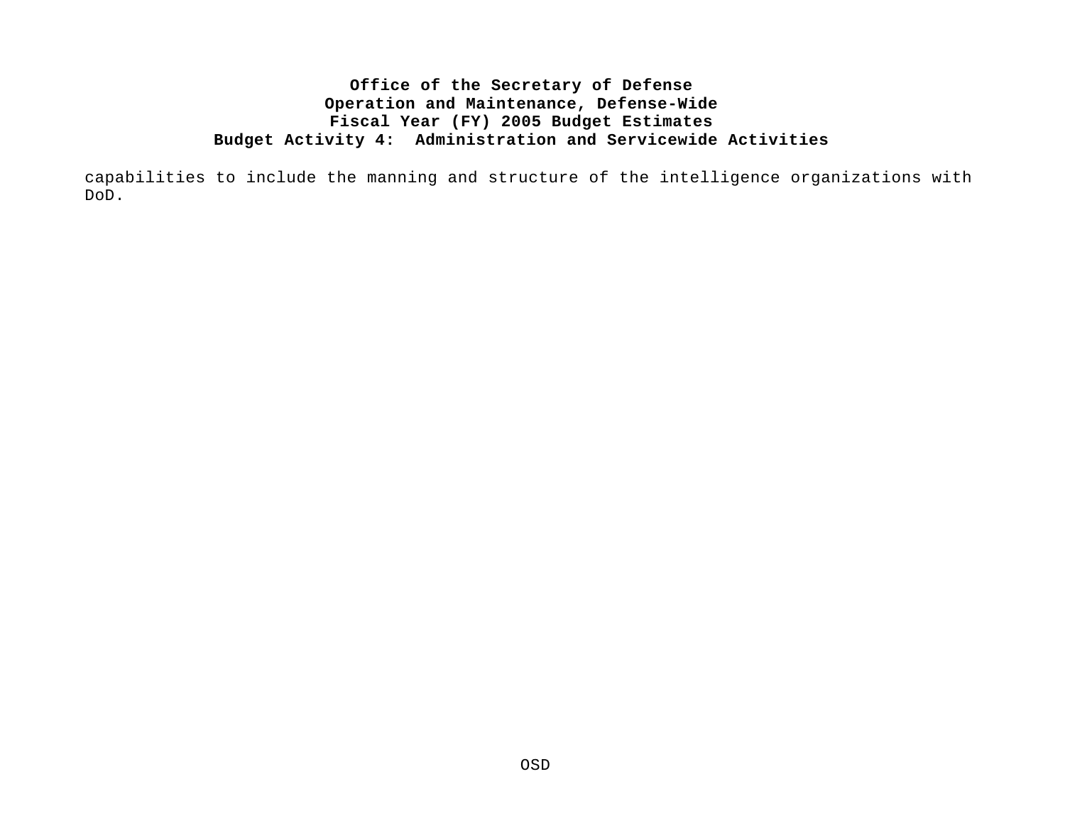capabilities to include the manning and structure of the intelligence organizations with DoD.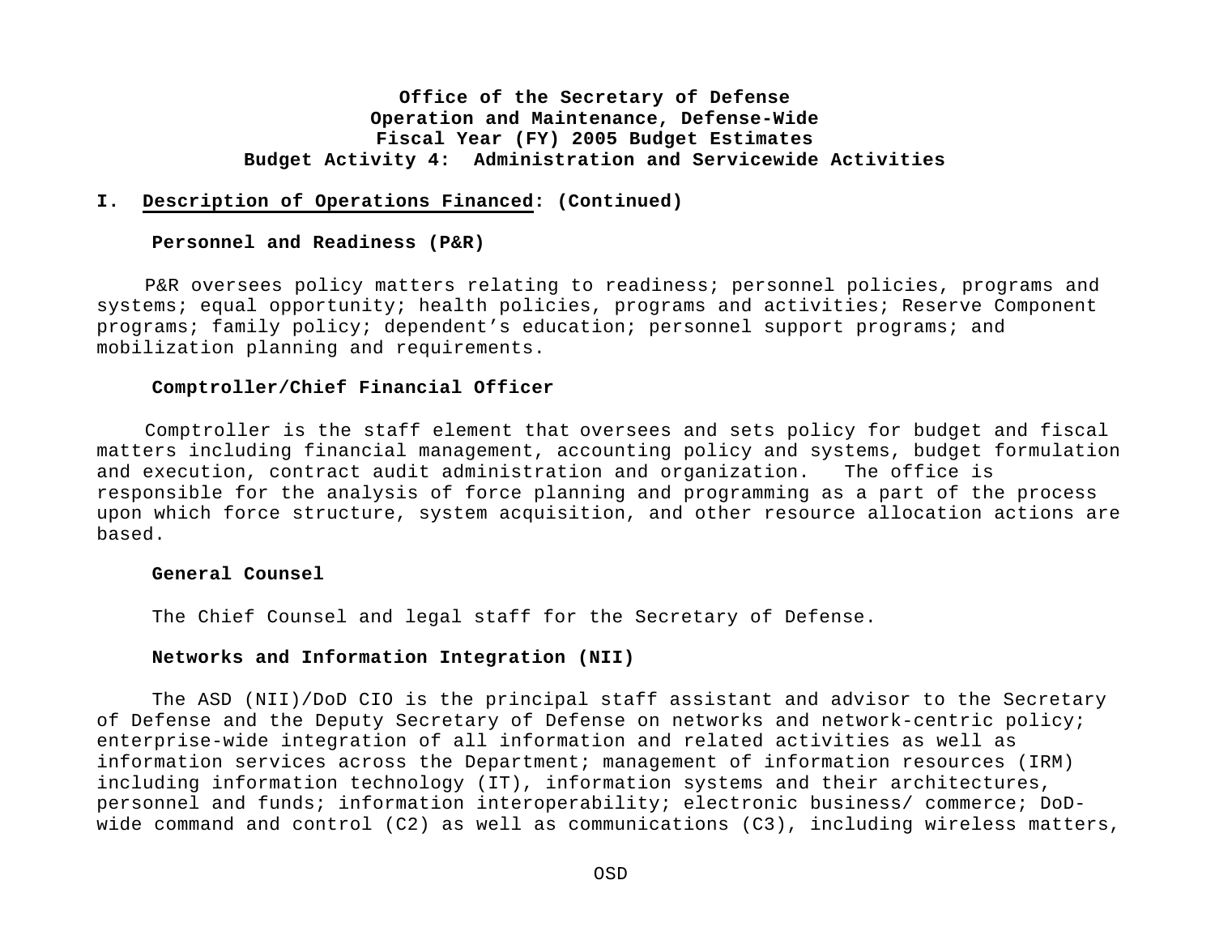**Office of the Secretary of Defense**
**Operation and Maintenance, Defense-Wide**
**Fiscal Year (FY) 2005 Budget Estimates**
**Budget Activity 4: Administration and Servicewide Activities**

## I. Description of Operations Financed: (Continued)

### Personnel and Readiness (P&R)

P&R oversees policy matters relating to readiness; personnel policies, programs and systems; equal opportunity; health policies, programs and activities; Reserve Component programs; family policy; dependent's education; personnel support programs; and mobilization planning and requirements.

### Comptroller/Chief Financial Officer

Comptroller is the staff element that oversees and sets policy for budget and fiscal matters including financial management, accounting policy and systems, budget formulation and execution, contract audit administration and organization. The office is responsible for the analysis of force planning and programming as a part of the process upon which force structure, system acquisition, and other resource allocation actions are based.

### General Counsel

The Chief Counsel and legal staff for the Secretary of Defense.

### Networks and Information Integration (NII)

The ASD (NII)/DoD CIO is the principal staff assistant and advisor to the Secretary of Defense and the Deputy Secretary of Defense on networks and network-centric policy; enterprise-wide integration of all information and related activities as well as information services across the Department; management of information resources (IRM) including information technology (IT), information systems and their architectures, personnel and funds; information interoperability; electronic business/ commerce; DoD-wide command and control (C2) as well as communications (C3), including wireless matters,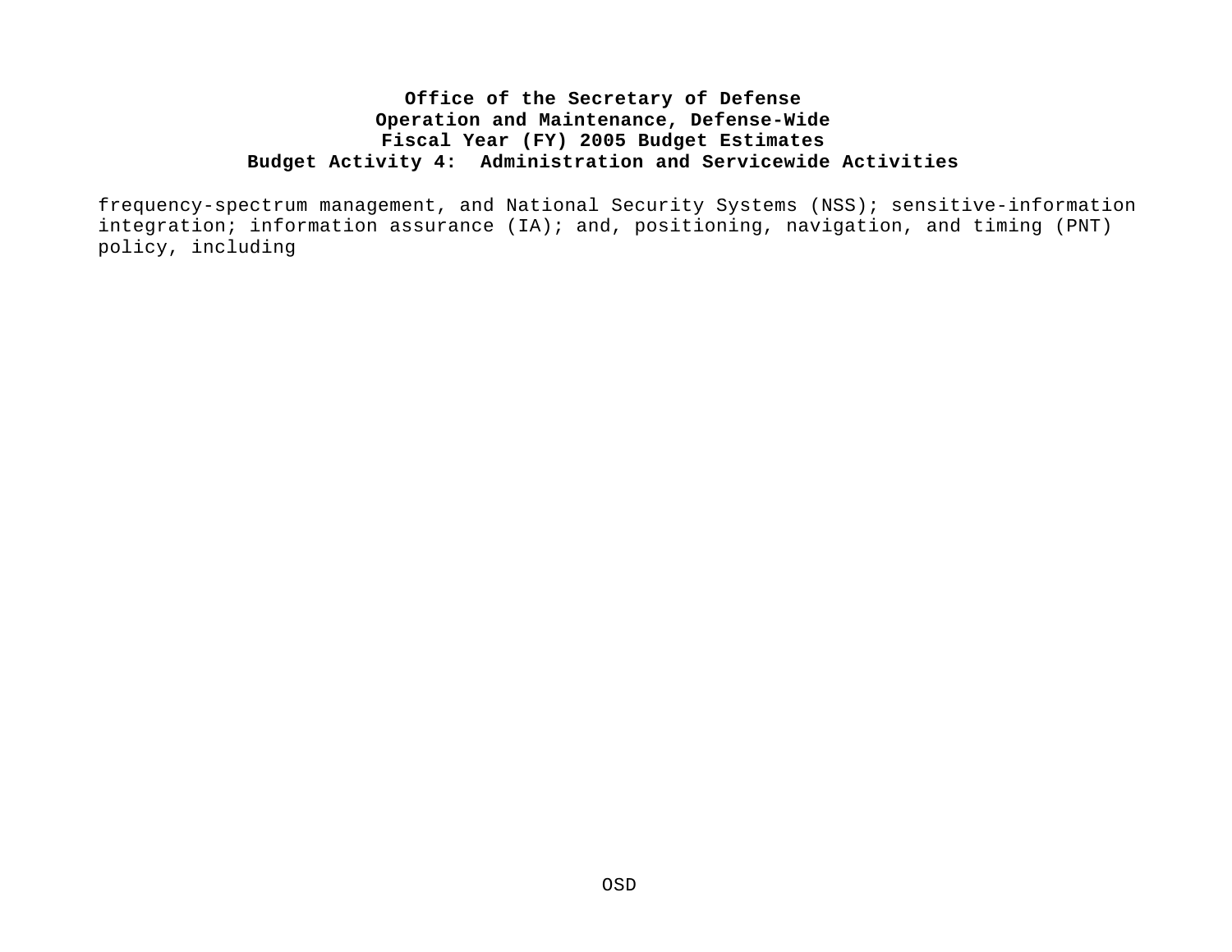frequency-spectrum management, and National Security Systems (NSS); sensitive-information integration; information assurance (IA); and, positioning, navigation, and timing (PNT) policy, including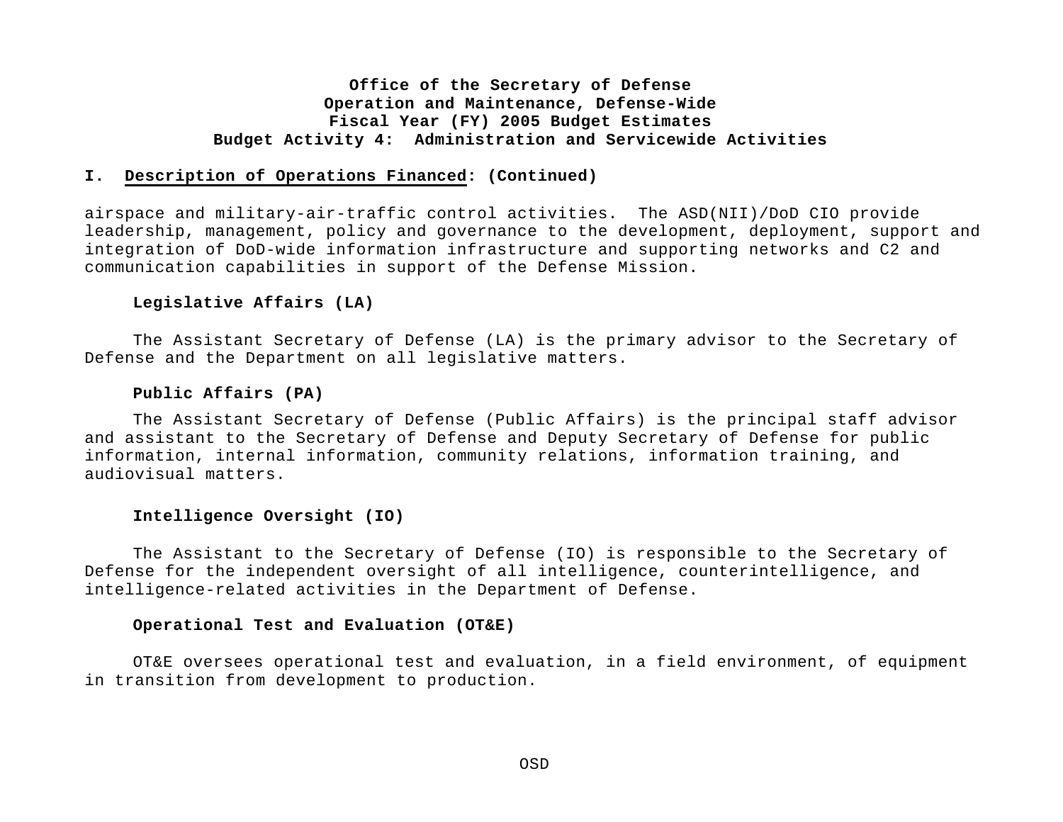**Office of the Secretary of Defense**
**Operation and Maintenance, Defense-Wide**
**Fiscal Year (FY) 2005 Budget Estimates**
**Budget Activity 4: Administration and Servicewide Activities**

**I. Description of Operations Financed: (Continued)**

airspace and military-air-traffic control activities. The ASD(NII)/DoD CIO provide leadership, management, policy and governance to the development, deployment, support and integration of DoD-wide information infrastructure and supporting networks and C2 and communication capabilities in support of the Defense Mission.

**Legislative Affairs (LA)**

The Assistant Secretary of Defense (LA) is the primary advisor to the Secretary of Defense and the Department on all legislative matters.

**Public Affairs (PA)**

The Assistant Secretary of Defense (Public Affairs) is the principal staff advisor and assistant to the Secretary of Defense and Deputy Secretary of Defense for public information, internal information, community relations, information training, and audiovisual matters.

**Intelligence Oversight (IO)**

The Assistant to the Secretary of Defense (IO) is responsible to the Secretary of Defense for the independent oversight of all intelligence, counterintelligence, and intelligence-related activities in the Department of Defense.

**Operational Test and Evaluation (OT&E)**

OT&E oversees operational test and evaluation, in a field environment, of equipment in transition from development to production.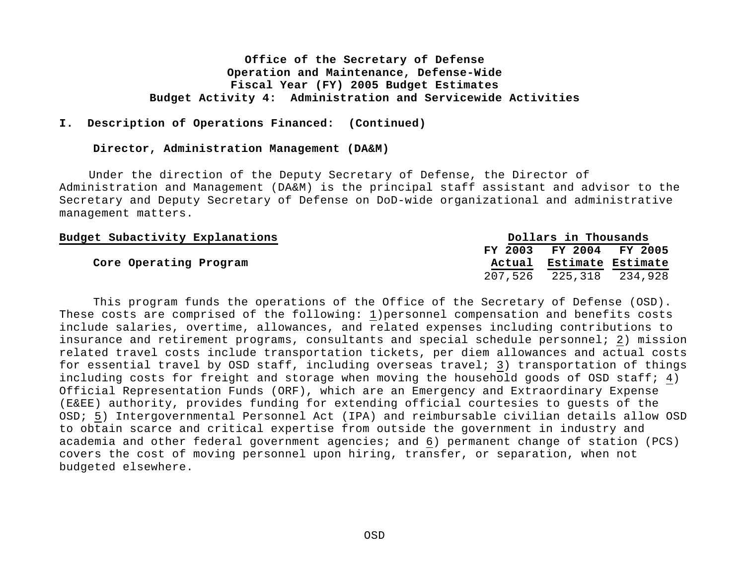**Office of the Secretary of Defense**
**Operation and Maintenance, Defense-Wide**
**Fiscal Year (FY) 2005 Budget Estimates**
**Budget Activity 4: Administration and Servicewide Activities**

## I. Description of Operations Financed: (Continued)

### Director, Administration Management (DA&M)

Under the direction of the Deputy Secretary of Defense, the Director of Administration and Management (DA&M) is the principal staff assistant and advisor to the Secretary and Deputy Secretary of Defense on DoD-wide organizational and administrative management matters.

| Budget Subactivity Explanations | Dollars in Thousands | | |
|---|---|---|---|
| | FY 2003 Actual | FY 2004 Estimate | FY 2005 Estimate |
| **Core Operating Program** | 207,526 | 225,318 | 234,928 |

This program funds the operations of the Office of the Secretary of Defense (OSD). These costs are comprised of the following: 1)personnel compensation and benefits costs include salaries, overtime, allowances, and related expenses including contributions to insurance and retirement programs, consultants and special schedule personnel; 2) mission related travel costs include transportation tickets, per diem allowances and actual costs for essential travel by OSD staff, including overseas travel; 3) transportation of things including costs for freight and storage when moving the household goods of OSD staff; 4) Official Representation Funds (ORF), which are an Emergency and Extraordinary Expense (E&EE) authority, provides funding for extending official courtesies to guests of the OSD; 5) Intergovernmental Personnel Act (IPA) and reimbursable civilian details allow OSD to obtain scarce and critical expertise from outside the government in industry and academia and other federal government agencies; and 6) permanent change of station (PCS) covers the cost of moving personnel upon hiring, transfer, or separation, when not budgeted elsewhere.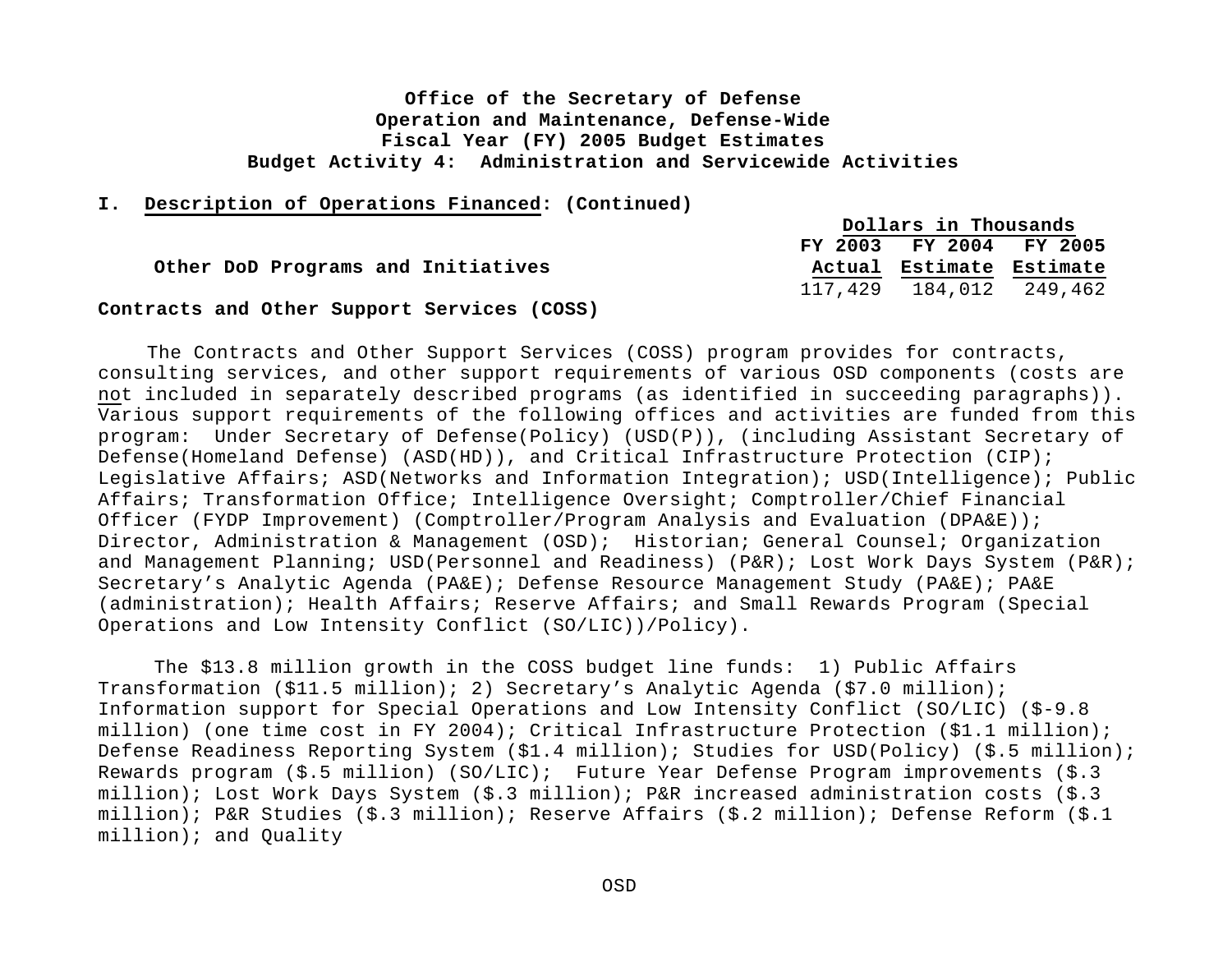**Office of the Secretary of Defense**
**Operation and Maintenance, Defense-Wide**
**Fiscal Year (FY) 2005 Budget Estimates**
**Budget Activity 4: Administration and Servicewide Activities**

**I. Description of Operations Financed: (Continued)**

| | Dollars in Thousands | | |
|---|---|---|---|
| | FY 2003 | FY 2004 | FY 2005 |
| **Other DoD Programs and Initiatives** | Actual | Estimate | Estimate |
| | 117,429 | 184,012 | 249,462 |

**Contracts and Other Support Services (COSS)**

The Contracts and Other Support Services (COSS) program provides for contracts, consulting services, and other support requirements of various OSD components (costs are not included in separately described programs (as identified in succeeding paragraphs)). Various support requirements of the following offices and activities are funded from this program: Under Secretary of Defense(Policy) (USD(P)), (including Assistant Secretary of Defense(Homeland Defense) (ASD(HD)), and Critical Infrastructure Protection (CIP); Legislative Affairs; ASD(Networks and Information Integration); USD(Intelligence); Public Affairs; Transformation Office; Intelligence Oversight; Comptroller/Chief Financial Officer (FYDP Improvement) (Comptroller/Program Analysis and Evaluation (DPA&E)); Director, Administration & Management (OSD); Historian; General Counsel; Organization and Management Planning; USD(Personnel and Readiness) (P&R); Lost Work Days System (P&R); Secretary's Analytic Agenda (PA&E); Defense Resource Management Study (PA&E); PA&E (administration); Health Affairs; Reserve Affairs; and Small Rewards Program (Special Operations and Low Intensity Conflict (SO/LIC))/Policy).

The $13.8 million growth in the COSS budget line funds: 1) Public Affairs Transformation ($11.5 million); 2) Secretary's Analytic Agenda ($7.0 million); Information support for Special Operations and Low Intensity Conflict (SO/LIC) ($-9.8 million) (one time cost in FY 2004); Critical Infrastructure Protection ($1.1 million); Defense Readiness Reporting System ($1.4 million); Studies for USD(Policy) ($.5 million); Rewards program ($.5 million) (SO/LIC); Future Year Defense Program improvements ($.3 million); Lost Work Days System ($.3 million); P&R increased administration costs ($.3 million); P&R Studies ($.3 million); Reserve Affairs ($.2 million); Defense Reform ($.1 million); and Quality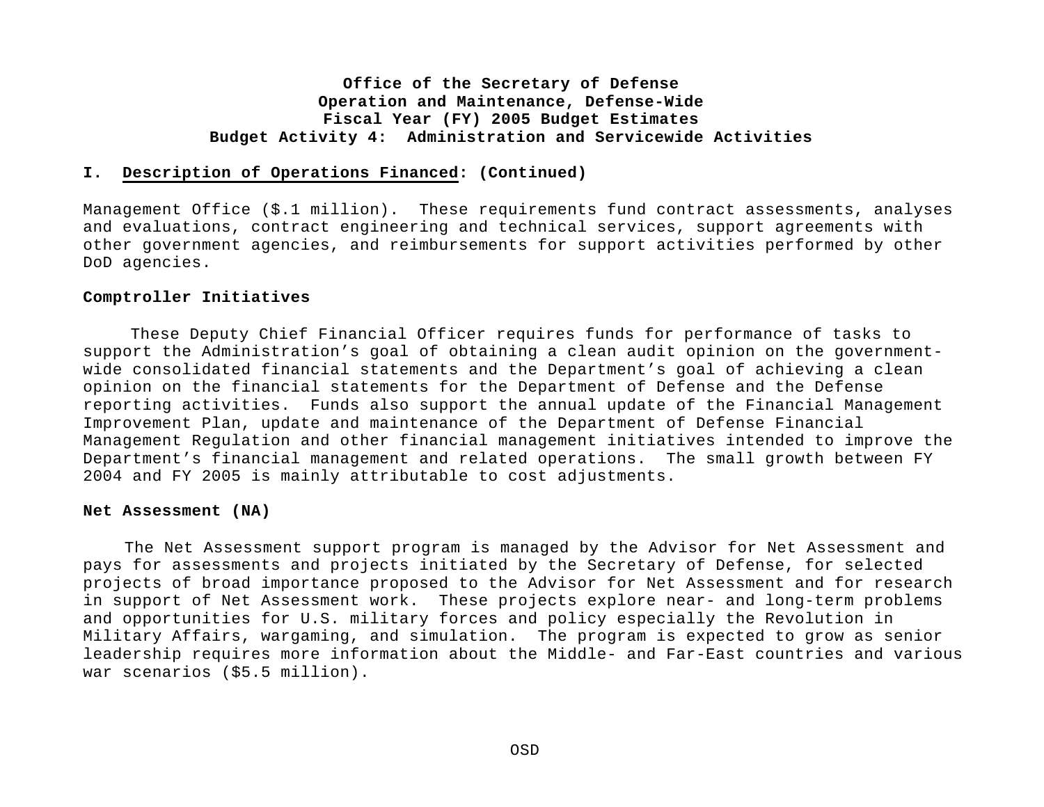**Office of the Secretary of Defense**
**Operation and Maintenance, Defense-Wide**
**Fiscal Year (FY) 2005 Budget Estimates**
**Budget Activity 4: Administration and Servicewide Activities**

**I. Description of Operations Financed: (Continued)**

Management Office ($.1 million). These requirements fund contract assessments, analyses and evaluations, contract engineering and technical services, support agreements with other government agencies, and reimbursements for support activities performed by other DoD agencies.

**Comptroller Initiatives**

These Deputy Chief Financial Officer requires funds for performance of tasks to support the Administration's goal of obtaining a clean audit opinion on the government-wide consolidated financial statements and the Department's goal of achieving a clean opinion on the financial statements for the Department of Defense and the Defense reporting activities. Funds also support the annual update of the Financial Management Improvement Plan, update and maintenance of the Department of Defense Financial Management Regulation and other financial management initiatives intended to improve the Department's financial management and related operations. The small growth between FY 2004 and FY 2005 is mainly attributable to cost adjustments.

**Net Assessment (NA)**

The Net Assessment support program is managed by the Advisor for Net Assessment and pays for assessments and projects initiated by the Secretary of Defense, for selected projects of broad importance proposed to the Advisor for Net Assessment and for research in support of Net Assessment work. These projects explore near- and long-term problems and opportunities for U.S. military forces and policy especially the Revolution in Military Affairs, wargaming, and simulation. The program is expected to grow as senior leadership requires more information about the Middle- and Far-East countries and various war scenarios ($5.5 million).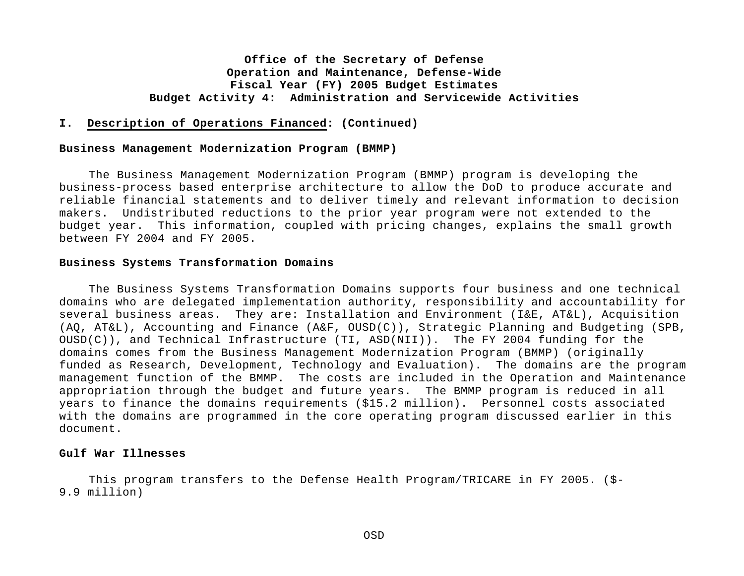**Office of the Secretary of Defense**
**Operation and Maintenance, Defense-Wide**
**Fiscal Year (FY) 2005 Budget Estimates**
**Budget Activity 4: Administration and Servicewide Activities**

**I. Description of Operations Financed: (Continued)**

**Business Management Modernization Program (BMMP)**

The Business Management Modernization Program (BMMP) program is developing the business-process based enterprise architecture to allow the DoD to produce accurate and reliable financial statements and to deliver timely and relevant information to decision makers. Undistributed reductions to the prior year program were not extended to the budget year. This information, coupled with pricing changes, explains the small growth between FY 2004 and FY 2005.

**Business Systems Transformation Domains**

The Business Systems Transformation Domains supports four business and one technical domains who are delegated implementation authority, responsibility and accountability for several business areas. They are: Installation and Environment (I&E, AT&L), Acquisition (AQ, AT&L), Accounting and Finance (A&F, OUSD(C)), Strategic Planning and Budgeting (SPB, OUSD(C)), and Technical Infrastructure (TI, ASD(NII)). The FY 2004 funding for the domains comes from the Business Management Modernization Program (BMMP) (originally funded as Research, Development, Technology and Evaluation). The domains are the program management function of the BMMP. The costs are included in the Operation and Maintenance appropriation through the budget and future years. The BMMP program is reduced in all years to finance the domains requirements ($15.2 million). Personnel costs associated with the domains are programmed in the core operating program discussed earlier in this document.

**Gulf War Illnesses**

This program transfers to the Defense Health Program/TRICARE in FY 2005. ($-9.9 million)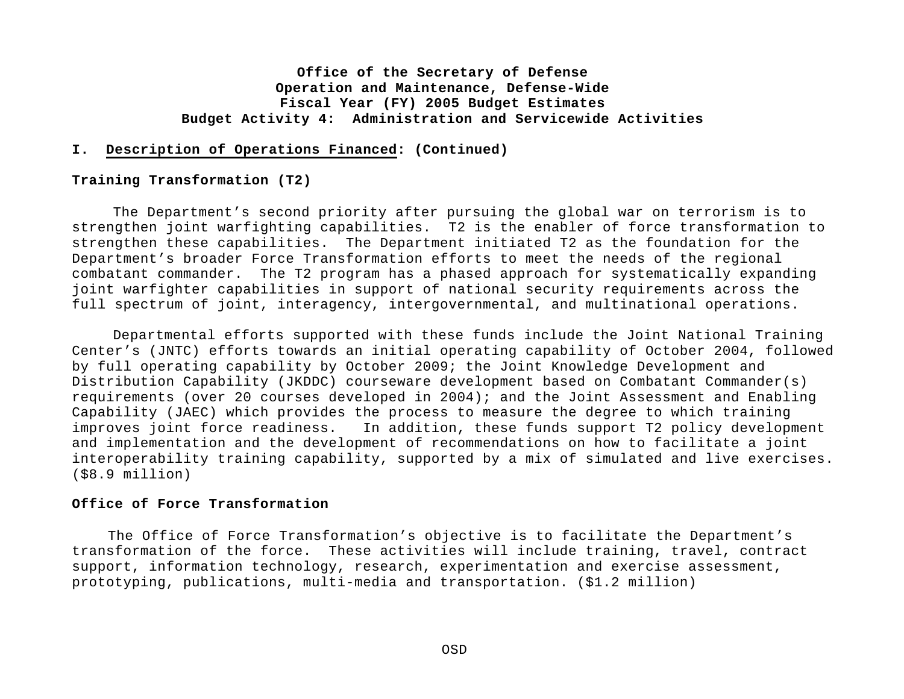**Office of the Secretary of Defense**
**Operation and Maintenance, Defense-Wide**
**Fiscal Year (FY) 2005 Budget Estimates**
**Budget Activity 4: Administration and Servicewide Activities**

## I. Description of Operations Financed: (Continued)

### Training Transformation (T2)

The Department's second priority after pursuing the global war on terrorism is to strengthen joint warfighting capabilities. T2 is the enabler of force transformation to strengthen these capabilities. The Department initiated T2 as the foundation for the Department's broader Force Transformation efforts to meet the needs of the regional combatant commander. The T2 program has a phased approach for systematically expanding joint warfighter capabilities in support of national security requirements across the full spectrum of joint, interagency, intergovernmental, and multinational operations.

Departmental efforts supported with these funds include the Joint National Training Center's (JNTC) efforts towards an initial operating capability of October 2004, followed by full operating capability by October 2009; the Joint Knowledge Development and Distribution Capability (JKDDC) courseware development based on Combatant Commander(s) requirements (over 20 courses developed in 2004); and the Joint Assessment and Enabling Capability (JAEC) which provides the process to measure the degree to which training improves joint force readiness. In addition, these funds support T2 policy development and implementation and the development of recommendations on how to facilitate a joint interoperability training capability, supported by a mix of simulated and live exercises. ($8.9 million)

### Office of Force Transformation

The Office of Force Transformation's objective is to facilitate the Department's transformation of the force. These activities will include training, travel, contract support, information technology, research, experimentation and exercise assessment, prototyping, publications, multi-media and transportation. ($1.2 million)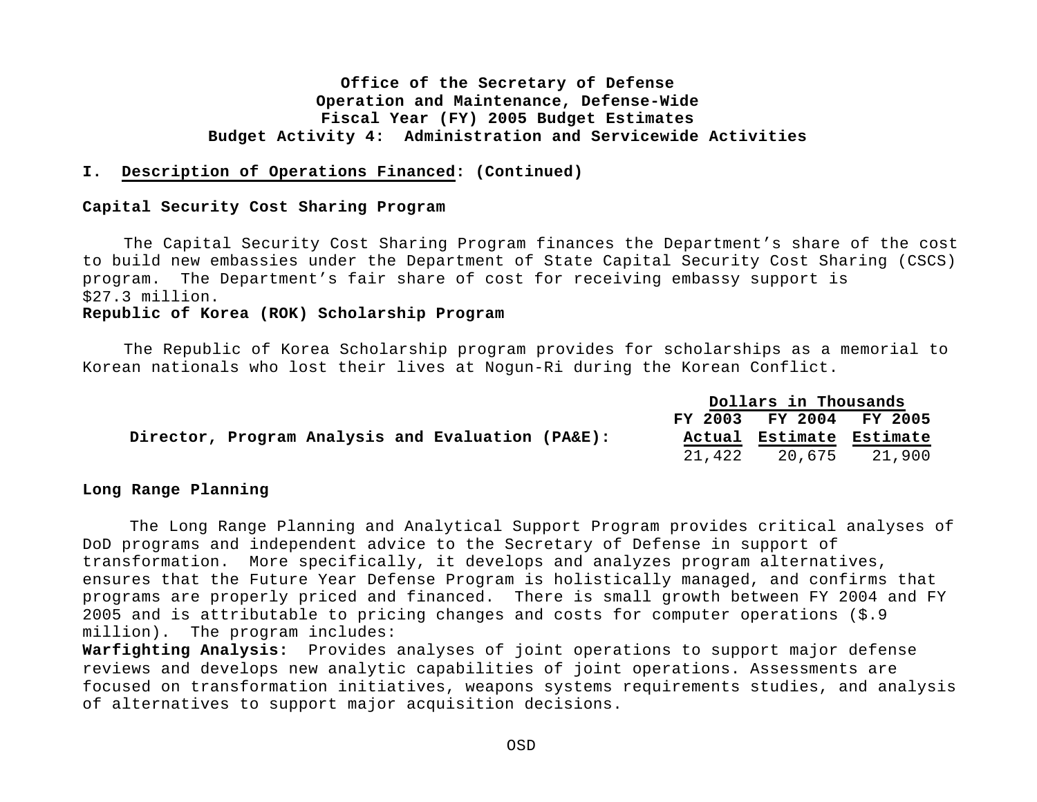**Office of the Secretary of Defense**
**Operation and Maintenance, Defense-Wide**
**Fiscal Year (FY) 2005 Budget Estimates**
**Budget Activity 4: Administration and Servicewide Activities**

**I. Description of Operations Financed: (Continued)**

**Capital Security Cost Sharing Program**

The Capital Security Cost Sharing Program finances the Department's share of the cost to build new embassies under the Department of State Capital Security Cost Sharing (CSCS) program. The Department's fair share of cost for receiving embassy support is $27.3 million.

**Republic of Korea (ROK) Scholarship Program**

The Republic of Korea Scholarship program provides for scholarships as a memorial to Korean nationals who lost their lives at Nogun-Ri during the Korean Conflict.

| | Dollars in Thousands | | |
|---|---|---|---|
| | FY 2003 | FY 2004 | FY 2005 |
| **Director, Program Analysis and Evaluation (PA&E):** | Actual | Estimate | Estimate |
| | 21,422 | 20,675 | 21,900 |

**Long Range Planning**

The Long Range Planning and Analytical Support Program provides critical analyses of DoD programs and independent advice to the Secretary of Defense in support of transformation. More specifically, it develops and analyzes program alternatives, ensures that the Future Year Defense Program is holistically managed, and confirms that programs are properly priced and financed. There is small growth between FY 2004 and FY 2005 and is attributable to pricing changes and costs for computer operations ($.9 million). The program includes:

**Warfighting Analysis:** Provides analyses of joint operations to support major defense reviews and develops new analytic capabilities of joint operations. Assessments are focused on transformation initiatives, weapons systems requirements studies, and analysis of alternatives to support major acquisition decisions.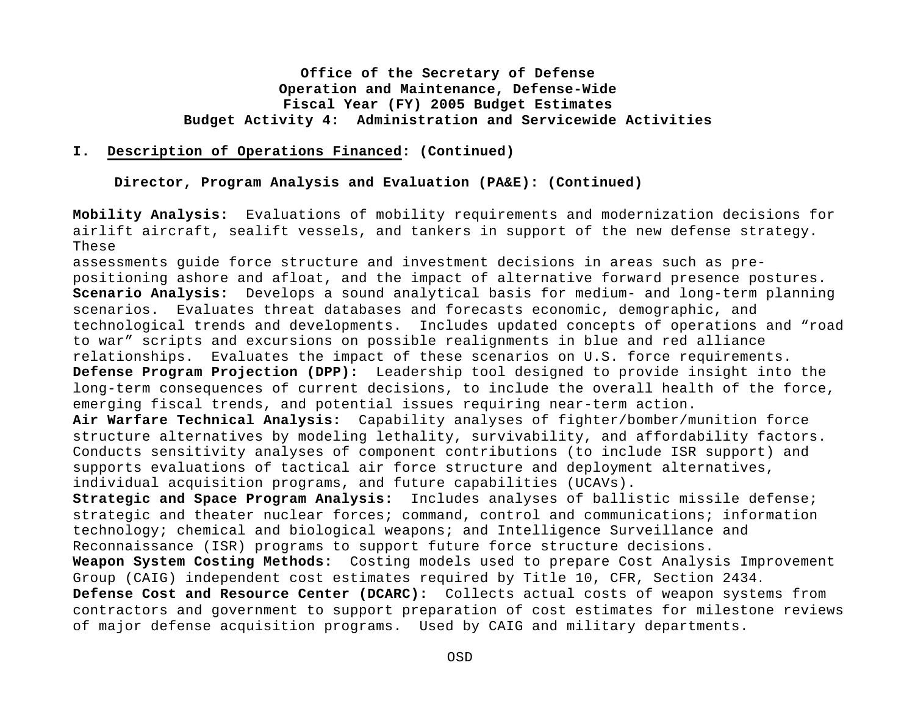**Office of the Secretary of Defense**
**Operation and Maintenance, Defense-Wide**
**Fiscal Year (FY) 2005 Budget Estimates**
**Budget Activity 4: Administration and Servicewide Activities**

**I. Description of Operations Financed: (Continued)**

**Director, Program Analysis and Evaluation (PA&E): (Continued)**

**Mobility Analysis:** Evaluations of mobility requirements and modernization decisions for airlift aircraft, sealift vessels, and tankers in support of the new defense strategy. These assessments guide force structure and investment decisions in areas such as pre-positioning ashore and afloat, and the impact of alternative forward presence postures.

**Scenario Analysis:** Develops a sound analytical basis for medium- and long-term planning scenarios. Evaluates threat databases and forecasts economic, demographic, and technological trends and developments. Includes updated concepts of operations and "road to war" scripts and excursions on possible realignments in blue and red alliance relationships. Evaluates the impact of these scenarios on U.S. force requirements.

**Defense Program Projection (DPP):** Leadership tool designed to provide insight into the long-term consequences of current decisions, to include the overall health of the force, emerging fiscal trends, and potential issues requiring near-term action.

**Air Warfare Technical Analysis:** Capability analyses of fighter/bomber/munition force structure alternatives by modeling lethality, survivability, and affordability factors. Conducts sensitivity analyses of component contributions (to include ISR support) and supports evaluations of tactical air force structure and deployment alternatives, individual acquisition programs, and future capabilities (UCAVs).

**Strategic and Space Program Analysis:** Includes analyses of ballistic missile defense; strategic and theater nuclear forces; command, control and communications; information technology; chemical and biological weapons; and Intelligence Surveillance and Reconnaissance (ISR) programs to support future force structure decisions.

**Weapon System Costing Methods:** Costing models used to prepare Cost Analysis Improvement Group (CAIG) independent cost estimates required by Title 10, CFR, Section 2434.

**Defense Cost and Resource Center (DCARC):** Collects actual costs of weapon systems from contractors and government to support preparation of cost estimates for milestone reviews of major defense acquisition programs. Used by CAIG and military departments.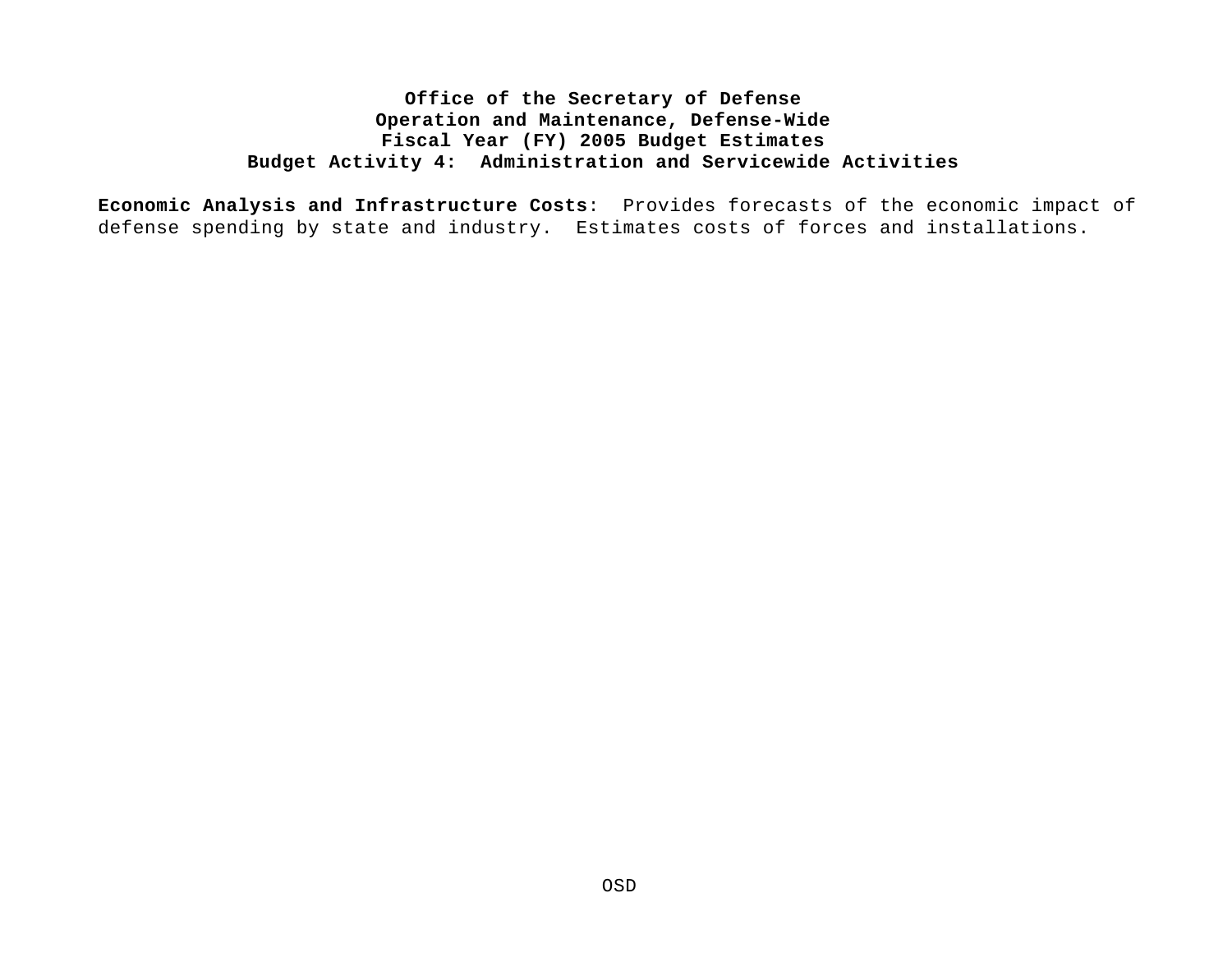**Office of the Secretary of Defense**
**Operation and Maintenance, Defense-Wide**
**Fiscal Year (FY) 2005 Budget Estimates**
**Budget Activity 4: Administration and Servicewide Activities**

**Economic Analysis and Infrastructure Costs**: Provides forecasts of the economic impact of defense spending by state and industry. Estimates costs of forces and installations.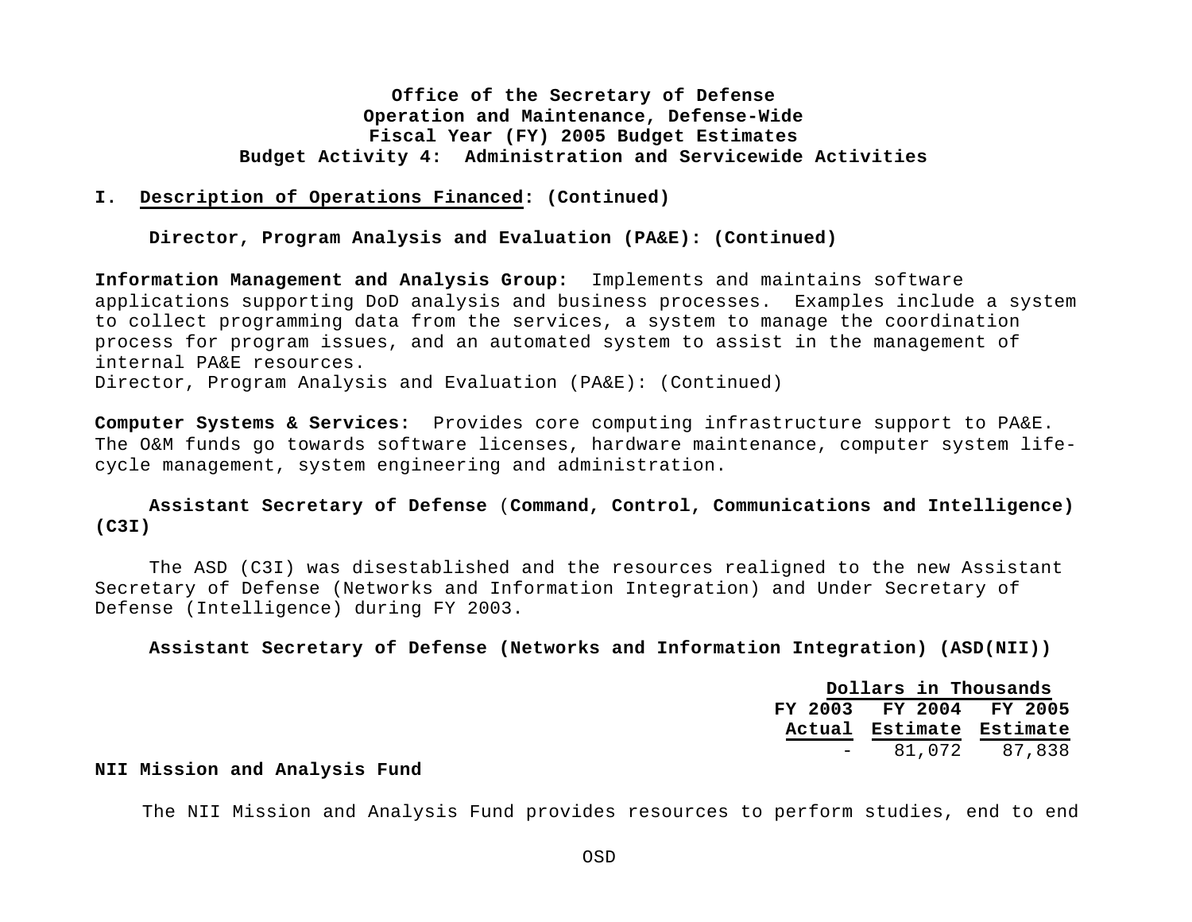**Office of the Secretary of Defense**
**Operation and Maintenance, Defense-Wide**
**Fiscal Year (FY) 2005 Budget Estimates**
**Budget Activity 4: Administration and Servicewide Activities**

## I. Description of Operations Financed: (Continued)

**Director, Program Analysis and Evaluation (PA&E): (Continued)**

**Information Management and Analysis Group:** Implements and maintains software applications supporting DoD analysis and business processes. Examples include a system to collect programming data from the services, a system to manage the coordination process for program issues, and an automated system to assist in the management of internal PA&E resources.
Director, Program Analysis and Evaluation (PA&E): (Continued)

**Computer Systems & Services:** Provides core computing infrastructure support to PA&E. The O&M funds go towards software licenses, hardware maintenance, computer system life-cycle management, system engineering and administration.

**Assistant Secretary of Defense (Command, Control, Communications and Intelligence) (C3I)**

The ASD (C3I) was disestablished and the resources realigned to the new Assistant Secretary of Defense (Networks and Information Integration) and Under Secretary of Defense (Intelligence) during FY 2003.

**Assistant Secretary of Defense (Networks and Information Integration) (ASD(NII))**

| | Dollars in Thousands | | |
|---|---|---|---|
| | FY 2003 Actual | FY 2004 Estimate | FY 2005 Estimate |
| **NII Mission and Analysis Fund** | - | 81,072 | 87,838 |

The NII Mission and Analysis Fund provides resources to perform studies, end to end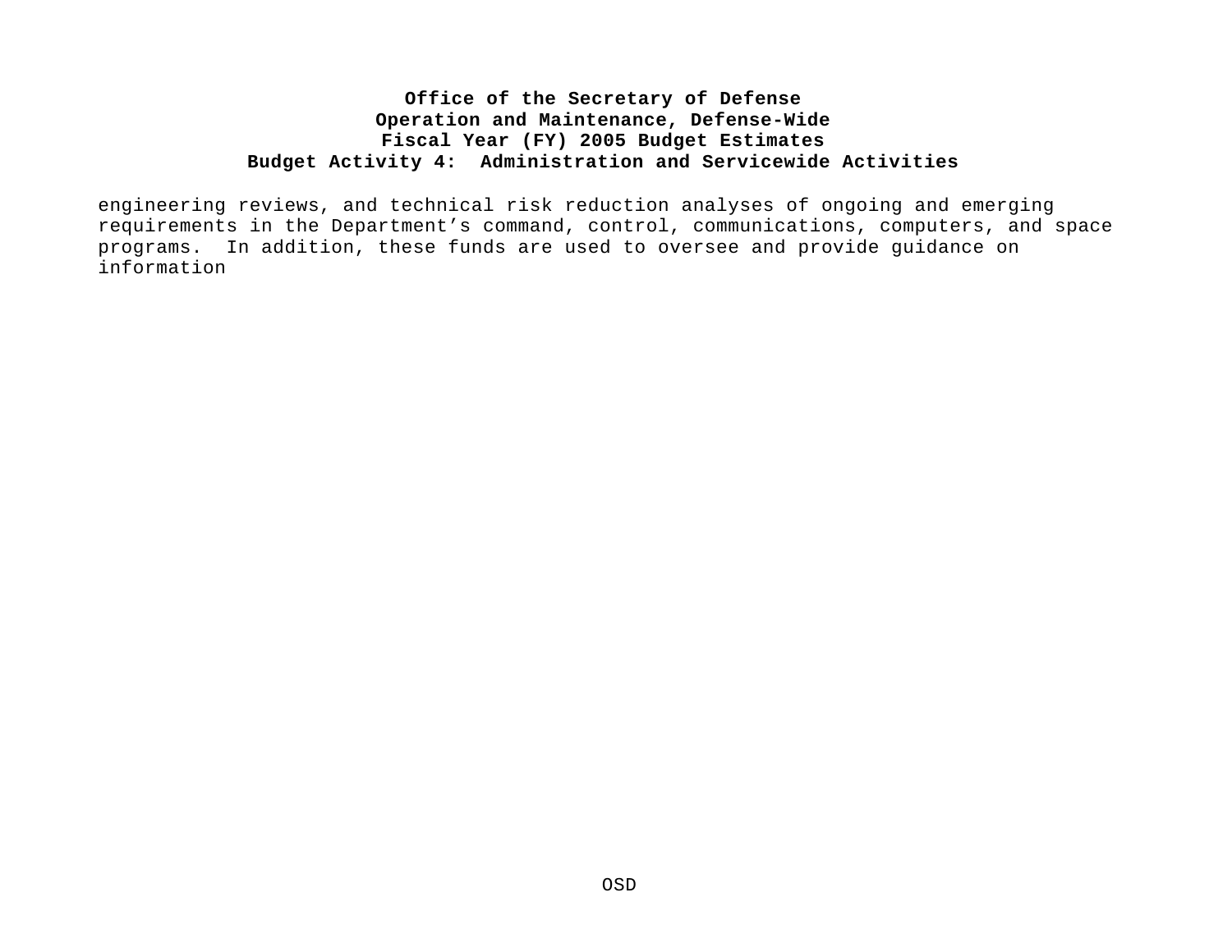engineering reviews, and technical risk reduction analyses of ongoing and emerging requirements in the Department's command, control, communications, computers, and space programs. In addition, these funds are used to oversee and provide guidance on information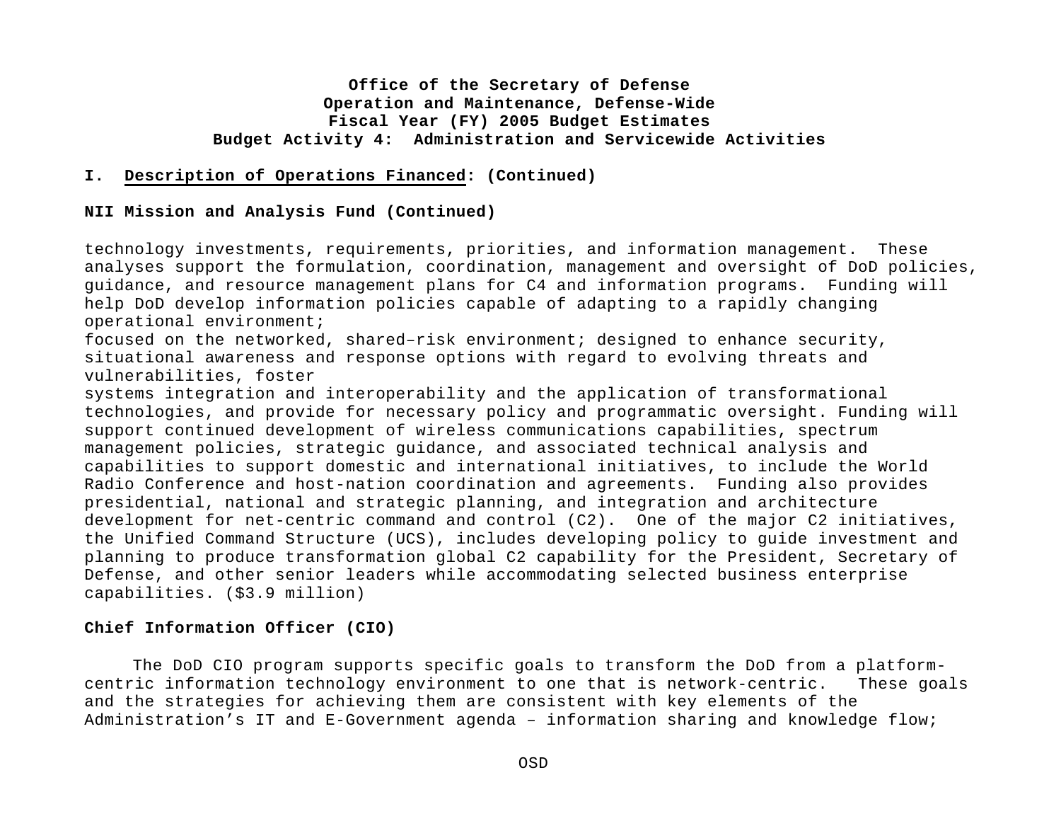**I. Description of Operations Financed: (Continued)**

**NII Mission and Analysis Fund (Continued)**

technology investments, requirements, priorities, and information management. These analyses support the formulation, coordination, management and oversight of DoD policies, guidance, and resource management plans for C4 and information programs. Funding will help DoD develop information policies capable of adapting to a rapidly changing operational environment; focused on the networked, shared–risk environment; designed to enhance security, situational awareness and response options with regard to evolving threats and vulnerabilities, foster systems integration and interoperability and the application of transformational technologies, and provide for necessary policy and programmatic oversight. Funding will support continued development of wireless communications capabilities, spectrum management policies, strategic guidance, and associated technical analysis and capabilities to support domestic and international initiatives, to include the World Radio Conference and host-nation coordination and agreements. Funding also provides presidential, national and strategic planning, and integration and architecture development for net-centric command and control (C2). One of the major C2 initiatives, the Unified Command Structure (UCS), includes developing policy to guide investment and planning to produce transformation global C2 capability for the President, Secretary of Defense, and other senior leaders while accommodating selected business enterprise capabilities. ($3.9 million)

**Chief Information Officer (CIO)**

The DoD CIO program supports specific goals to transform the DoD from a platform-centric information technology environment to one that is network-centric. These goals and the strategies for achieving them are consistent with key elements of the Administration's IT and E-Government agenda – information sharing and knowledge flow;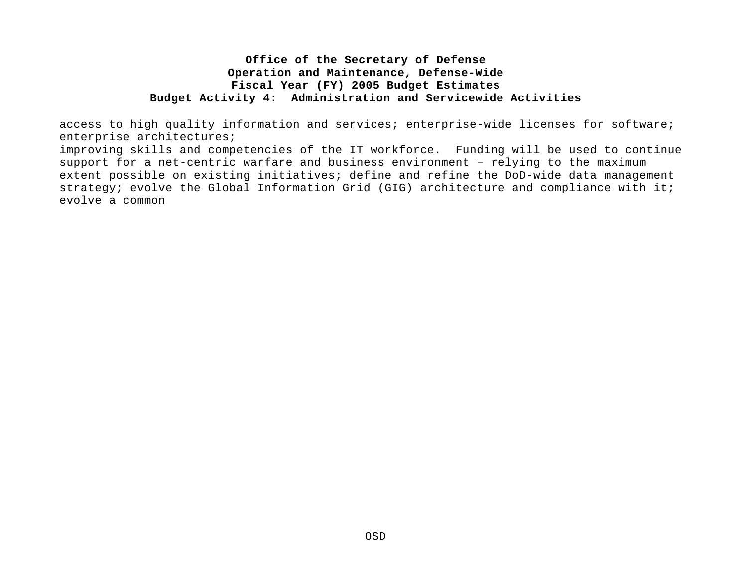**Office of the Secretary of Defense**
**Operation and Maintenance, Defense-Wide**
**Fiscal Year (FY) 2005 Budget Estimates**
**Budget Activity 4: Administration and Servicewide Activities**

access to high quality information and services; enterprise-wide licenses for software; enterprise architectures;
improving skills and competencies of the IT workforce. Funding will be used to continue support for a net-centric warfare and business environment – relying to the maximum extent possible on existing initiatives; define and refine the DoD-wide data management strategy; evolve the Global Information Grid (GIG) architecture and compliance with it; evolve a common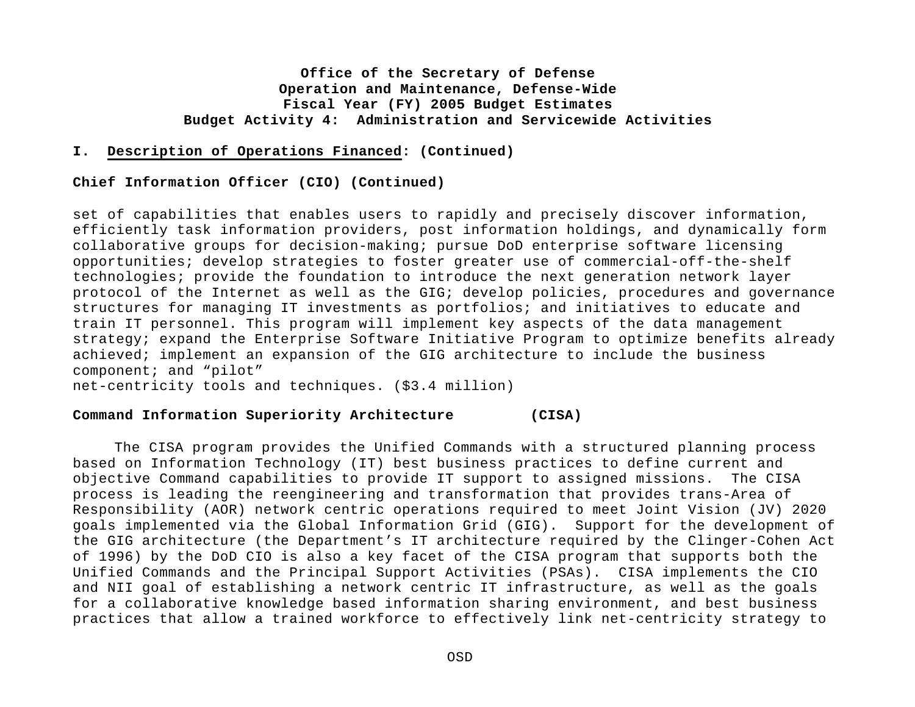**Office of the Secretary of Defense**
**Operation and Maintenance, Defense-Wide**
**Fiscal Year (FY) 2005 Budget Estimates**
**Budget Activity 4: Administration and Servicewide Activities**

## I. Description of Operations Financed: (Continued)

### Chief Information Officer (CIO) (Continued)

set of capabilities that enables users to rapidly and precisely discover information, efficiently task information providers, post information holdings, and dynamically form collaborative groups for decision-making; pursue DoD enterprise software licensing opportunities; develop strategies to foster greater use of commercial-off-the-shelf technologies; provide the foundation to introduce the next generation network layer protocol of the Internet as well as the GIG; develop policies, procedures and governance structures for managing IT investments as portfolios; and initiatives to educate and train IT personnel. This program will implement key aspects of the data management strategy; expand the Enterprise Software Initiative Program to optimize benefits already achieved; implement an expansion of the GIG architecture to include the business component; and "pilot" net-centricity tools and techniques. ($3.4 million)

### Command Information Superiority Architecture (CISA)

The CISA program provides the Unified Commands with a structured planning process based on Information Technology (IT) best business practices to define current and objective Command capabilities to provide IT support to assigned missions. The CISA process is leading the reengineering and transformation that provides trans-Area of Responsibility (AOR) network centric operations required to meet Joint Vision (JV) 2020 goals implemented via the Global Information Grid (GIG). Support for the development of the GIG architecture (the Department's IT architecture required by the Clinger-Cohen Act of 1996) by the DoD CIO is also a key facet of the CISA program that supports both the Unified Commands and the Principal Support Activities (PSAs). CISA implements the CIO and NII goal of establishing a network centric IT infrastructure, as well as the goals for a collaborative knowledge based information sharing environment, and best business practices that allow a trained workforce to effectively link net-centricity strategy to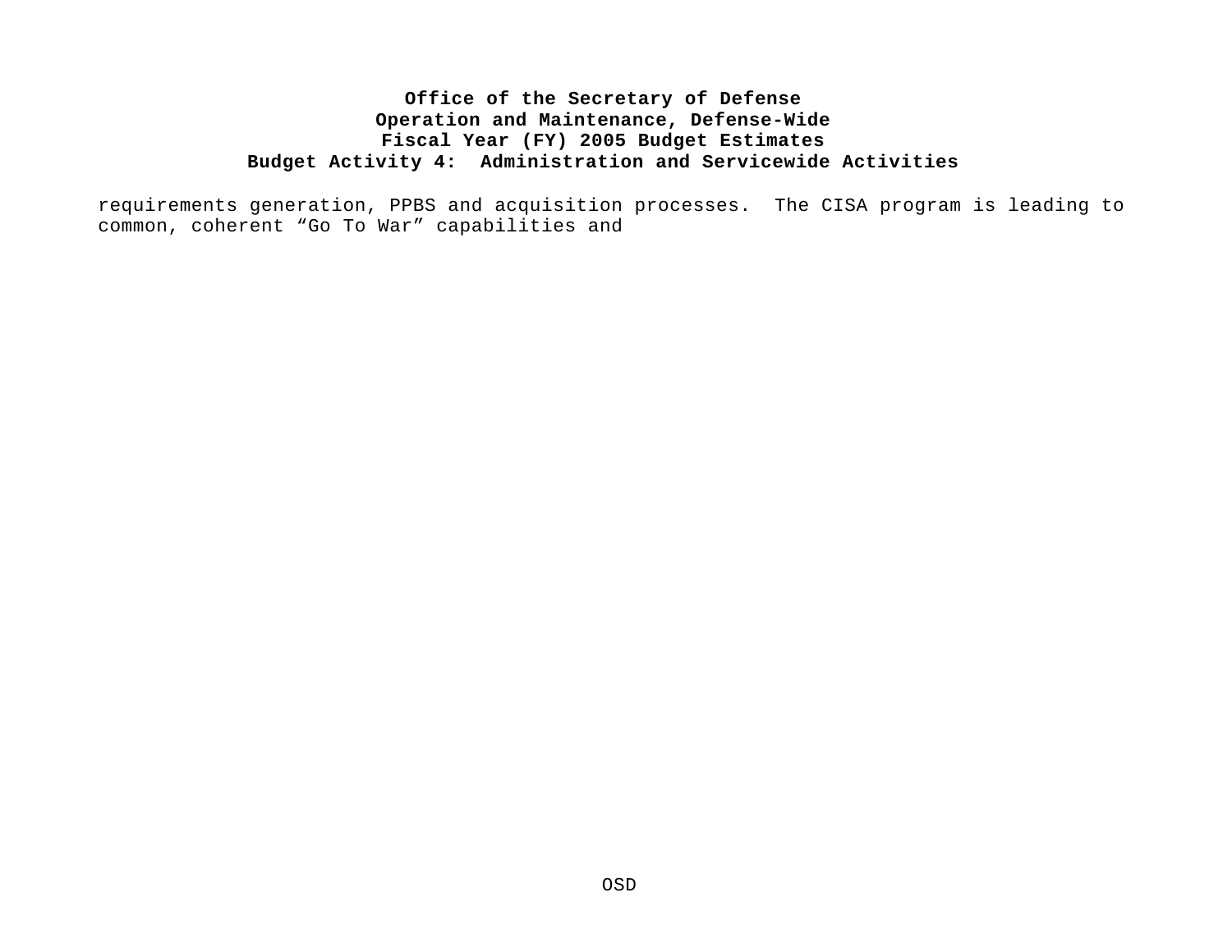requirements generation, PPBS and acquisition processes. The CISA program is leading to common, coherent “Go To War” capabilities and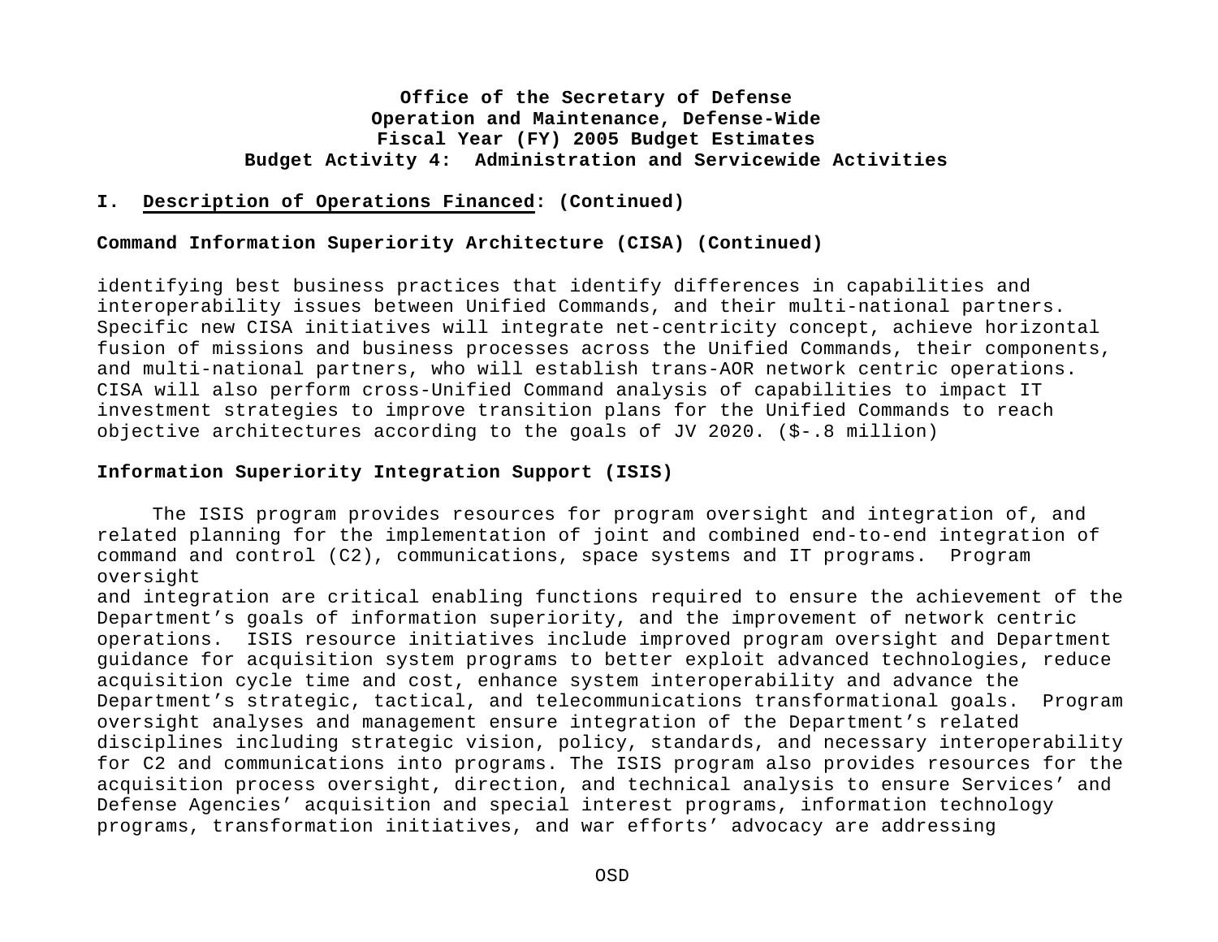**Office of the Secretary of Defense**
**Operation and Maintenance, Defense-Wide**
**Fiscal Year (FY) 2005 Budget Estimates**
**Budget Activity 4: Administration and Servicewide Activities**

**I. <u>Description of Operations Financed</u>: (Continued)**

**Command Information Superiority Architecture (CISA) (Continued)**

identifying best business practices that identify differences in capabilities and interoperability issues between Unified Commands, and their multi-national partners. Specific new CISA initiatives will integrate net-centricity concept, achieve horizontal fusion of missions and business processes across the Unified Commands, their components, and multi-national partners, who will establish trans-AOR network centric operations. CISA will also perform cross-Unified Command analysis of capabilities to impact IT investment strategies to improve transition plans for the Unified Commands to reach objective architectures according to the goals of JV 2020. ($-.8 million)

**Information Superiority Integration Support (ISIS)**

The ISIS program provides resources for program oversight and integration of, and related planning for the implementation of joint and combined end-to-end integration of command and control (C2), communications, space systems and IT programs. Program oversight and integration are critical enabling functions required to ensure the achievement of the Department's goals of information superiority, and the improvement of network centric operations. ISIS resource initiatives include improved program oversight and Department guidance for acquisition system programs to better exploit advanced technologies, reduce acquisition cycle time and cost, enhance system interoperability and advance the Department's strategic, tactical, and telecommunications transformational goals. Program oversight analyses and management ensure integration of the Department's related disciplines including strategic vision, policy, standards, and necessary interoperability for C2 and communications into programs. The ISIS program also provides resources for the acquisition process oversight, direction, and technical analysis to ensure Services' and Defense Agencies' acquisition and special interest programs, information technology programs, transformation initiatives, and war efforts' advocacy are addressing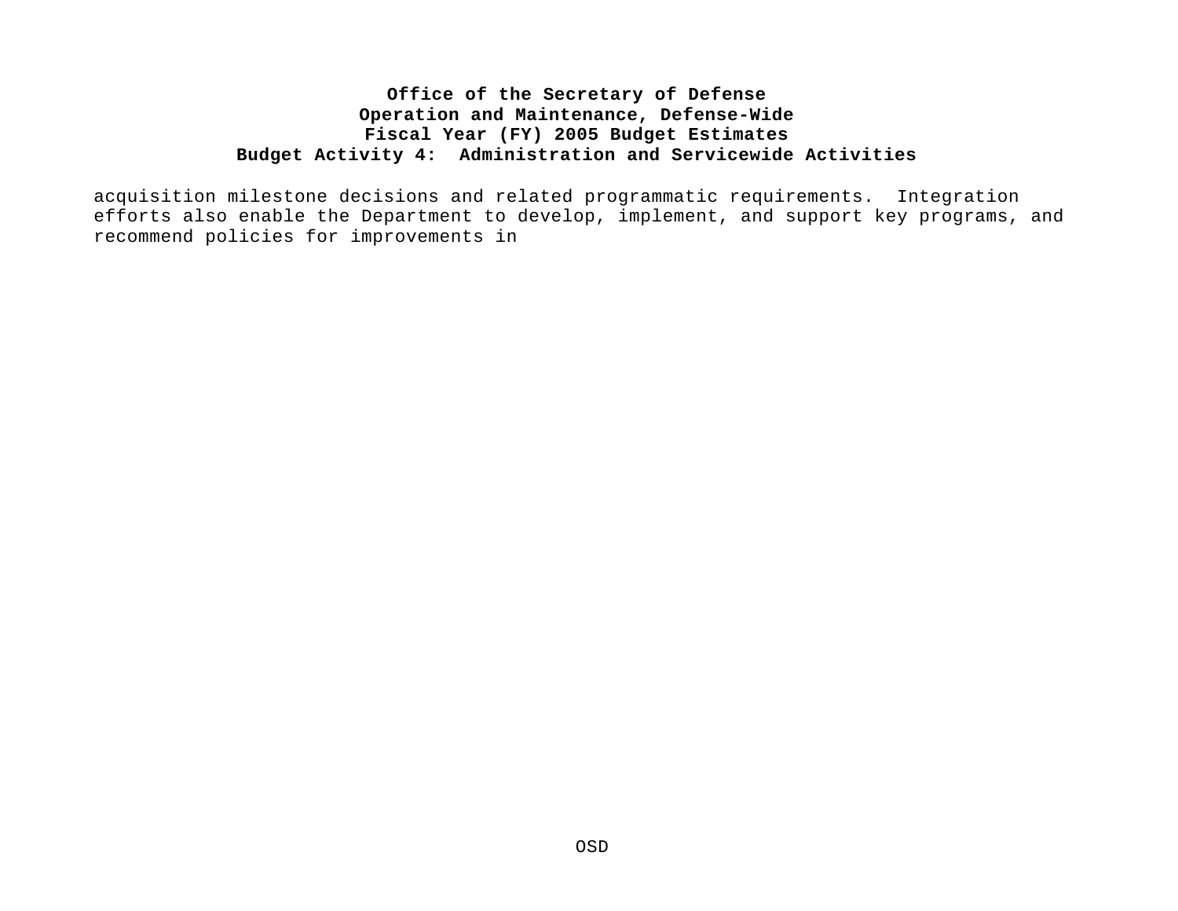acquisition milestone decisions and related programmatic requirements. Integration efforts also enable the Department to develop, implement, and support key programs, and recommend policies for improvements in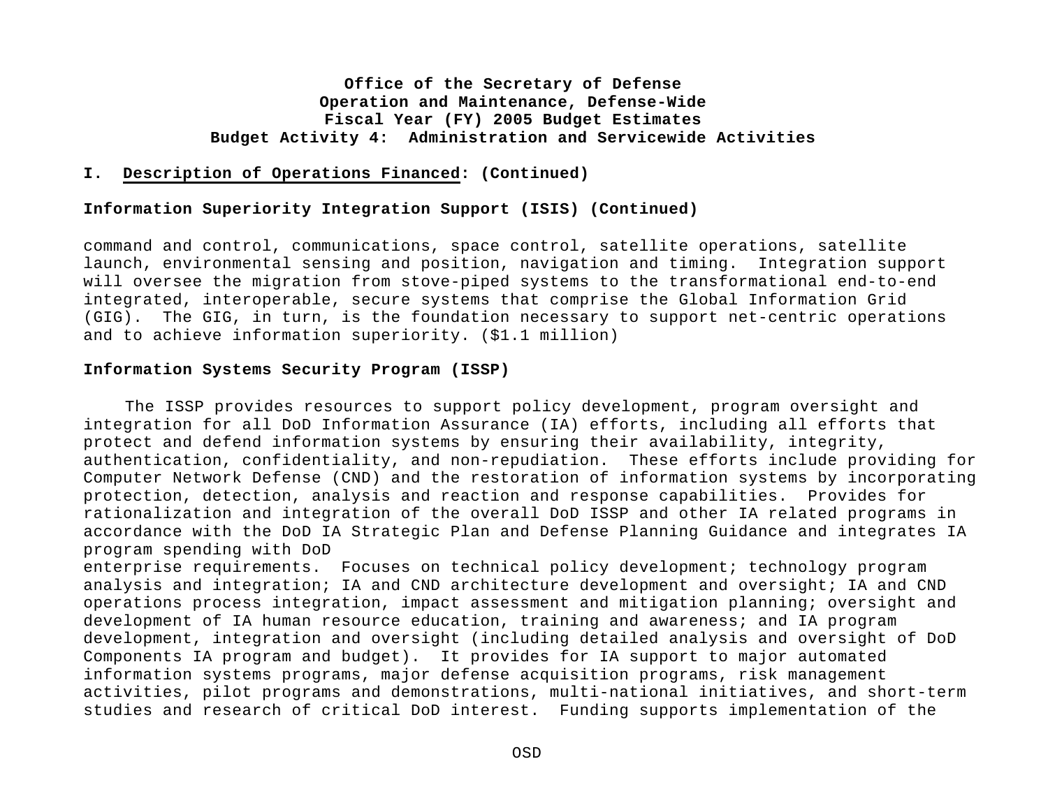**I. Description of Operations Financed: (Continued)**

**Information Superiority Integration Support (ISIS) (Continued)**

command and control, communications, space control, satellite operations, satellite launch, environmental sensing and position, navigation and timing. Integration support will oversee the migration from stove-piped systems to the transformational end-to-end integrated, interoperable, secure systems that comprise the Global Information Grid (GIG). The GIG, in turn, is the foundation necessary to support net-centric operations and to achieve information superiority. ($1.1 million)

**Information Systems Security Program (ISSP)**

The ISSP provides resources to support policy development, program oversight and integration for all DoD Information Assurance (IA) efforts, including all efforts that protect and defend information systems by ensuring their availability, integrity, authentication, confidentiality, and non-repudiation. These efforts include providing for Computer Network Defense (CND) and the restoration of information systems by incorporating protection, detection, analysis and reaction and response capabilities. Provides for rationalization and integration of the overall DoD ISSP and other IA related programs in accordance with the DoD IA Strategic Plan and Defense Planning Guidance and integrates IA program spending with DoD enterprise requirements. Focuses on technical policy development; technology program analysis and integration; IA and CND architecture development and oversight; IA and CND operations process integration, impact assessment and mitigation planning; oversight and development of IA human resource education, training and awareness; and IA program development, integration and oversight (including detailed analysis and oversight of DoD Components IA program and budget). It provides for IA support to major automated information systems programs, major defense acquisition programs, risk management activities, pilot programs and demonstrations, multi-national initiatives, and short-term studies and research of critical DoD interest. Funding supports implementation of the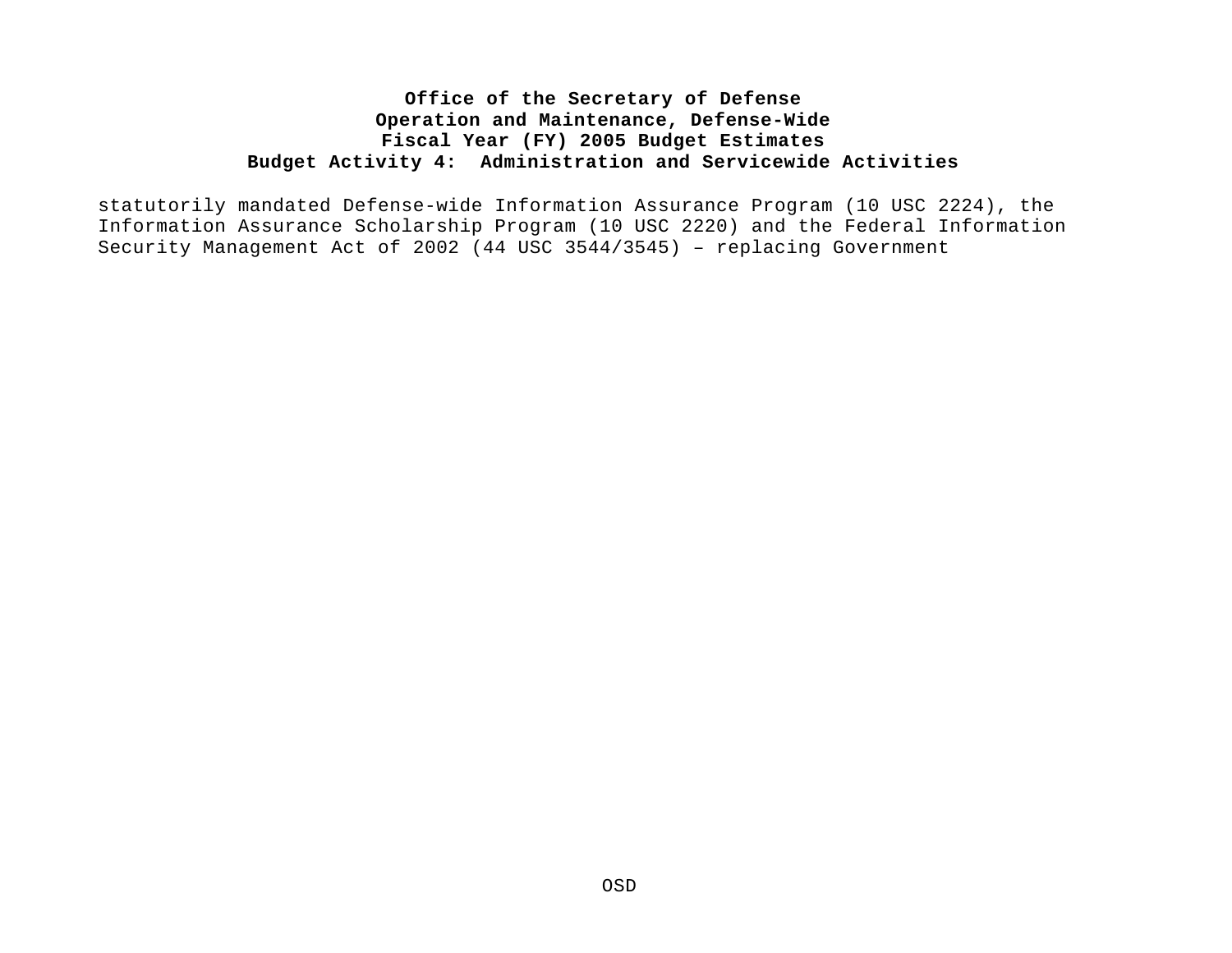statutorily mandated Defense-wide Information Assurance Program (10 USC 2224), the Information Assurance Scholarship Program (10 USC 2220) and the Federal Information Security Management Act of 2002 (44 USC 3544/3545) – replacing Government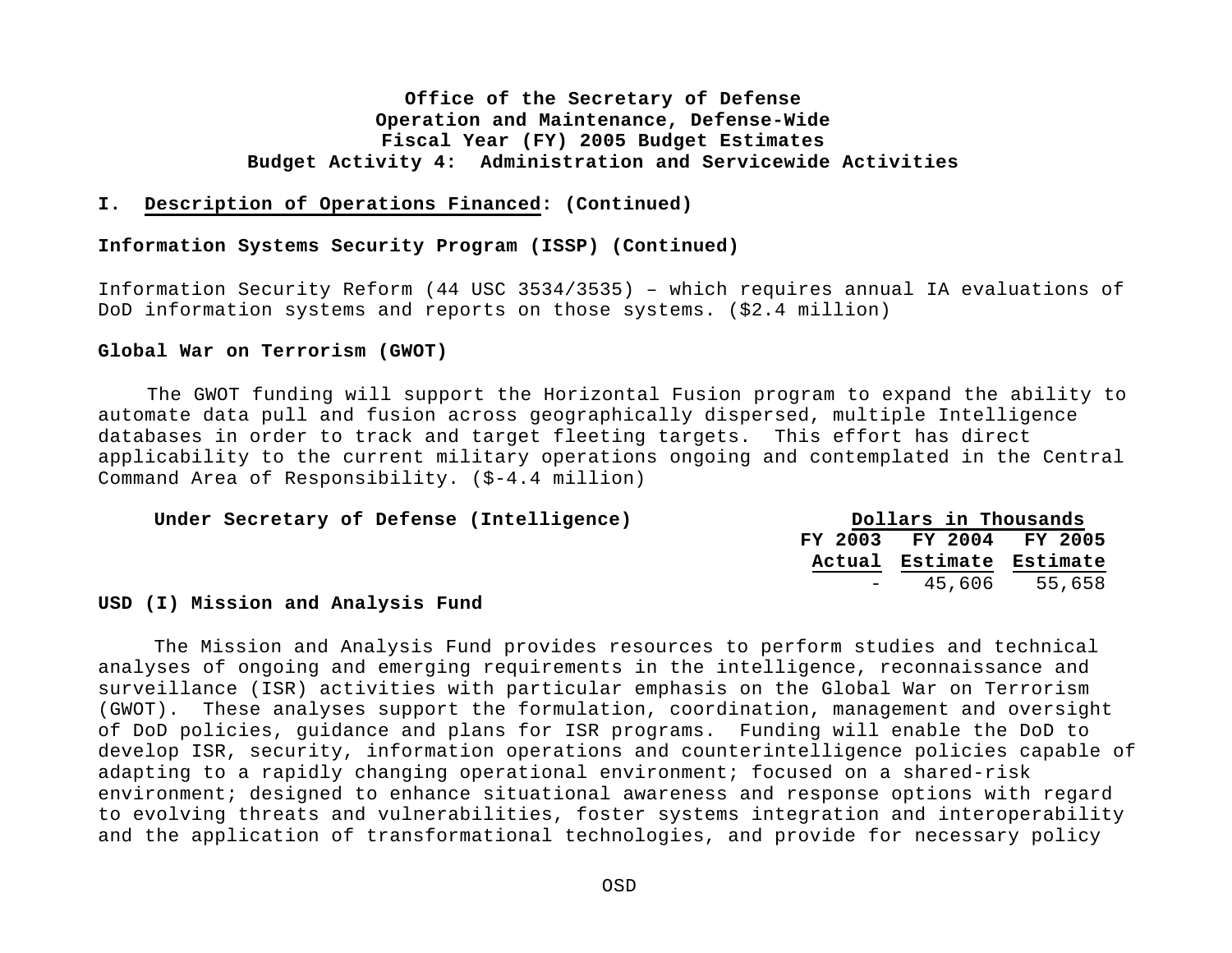**Office of the Secretary of Defense**
**Operation and Maintenance, Defense-Wide**
**Fiscal Year (FY) 2005 Budget Estimates**
**Budget Activity 4: Administration and Servicewide Activities**

## I. Description of Operations Financed: (Continued)

**Information Systems Security Program (ISSP) (Continued)**

Information Security Reform (44 USC 3534/3535) – which requires annual IA evaluations of DoD information systems and reports on those systems. ($2.4 million)

**Global War on Terrorism (GWOT)**

The GWOT funding will support the Horizontal Fusion program to expand the ability to automate data pull and fusion across geographically dispersed, multiple Intelligence databases in order to track and target fleeting targets. This effort has direct applicability to the current military operations ongoing and contemplated in the Central Command Area of Responsibility. ($-4.4 million)

| Under Secretary of Defense (Intelligence) | Dollars in Thousands | | |
|---|---|---|---|
| | FY 2003 Actual | FY 2004 Estimate | FY 2005 Estimate |
| | - | 45,606 | 55,658 |

**USD (I) Mission and Analysis Fund**

The Mission and Analysis Fund provides resources to perform studies and technical analyses of ongoing and emerging requirements in the intelligence, reconnaissance and surveillance (ISR) activities with particular emphasis on the Global War on Terrorism (GWOT). These analyses support the formulation, coordination, management and oversight of DoD policies, guidance and plans for ISR programs. Funding will enable the DoD to develop ISR, security, information operations and counterintelligence policies capable of adapting to a rapidly changing operational environment; focused on a shared-risk environment; designed to enhance situational awareness and response options with regard to evolving threats and vulnerabilities, foster systems integration and interoperability and the application of transformational technologies, and provide for necessary policy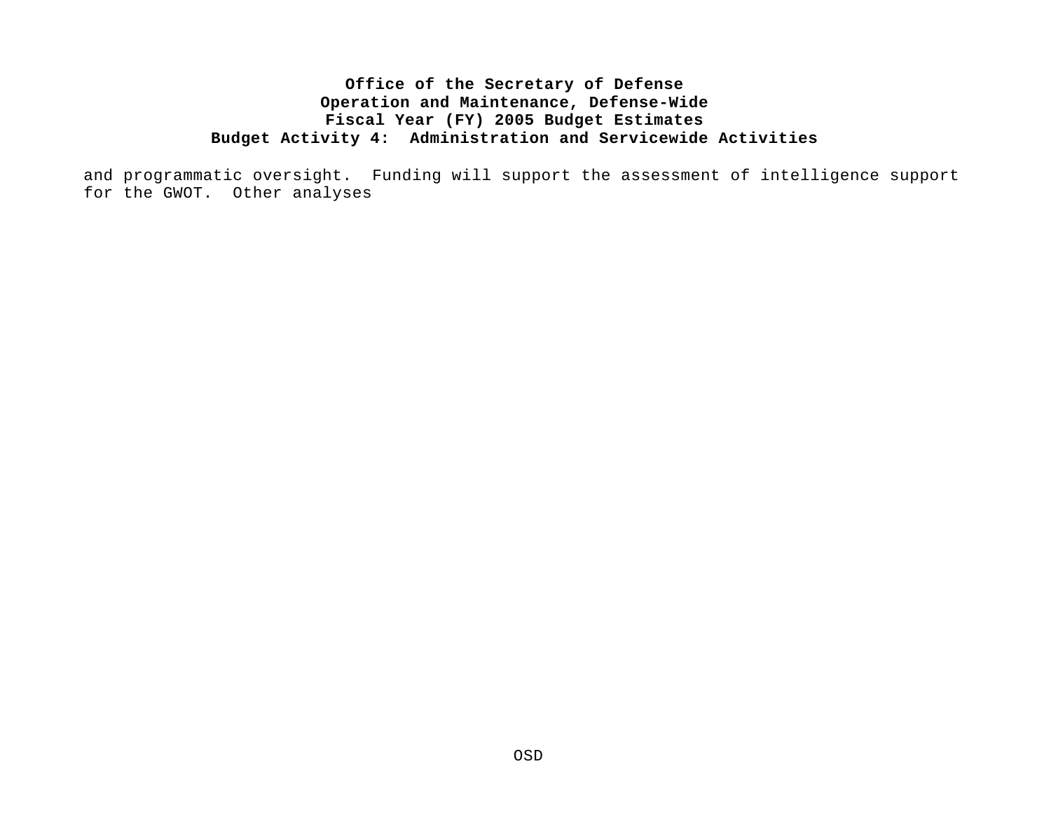and programmatic oversight. Funding will support the assessment of intelligence support for the GWOT. Other analyses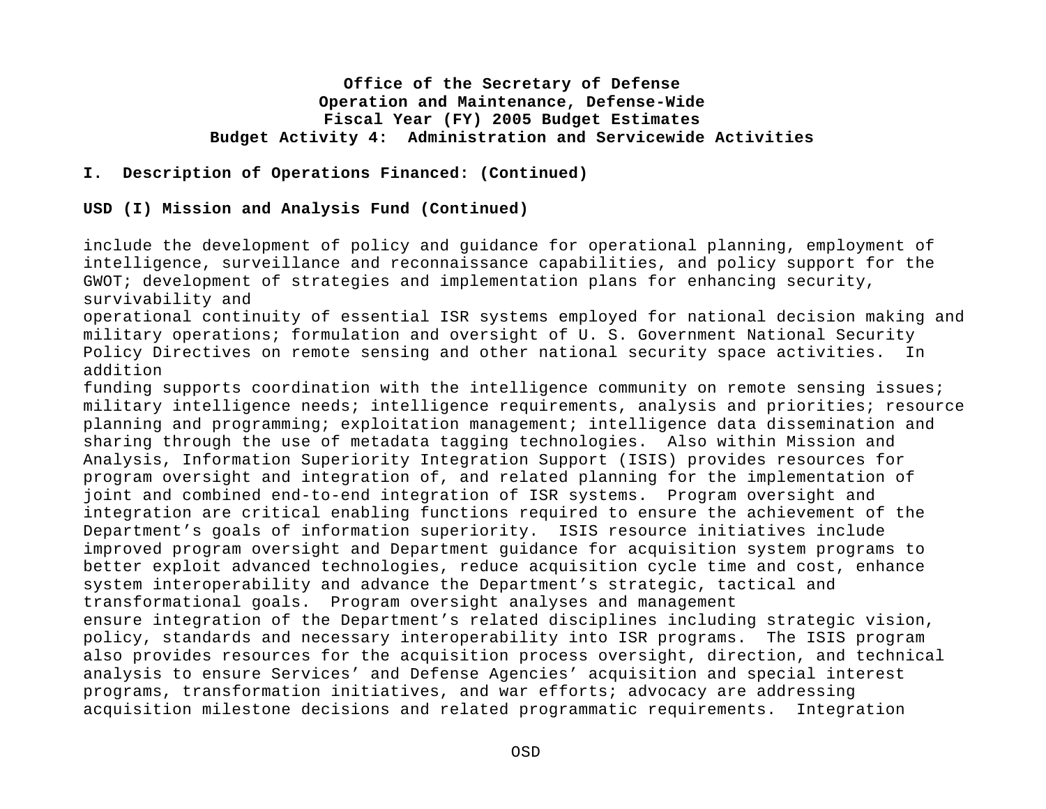**Office of the Secretary of Defense**
**Operation and Maintenance, Defense-Wide**
**Fiscal Year (FY) 2005 Budget Estimates**
**Budget Activity 4: Administration and Servicewide Activities**

## I. Description of Operations Financed: (Continued)

### USD (I) Mission and Analysis Fund (Continued)

include the development of policy and guidance for operational planning, employment of intelligence, surveillance and reconnaissance capabilities, and policy support for the GWOT; development of strategies and implementation plans for enhancing security, survivability and operational continuity of essential ISR systems employed for national decision making and military operations; formulation and oversight of U. S. Government National Security Policy Directives on remote sensing and other national security space activities. In addition funding supports coordination with the intelligence community on remote sensing issues; military intelligence needs; intelligence requirements, analysis and priorities; resource planning and programming; exploitation management; intelligence data dissemination and sharing through the use of metadata tagging technologies. Also within Mission and Analysis, Information Superiority Integration Support (ISIS) provides resources for program oversight and integration of, and related planning for the implementation of joint and combined end-to-end integration of ISR systems. Program oversight and integration are critical enabling functions required to ensure the achievement of the Department’s goals of information superiority. ISIS resource initiatives include improved program oversight and Department guidance for acquisition system programs to better exploit advanced technologies, reduce acquisition cycle time and cost, enhance system interoperability and advance the Department’s strategic, tactical and transformational goals. Program oversight analyses and management ensure integration of the Department’s related disciplines including strategic vision, policy, standards and necessary interoperability into ISR programs. The ISIS program also provides resources for the acquisition process oversight, direction, and technical analysis to ensure Services’ and Defense Agencies’ acquisition and special interest programs, transformation initiatives, and war efforts; advocacy are addressing acquisition milestone decisions and related programmatic requirements. Integration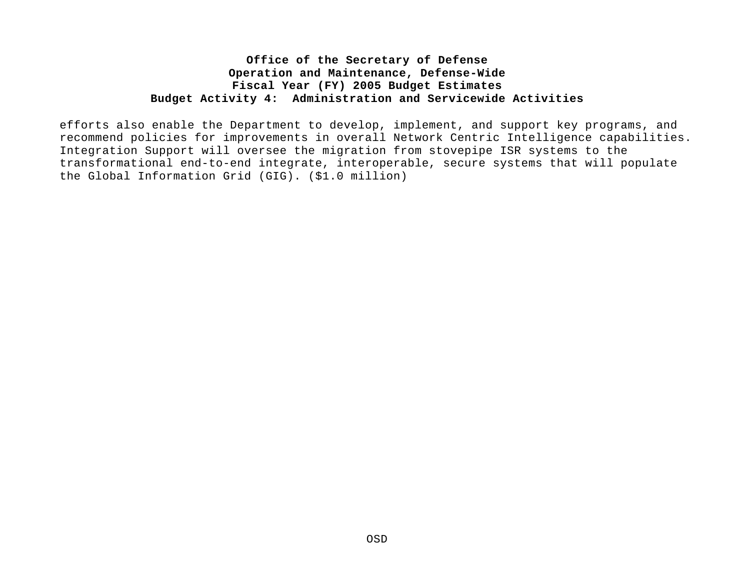efforts also enable the Department to develop, implement, and support key programs, and recommend policies for improvements in overall Network Centric Intelligence capabilities. Integration Support will oversee the migration from stovepipe ISR systems to the transformational end-to-end integrate, interoperable, secure systems that will populate the Global Information Grid (GIG). ($1.0 million)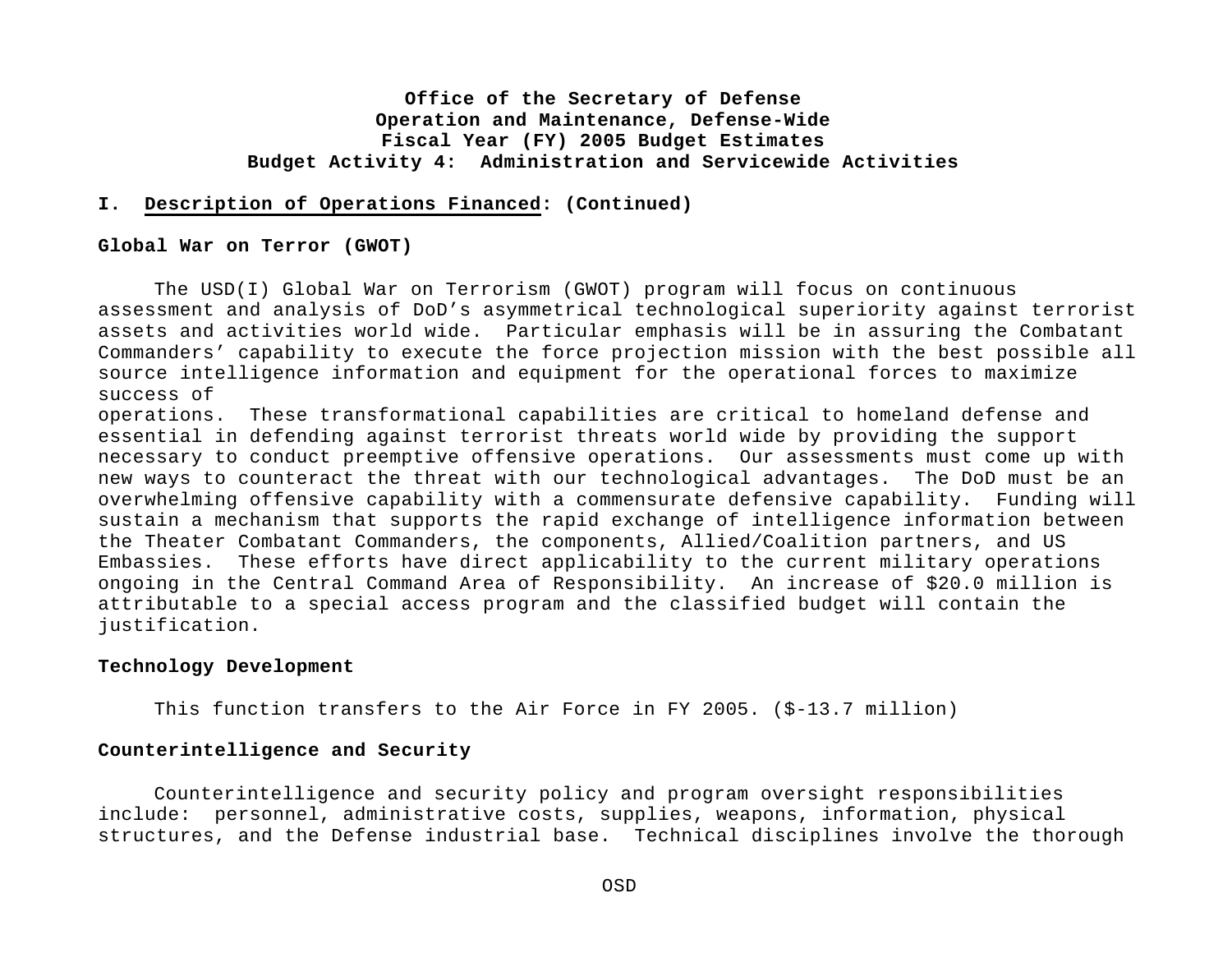**Office of the Secretary of Defense**
**Operation and Maintenance, Defense-Wide**
**Fiscal Year (FY) 2005 Budget Estimates**
**Budget Activity 4: Administration and Servicewide Activities**

**I. Description of Operations Financed: (Continued)**

**Global War on Terror (GWOT)**

The USD(I) Global War on Terrorism (GWOT) program will focus on continuous assessment and analysis of DoD's asymmetrical technological superiority against terrorist assets and activities world wide. Particular emphasis will be in assuring the Combatant Commanders' capability to execute the force projection mission with the best possible all source intelligence information and equipment for the operational forces to maximize success of operations. These transformational capabilities are critical to homeland defense and essential in defending against terrorist threats world wide by providing the support necessary to conduct preemptive offensive operations. Our assessments must come up with new ways to counteract the threat with our technological advantages. The DoD must be an overwhelming offensive capability with a commensurate defensive capability. Funding will sustain a mechanism that supports the rapid exchange of intelligence information between the Theater Combatant Commanders, the components, Allied/Coalition partners, and US Embassies. These efforts have direct applicability to the current military operations ongoing in the Central Command Area of Responsibility. An increase of $20.0 million is attributable to a special access program and the classified budget will contain the justification.

**Technology Development**

This function transfers to the Air Force in FY 2005. ($-13.7 million)

**Counterintelligence and Security**

Counterintelligence and security policy and program oversight responsibilities include: personnel, administrative costs, supplies, weapons, information, physical structures, and the Defense industrial base. Technical disciplines involve the thorough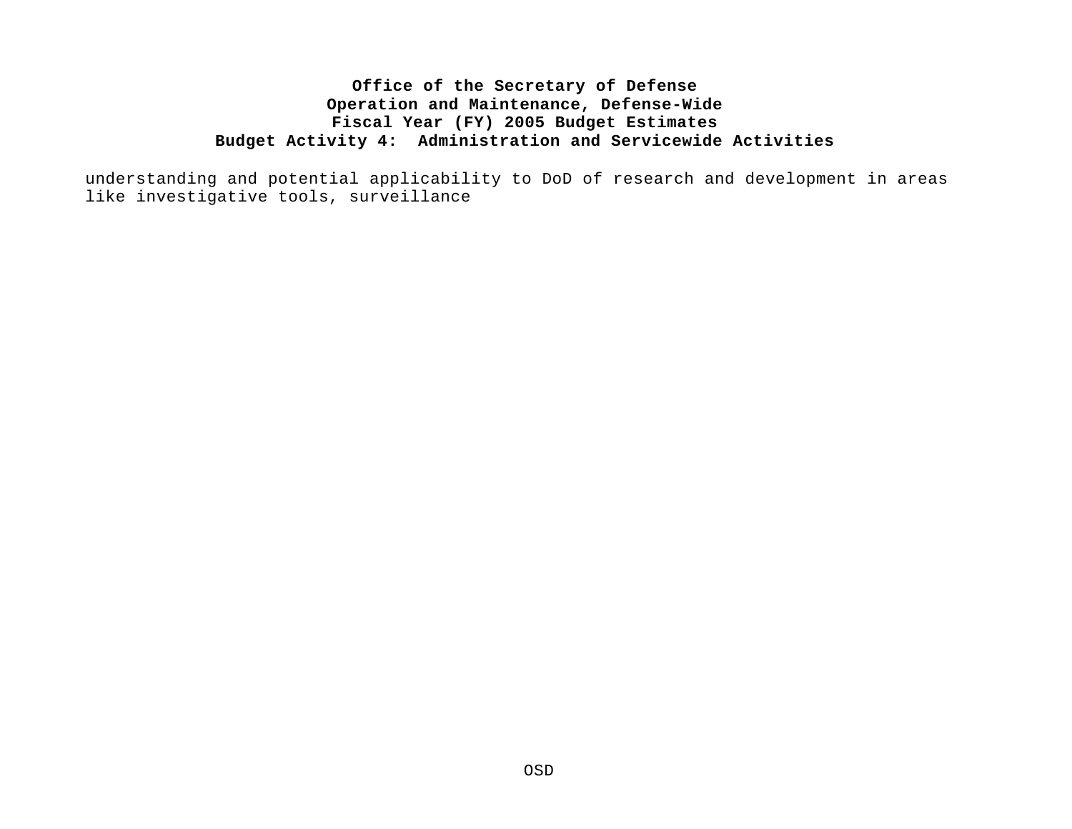understanding and potential applicability to DoD of research and development in areas like investigative tools, surveillance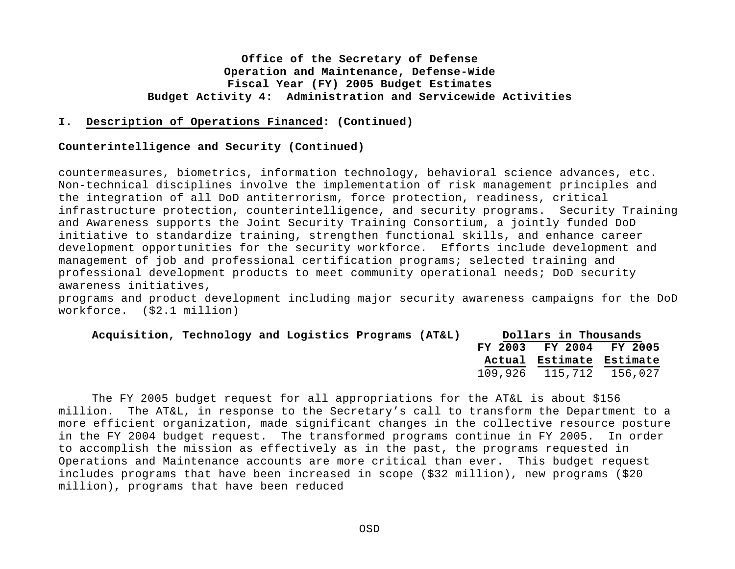**Office of the Secretary of Defense**
**Operation and Maintenance, Defense-Wide**
**Fiscal Year (FY) 2005 Budget Estimates**
**Budget Activity 4: Administration and Servicewide Activities**

**I. Description of Operations Financed: (Continued)**

**Counterintelligence and Security (Continued)**

countermeasures, biometrics, information technology, behavioral science advances, etc. Non-technical disciplines involve the implementation of risk management principles and the integration of all DoD antiterrorism, force protection, readiness, critical infrastructure protection, counterintelligence, and security programs. Security Training and Awareness supports the Joint Security Training Consortium, a jointly funded DoD initiative to standardize training, strengthen functional skills, and enhance career development opportunities for the security workforce. Efforts include development and management of job and professional certification programs; selected training and professional development products to meet community operational needs; DoD security awareness initiatives,
programs and product development including major security awareness campaigns for the DoD workforce. ($2.1 million)

| Acquisition, Technology and Logistics Programs (AT&L) | Dollars in Thousands | | |
|---|---|---|---|
| | FY 2003 Actual | FY 2004 Estimate | FY 2005 Estimate |
| | 109,926 | 115,712 | 156,027 |

The FY 2005 budget request for all appropriations for the AT&L is about $156 million. The AT&L, in response to the Secretary's call to transform the Department to a more efficient organization, made significant changes in the collective resource posture in the FY 2004 budget request. The transformed programs continue in FY 2005. In order to accomplish the mission as effectively as in the past, the programs requested in Operations and Maintenance accounts are more critical than ever. This budget request includes programs that have been increased in scope ($32 million), new programs ($20 million), programs that have been reduced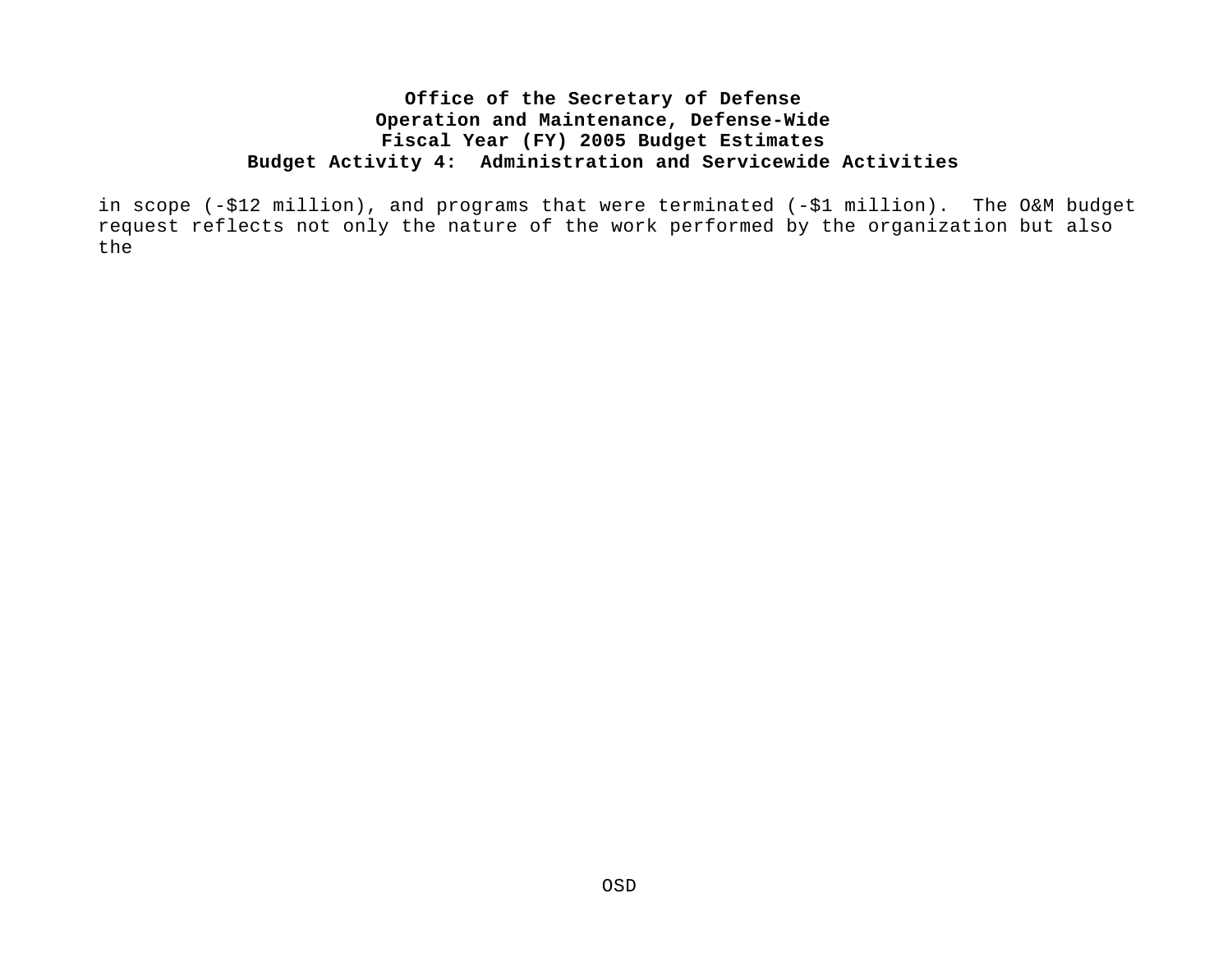in scope (-$12 million), and programs that were terminated (-$1 million). The O&M budget request reflects not only the nature of the work performed by the organization but also the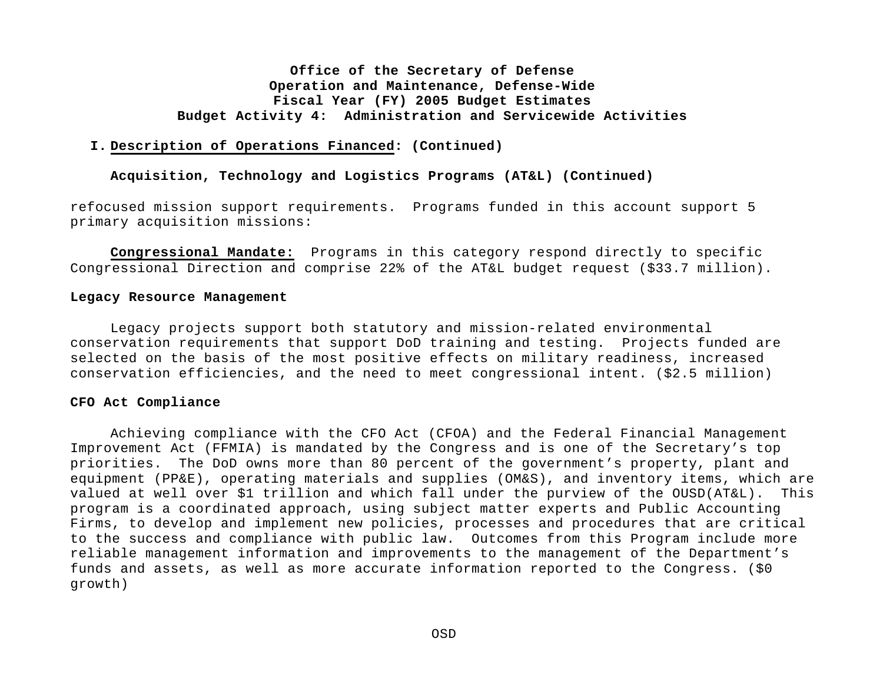**Office of the Secretary of Defense**
**Operation and Maintenance, Defense-Wide**
**Fiscal Year (FY) 2005 Budget Estimates**
**Budget Activity 4: Administration and Servicewide Activities**

**I. Description of Operations Financed: (Continued)**

**Acquisition, Technology and Logistics Programs (AT&L) (Continued)**

refocused mission support requirements. Programs funded in this account support 5 primary acquisition missions:

**Congressional Mandate:** Programs in this category respond directly to specific Congressional Direction and comprise 22% of the AT&L budget request ($33.7 million).

**Legacy Resource Management**

Legacy projects support both statutory and mission-related environmental conservation requirements that support DoD training and testing. Projects funded are selected on the basis of the most positive effects on military readiness, increased conservation efficiencies, and the need to meet congressional intent. ($2.5 million)

**CFO Act Compliance**

Achieving compliance with the CFO Act (CFOA) and the Federal Financial Management Improvement Act (FFMIA) is mandated by the Congress and is one of the Secretary's top priorities. The DoD owns more than 80 percent of the government's property, plant and equipment (PP&E), operating materials and supplies (OM&S), and inventory items, which are valued at well over $1 trillion and which fall under the purview of the OUSD(AT&L). This program is a coordinated approach, using subject matter experts and Public Accounting Firms, to develop and implement new policies, processes and procedures that are critical to the success and compliance with public law. Outcomes from this Program include more reliable management information and improvements to the management of the Department's funds and assets, as well as more accurate information reported to the Congress. ($0 growth)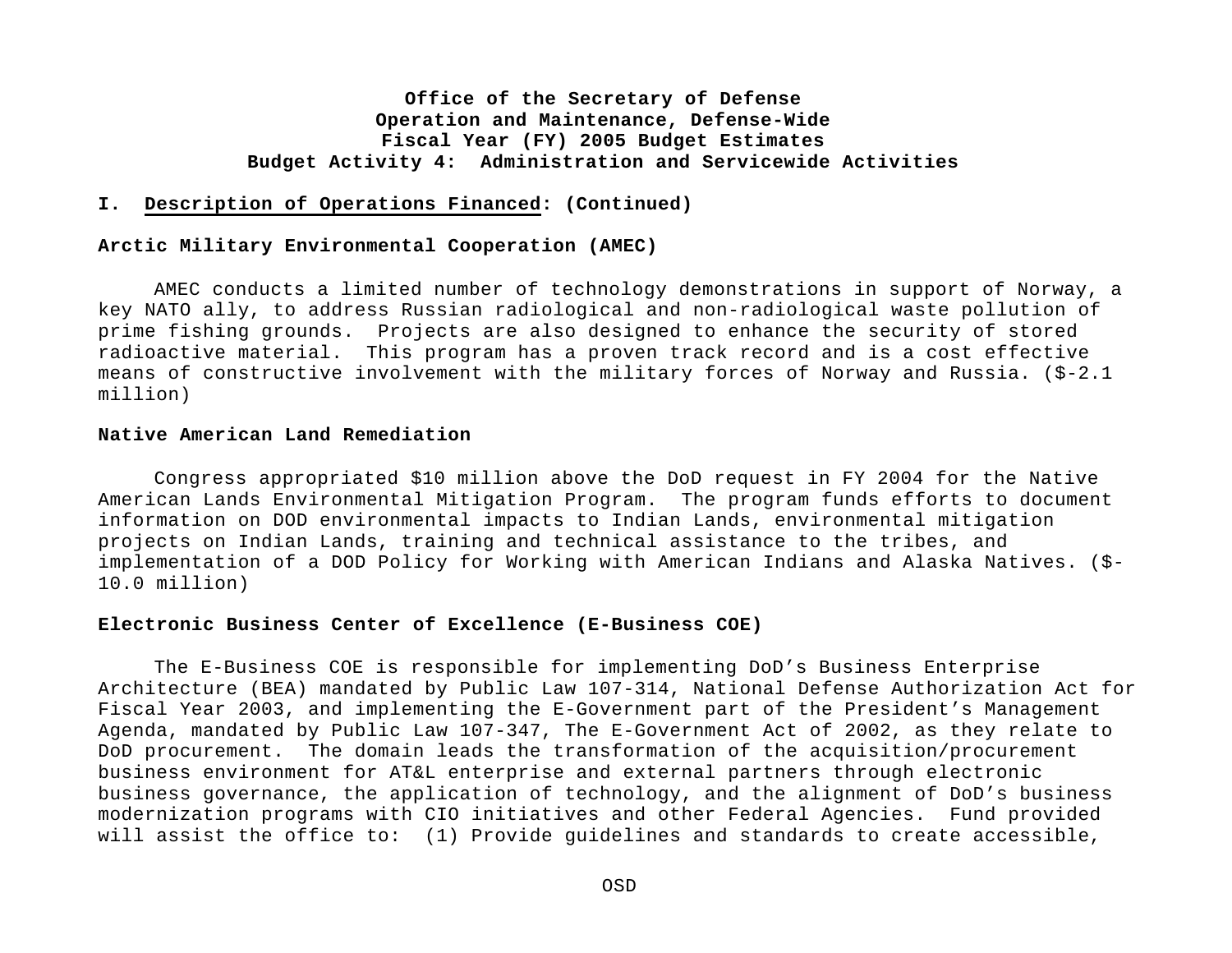**Office of the Secretary of Defense**
**Operation and Maintenance, Defense-Wide**
**Fiscal Year (FY) 2005 Budget Estimates**
**Budget Activity 4: Administration and Servicewide Activities**

**I. <u>Description of Operations Financed</u>: (Continued)**

**Arctic Military Environmental Cooperation (AMEC)**

AMEC conducts a limited number of technology demonstrations in support of Norway, a key NATO ally, to address Russian radiological and non-radiological waste pollution of prime fishing grounds. Projects are also designed to enhance the security of stored radioactive material. This program has a proven track record and is a cost effective means of constructive involvement with the military forces of Norway and Russia. ($-2.1 million)

**Native American Land Remediation**

Congress appropriated $10 million above the DoD request in FY 2004 for the Native American Lands Environmental Mitigation Program. The program funds efforts to document information on DOD environmental impacts to Indian Lands, environmental mitigation projects on Indian Lands, training and technical assistance to the tribes, and implementation of a DOD Policy for Working with American Indians and Alaska Natives. ($-10.0 million)

**Electronic Business Center of Excellence (E-Business COE)**

The E-Business COE is responsible for implementing DoD's Business Enterprise Architecture (BEA) mandated by Public Law 107-314, National Defense Authorization Act for Fiscal Year 2003, and implementing the E-Government part of the President's Management Agenda, mandated by Public Law 107-347, The E-Government Act of 2002, as they relate to DoD procurement. The domain leads the transformation of the acquisition/procurement business environment for AT&L enterprise and external partners through electronic business governance, the application of technology, and the alignment of DoD's business modernization programs with CIO initiatives and other Federal Agencies. Fund provided will assist the office to: (1) Provide guidelines and standards to create accessible,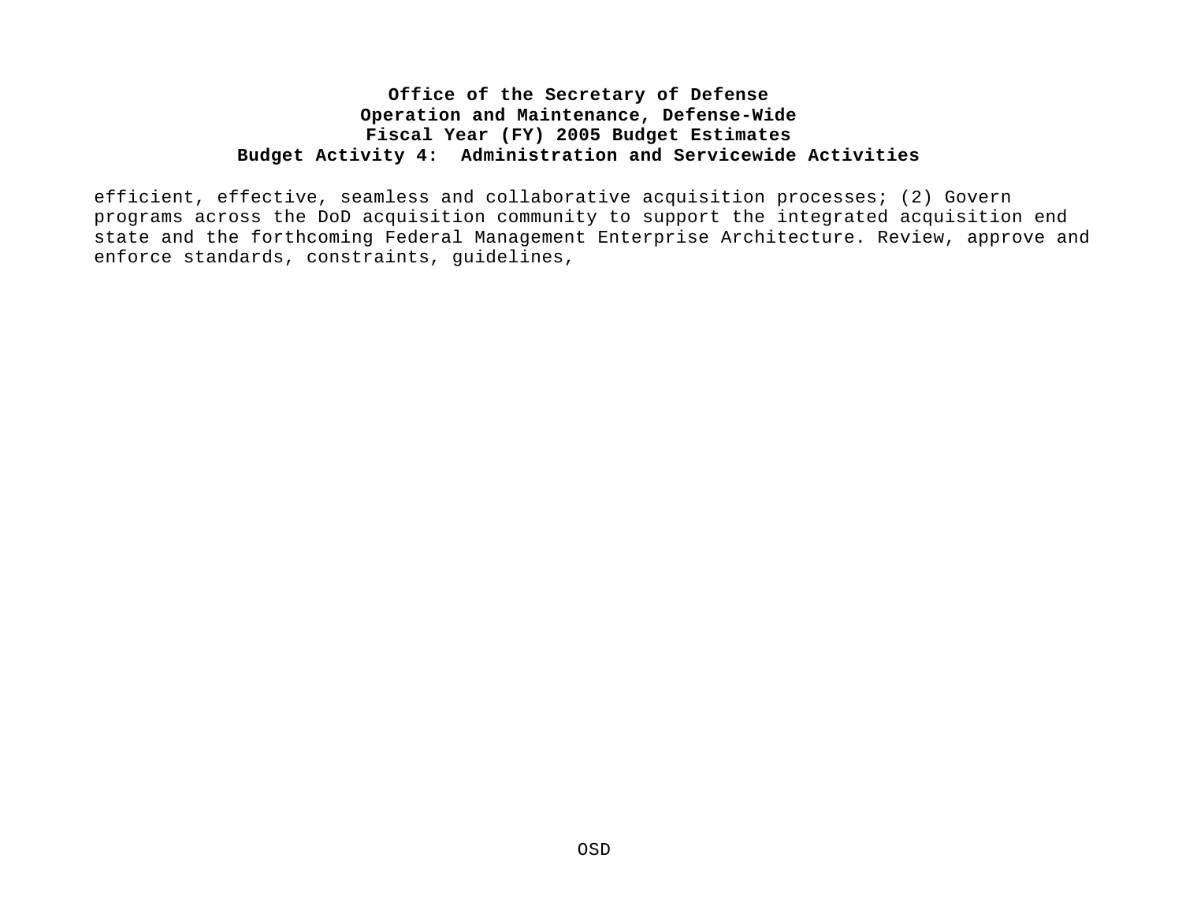efficient, effective, seamless and collaborative acquisition processes; (2) Govern programs across the DoD acquisition community to support the integrated acquisition end state and the forthcoming Federal Management Enterprise Architecture. Review, approve and enforce standards, constraints, guidelines,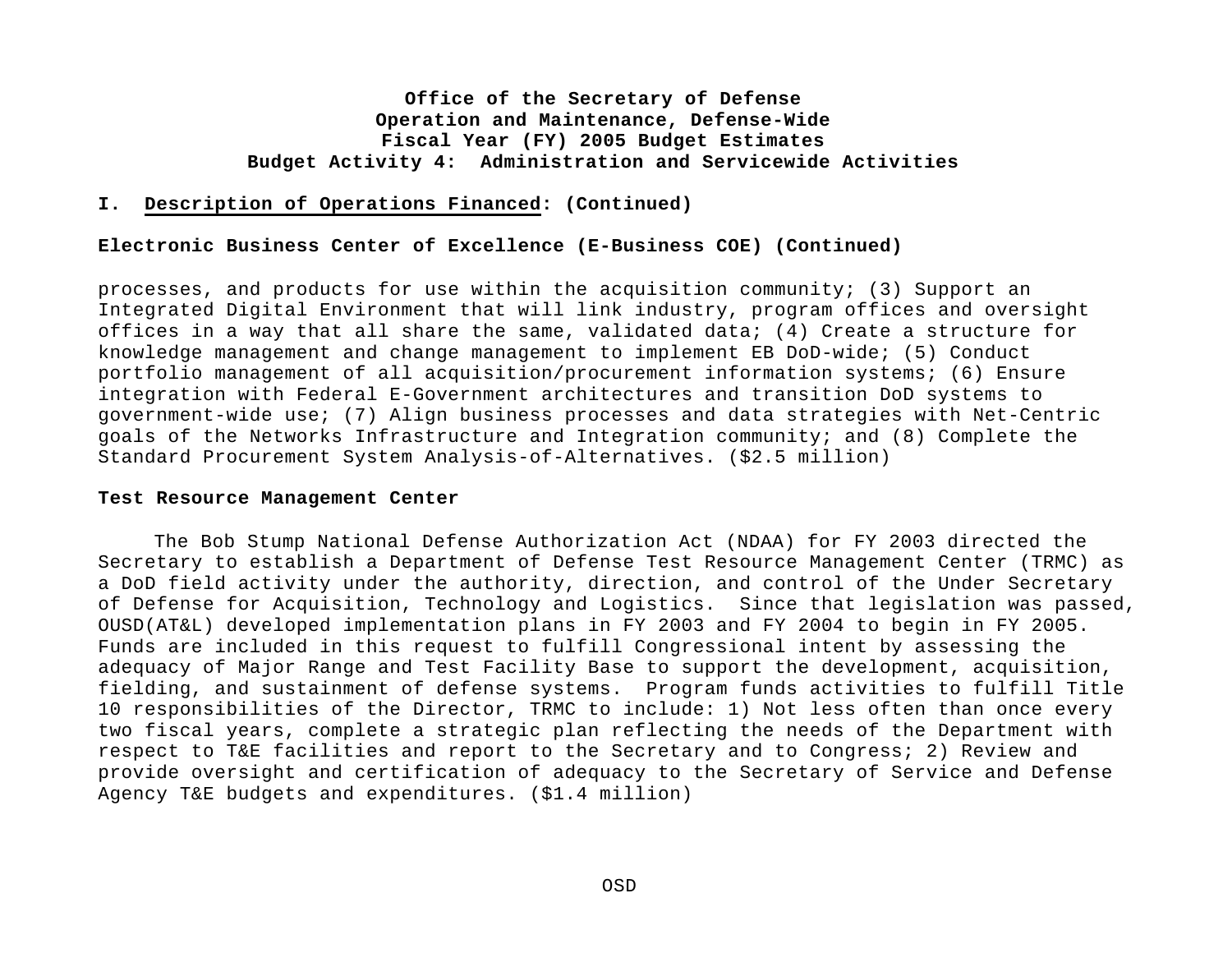**I. Description of Operations Financed: (Continued)**

**Electronic Business Center of Excellence (E-Business COE) (Continued)**

processes, and products for use within the acquisition community; (3) Support an Integrated Digital Environment that will link industry, program offices and oversight offices in a way that all share the same, validated data; (4) Create a structure for knowledge management and change management to implement EB DoD-wide; (5) Conduct portfolio management of all acquisition/procurement information systems; (6) Ensure integration with Federal E-Government architectures and transition DoD systems to government-wide use; (7) Align business processes and data strategies with Net-Centric goals of the Networks Infrastructure and Integration community; and (8) Complete the Standard Procurement System Analysis-of-Alternatives. ($2.5 million)

**Test Resource Management Center**

The Bob Stump National Defense Authorization Act (NDAA) for FY 2003 directed the Secretary to establish a Department of Defense Test Resource Management Center (TRMC) as a DoD field activity under the authority, direction, and control of the Under Secretary of Defense for Acquisition, Technology and Logistics. Since that legislation was passed, OUSD(AT&L) developed implementation plans in FY 2003 and FY 2004 to begin in FY 2005. Funds are included in this request to fulfill Congressional intent by assessing the adequacy of Major Range and Test Facility Base to support the development, acquisition, fielding, and sustainment of defense systems. Program funds activities to fulfill Title 10 responsibilities of the Director, TRMC to include: 1) Not less often than once every two fiscal years, complete a strategic plan reflecting the needs of the Department with respect to T&E facilities and report to the Secretary and to Congress; 2) Review and provide oversight and certification of adequacy to the Secretary of Service and Defense Agency T&E budgets and expenditures. ($1.4 million)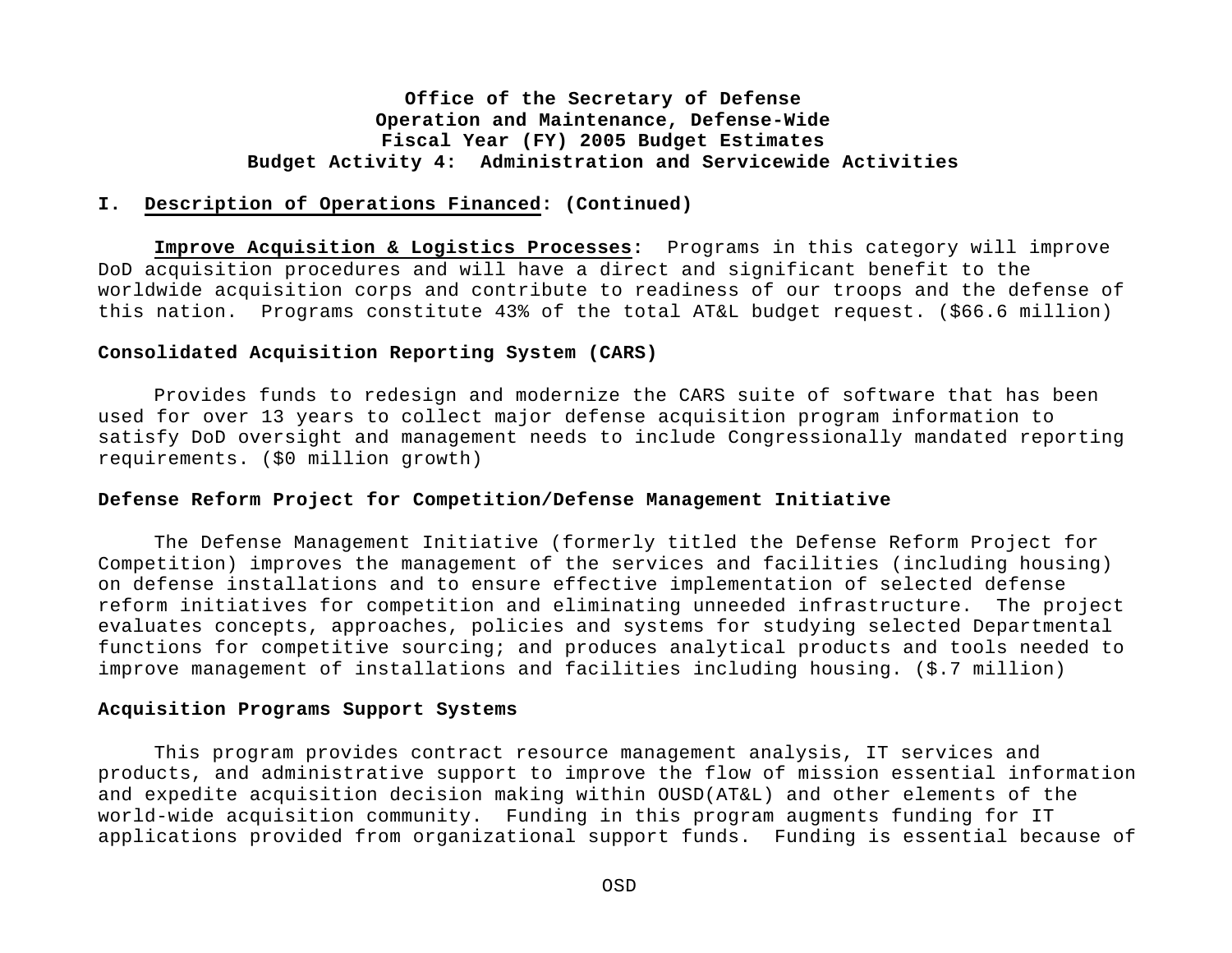**I. Description of Operations Financed: (Continued)**

**Improve Acquisition & Logistics Processes:** Programs in this category will improve DoD acquisition procedures and will have a direct and significant benefit to the worldwide acquisition corps and contribute to readiness of our troops and the defense of this nation. Programs constitute 43% of the total AT&L budget request. ($66.6 million)

**Consolidated Acquisition Reporting System (CARS)**

Provides funds to redesign and modernize the CARS suite of software that has been used for over 13 years to collect major defense acquisition program information to satisfy DoD oversight and management needs to include Congressionally mandated reporting requirements. ($0 million growth)

**Defense Reform Project for Competition/Defense Management Initiative**

The Defense Management Initiative (formerly titled the Defense Reform Project for Competition) improves the management of the services and facilities (including housing) on defense installations and to ensure effective implementation of selected defense reform initiatives for competition and eliminating unneeded infrastructure. The project evaluates concepts, approaches, policies and systems for studying selected Departmental functions for competitive sourcing; and produces analytical products and tools needed to improve management of installations and facilities including housing. ($.7 million)

**Acquisition Programs Support Systems**

This program provides contract resource management analysis, IT services and products, and administrative support to improve the flow of mission essential information and expedite acquisition decision making within OUSD(AT&L) and other elements of the world-wide acquisition community. Funding in this program augments funding for IT applications provided from organizational support funds. Funding is essential because of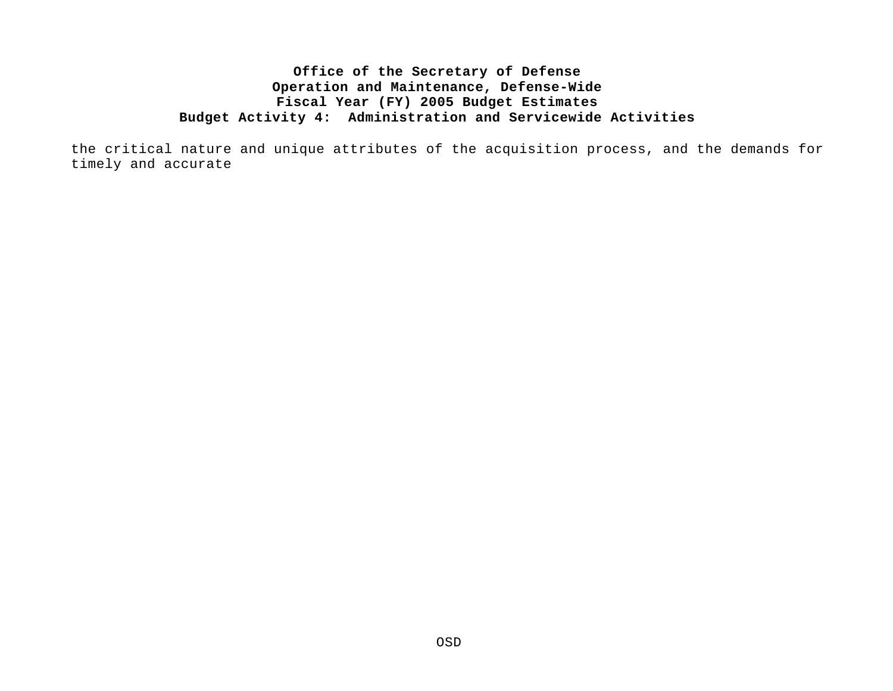the critical nature and unique attributes of the acquisition process, and the demands for timely and accurate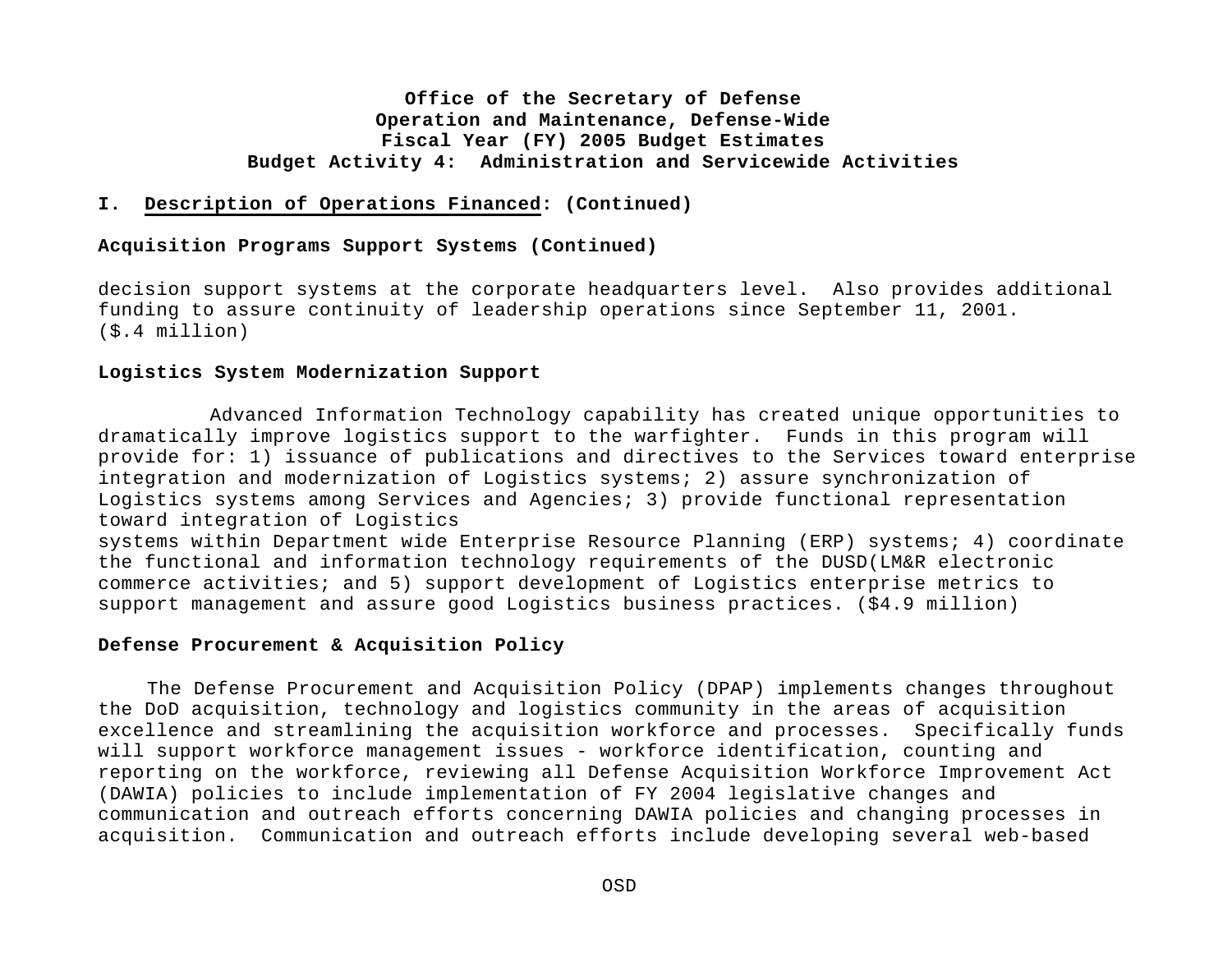**Office of the Secretary of Defense**
**Operation and Maintenance, Defense-Wide**
**Fiscal Year (FY) 2005 Budget Estimates**
**Budget Activity 4: Administration and Servicewide Activities**

**I. Description of Operations Financed: (Continued)**

**Acquisition Programs Support Systems (Continued)**

decision support systems at the corporate headquarters level. Also provides additional funding to assure continuity of leadership operations since September 11, 2001. ($.4 million)

**Logistics System Modernization Support**

Advanced Information Technology capability has created unique opportunities to dramatically improve logistics support to the warfighter. Funds in this program will provide for: 1) issuance of publications and directives to the Services toward enterprise integration and modernization of Logistics systems; 2) assure synchronization of Logistics systems among Services and Agencies; 3) provide functional representation toward integration of Logistics systems within Department wide Enterprise Resource Planning (ERP) systems; 4) coordinate the functional and information technology requirements of the DUSD(LM&R electronic commerce activities; and 5) support development of Logistics enterprise metrics to support management and assure good Logistics business practices. ($4.9 million)

**Defense Procurement & Acquisition Policy**

The Defense Procurement and Acquisition Policy (DPAP) implements changes throughout the DoD acquisition, technology and logistics community in the areas of acquisition excellence and streamlining the acquisition workforce and processes. Specifically funds will support workforce management issues - workforce identification, counting and reporting on the workforce, reviewing all Defense Acquisition Workforce Improvement Act (DAWIA) policies to include implementation of FY 2004 legislative changes and communication and outreach efforts concerning DAWIA policies and changing processes in acquisition. Communication and outreach efforts include developing several web-based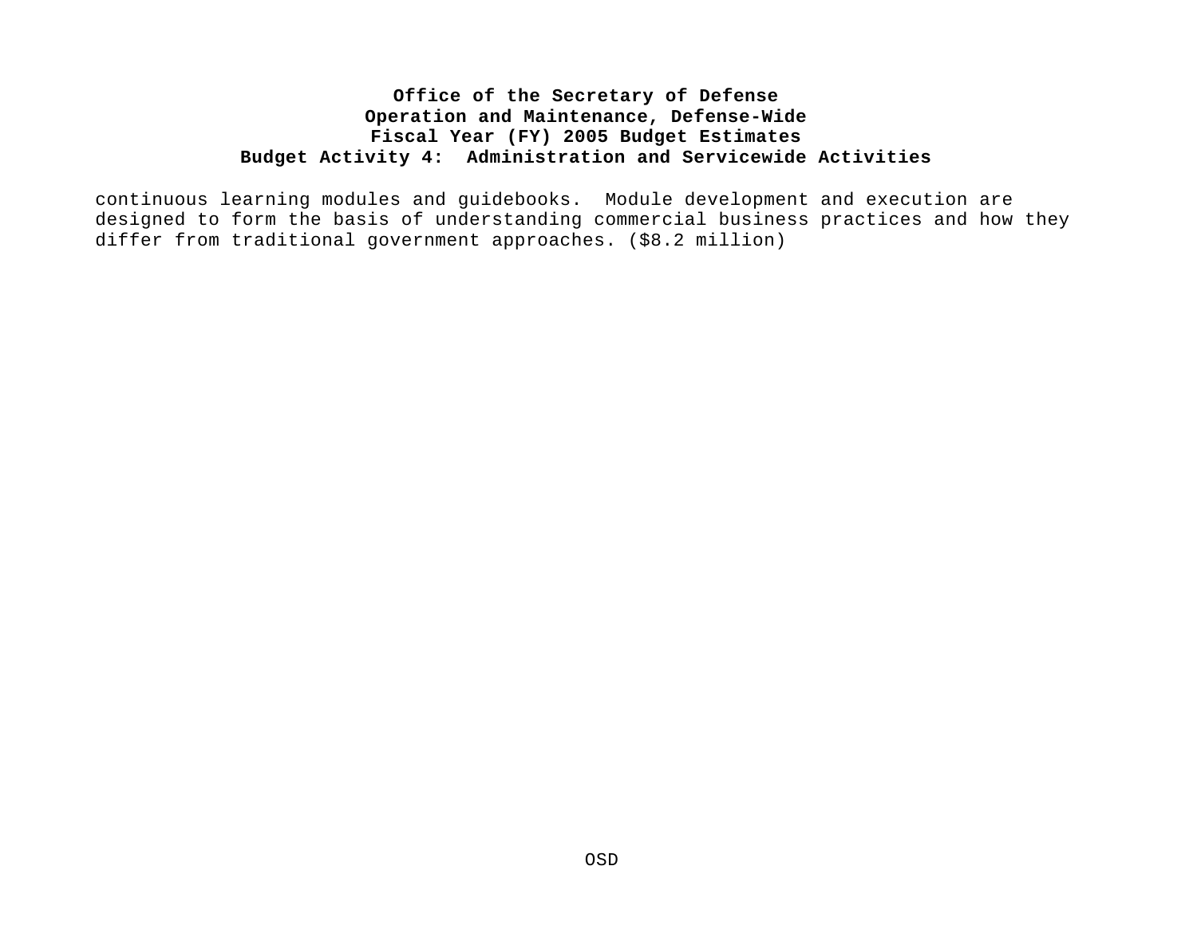continuous learning modules and guidebooks. Module development and execution are designed to form the basis of understanding commercial business practices and how they differ from traditional government approaches. ($8.2 million)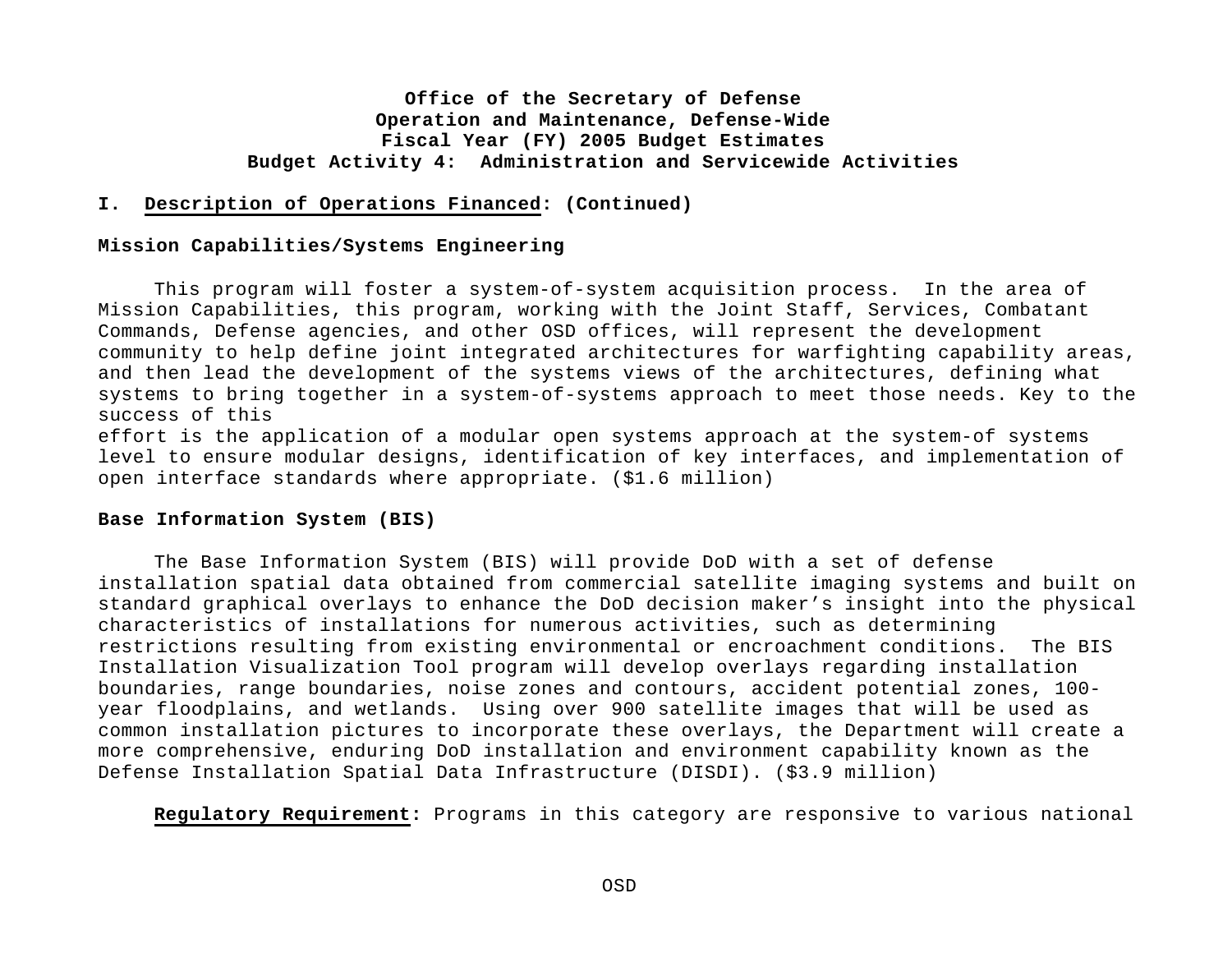**Office of the Secretary of Defense**
**Operation and Maintenance, Defense-Wide**
**Fiscal Year (FY) 2005 Budget Estimates**
**Budget Activity 4: Administration and Servicewide Activities**

## I. Description of Operations Financed: (Continued)

### Mission Capabilities/Systems Engineering

This program will foster a system-of-system acquisition process. In the area of Mission Capabilities, this program, working with the Joint Staff, Services, Combatant Commands, Defense agencies, and other OSD offices, will represent the development community to help define joint integrated architectures for warfighting capability areas, and then lead the development of the systems views of the architectures, defining what systems to bring together in a system-of-systems approach to meet those needs. Key to the success of this effort is the application of a modular open systems approach at the system-of systems level to ensure modular designs, identification of key interfaces, and implementation of open interface standards where appropriate. ($1.6 million)

### Base Information System (BIS)

The Base Information System (BIS) will provide DoD with a set of defense installation spatial data obtained from commercial satellite imaging systems and built on standard graphical overlays to enhance the DoD decision maker's insight into the physical characteristics of installations for numerous activities, such as determining restrictions resulting from existing environmental or encroachment conditions. The BIS Installation Visualization Tool program will develop overlays regarding installation boundaries, range boundaries, noise zones and contours, accident potential zones, 100-year floodplains, and wetlands. Using over 900 satellite images that will be used as common installation pictures to incorporate these overlays, the Department will create a more comprehensive, enduring DoD installation and environment capability known as the Defense Installation Spatial Data Infrastructure (DISDI). ($3.9 million)

**Regulatory Requirement:** Programs in this category are responsive to various national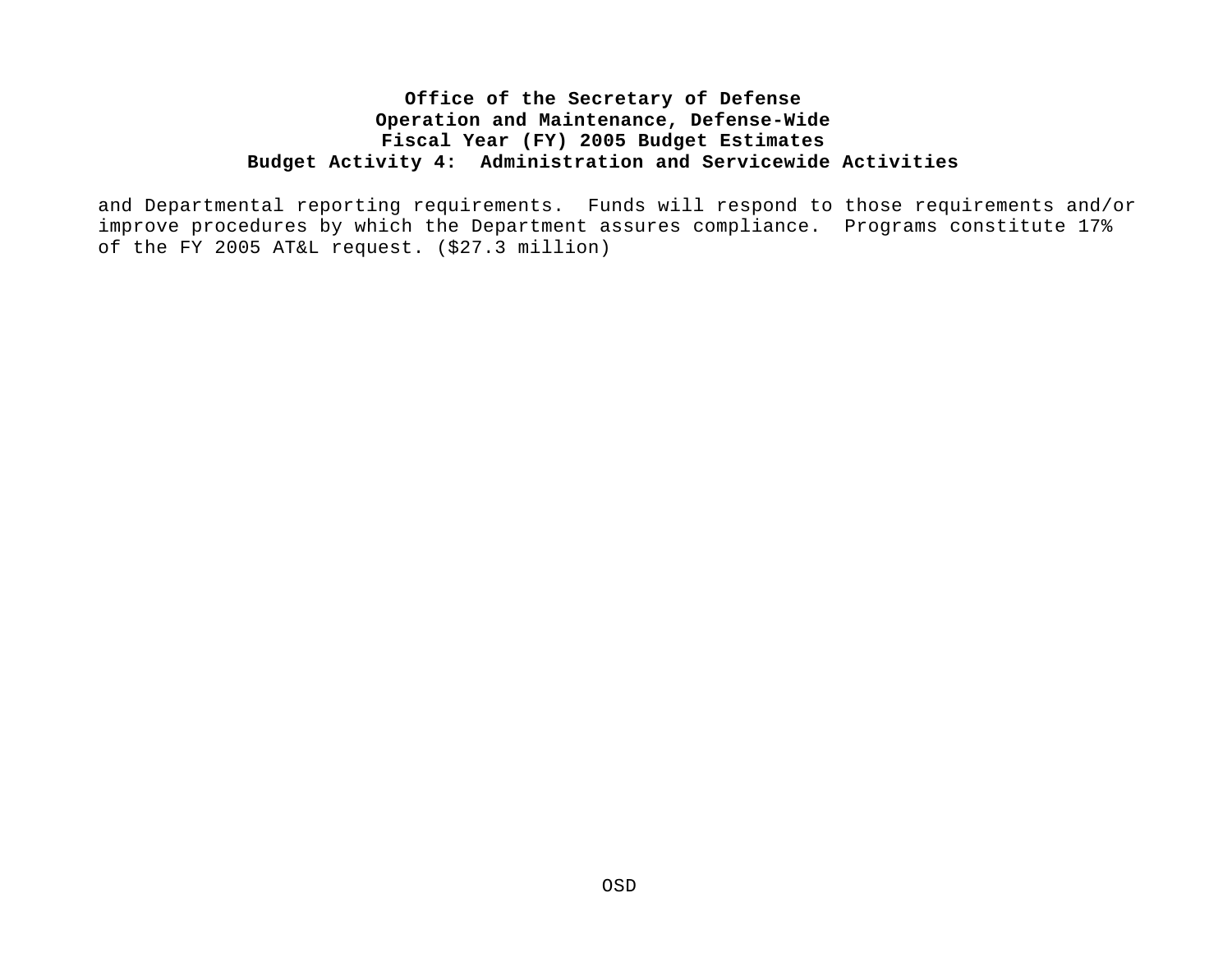and Departmental reporting requirements.  Funds will respond to those requirements and/or improve procedures by which the Department assures compliance.  Programs constitute 17% of the FY 2005 AT&L request. ($27.3 million)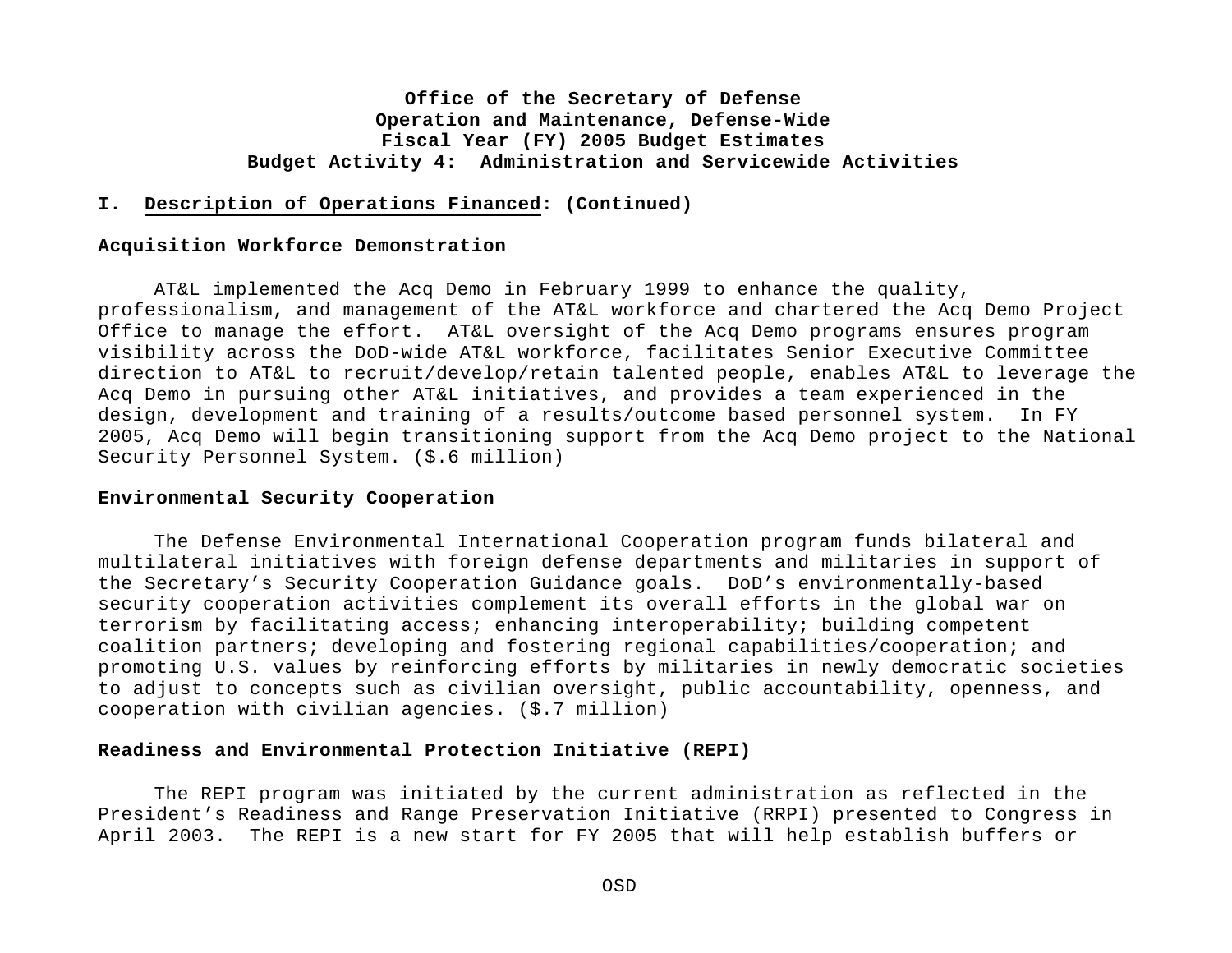## I. Description of Operations Financed: (Continued)

### Acquisition Workforce Demonstration

AT&L implemented the Acq Demo in February 1999 to enhance the quality, professionalism, and management of the AT&L workforce and chartered the Acq Demo Project Office to manage the effort. AT&L oversight of the Acq Demo programs ensures program visibility across the DoD-wide AT&L workforce, facilitates Senior Executive Committee direction to AT&L to recruit/develop/retain talented people, enables AT&L to leverage the Acq Demo in pursuing other AT&L initiatives, and provides a team experienced in the design, development and training of a results/outcome based personnel system. In FY 2005, Acq Demo will begin transitioning support from the Acq Demo project to the National Security Personnel System. ($.6 million)

### Environmental Security Cooperation

The Defense Environmental International Cooperation program funds bilateral and multilateral initiatives with foreign defense departments and militaries in support of the Secretary's Security Cooperation Guidance goals. DoD's environmentally-based security cooperation activities complement its overall efforts in the global war on terrorism by facilitating access; enhancing interoperability; building competent coalition partners; developing and fostering regional capabilities/cooperation; and promoting U.S. values by reinforcing efforts by militaries in newly democratic societies to adjust to concepts such as civilian oversight, public accountability, openness, and cooperation with civilian agencies. ($.7 million)

### Readiness and Environmental Protection Initiative (REPI)

The REPI program was initiated by the current administration as reflected in the President's Readiness and Range Preservation Initiative (RRPI) presented to Congress in April 2003. The REPI is a new start for FY 2005 that will help establish buffers or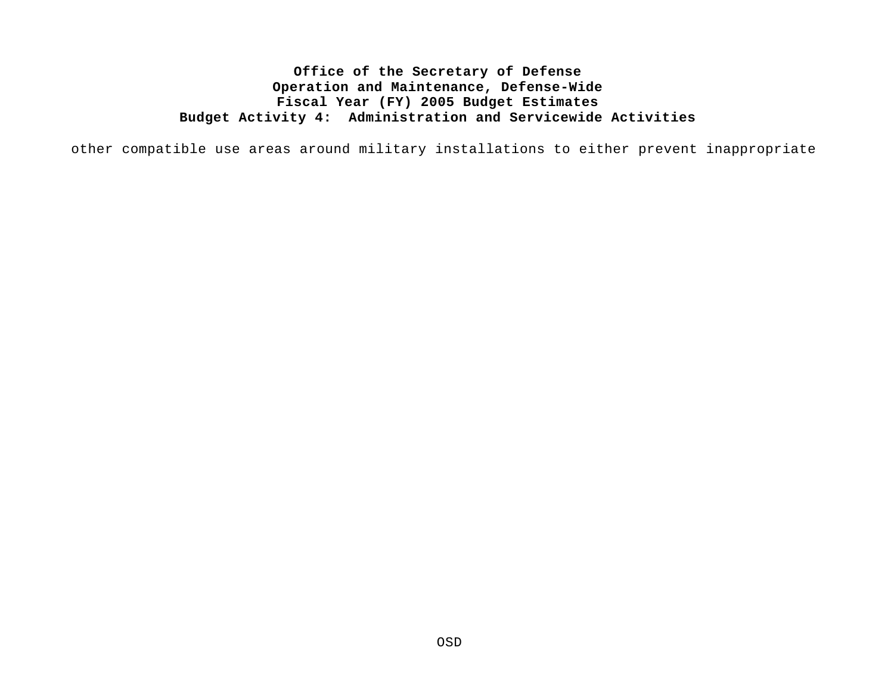other compatible use areas around military installations to either prevent inappropriate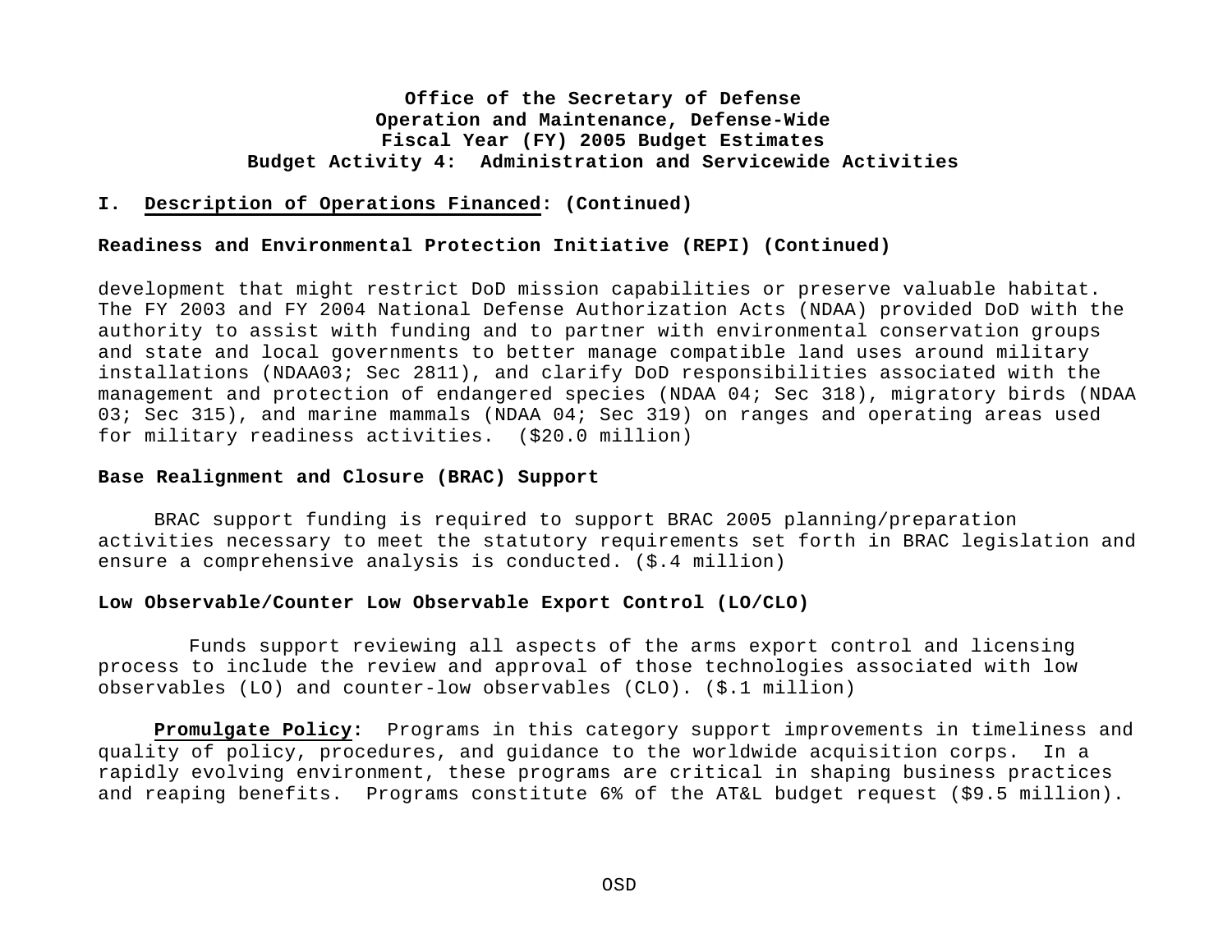## I. <u>Description of Operations Financed</u>: (Continued)

**Readiness and Environmental Protection Initiative (REPI) (Continued)**

development that might restrict DoD mission capabilities or preserve valuable habitat. The FY 2003 and FY 2004 National Defense Authorization Acts (NDAA) provided DoD with the authority to assist with funding and to partner with environmental conservation groups and state and local governments to better manage compatible land uses around military installations (NDAA03; Sec 2811), and clarify DoD responsibilities associated with the management and protection of endangered species (NDAA 04; Sec 318), migratory birds (NDAA 03; Sec 315), and marine mammals (NDAA 04; Sec 319) on ranges and operating areas used for military readiness activities. ($20.0 million)

**Base Realignment and Closure (BRAC) Support**

BRAC support funding is required to support BRAC 2005 planning/preparation activities necessary to meet the statutory requirements set forth in BRAC legislation and ensure a comprehensive analysis is conducted. ($.4 million)

**Low Observable/Counter Low Observable Export Control (LO/CLO)**

Funds support reviewing all aspects of the arms export control and licensing process to include the review and approval of those technologies associated with low observables (LO) and counter-low observables (CLO). ($.1 million)

**<u>Promulgate Policy</u>:** Programs in this category support improvements in timeliness and quality of policy, procedures, and guidance to the worldwide acquisition corps. In a rapidly evolving environment, these programs are critical in shaping business practices and reaping benefits. Programs constitute 6% of the AT&L budget request ($9.5 million).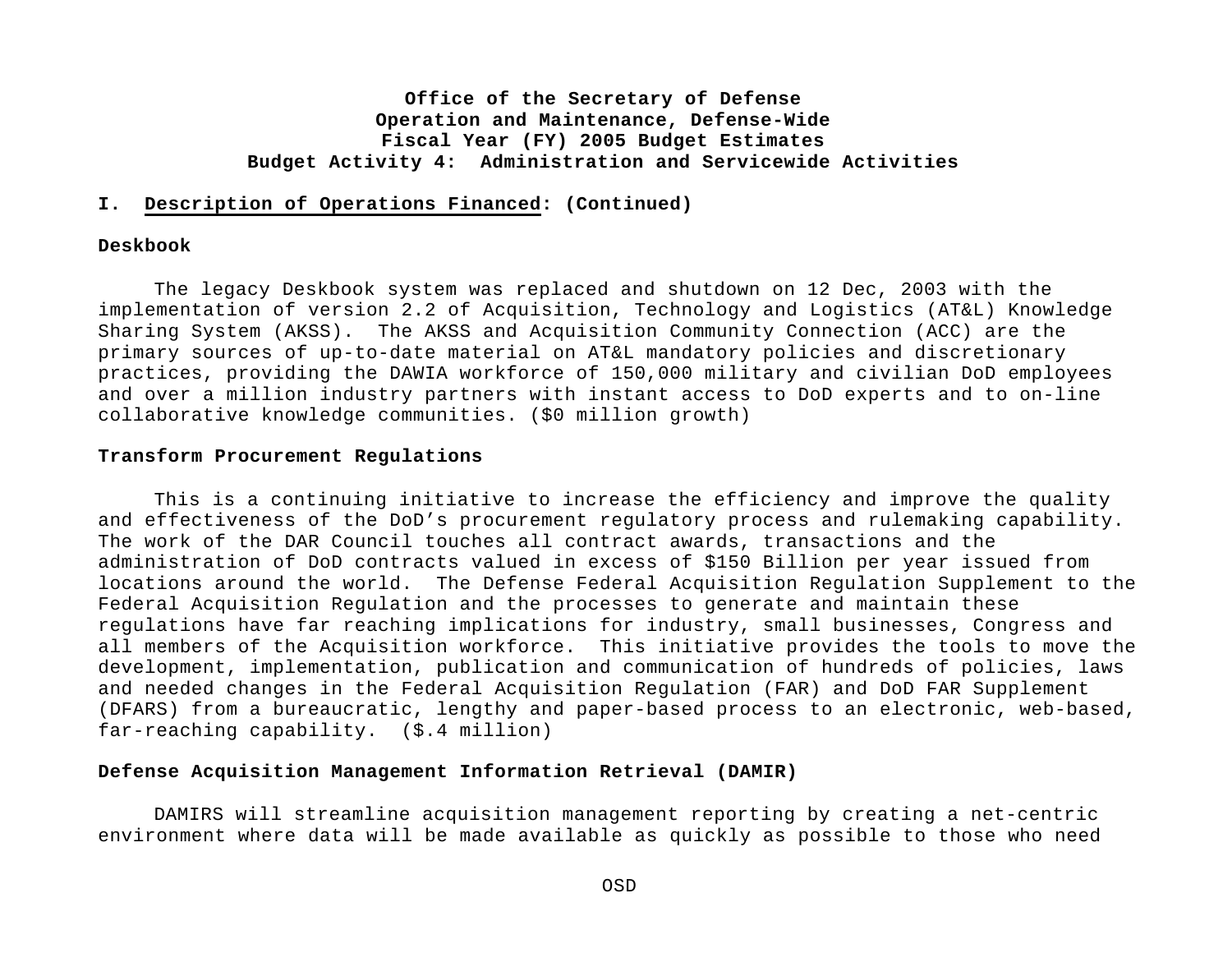## I. Description of Operations Financed: (Continued)

**Deskbook**

The legacy Deskbook system was replaced and shutdown on 12 Dec, 2003 with the implementation of version 2.2 of Acquisition, Technology and Logistics (AT&L) Knowledge Sharing System (AKSS). The AKSS and Acquisition Community Connection (ACC) are the primary sources of up-to-date material on AT&L mandatory policies and discretionary practices, providing the DAWIA workforce of 150,000 military and civilian DoD employees and over a million industry partners with instant access to DoD experts and to on-line collaborative knowledge communities. ($0 million growth)

**Transform Procurement Regulations**

This is a continuing initiative to increase the efficiency and improve the quality and effectiveness of the DoD's procurement regulatory process and rulemaking capability. The work of the DAR Council touches all contract awards, transactions and the administration of DoD contracts valued in excess of $150 Billion per year issued from locations around the world. The Defense Federal Acquisition Regulation Supplement to the Federal Acquisition Regulation and the processes to generate and maintain these regulations have far reaching implications for industry, small businesses, Congress and all members of the Acquisition workforce. This initiative provides the tools to move the development, implementation, publication and communication of hundreds of policies, laws and needed changes in the Federal Acquisition Regulation (FAR) and DoD FAR Supplement (DFARS) from a bureaucratic, lengthy and paper-based process to an electronic, web-based, far-reaching capability. ($.4 million)

**Defense Acquisition Management Information Retrieval (DAMIR)**

DAMIRS will streamline acquisition management reporting by creating a net-centric environment where data will be made available as quickly as possible to those who need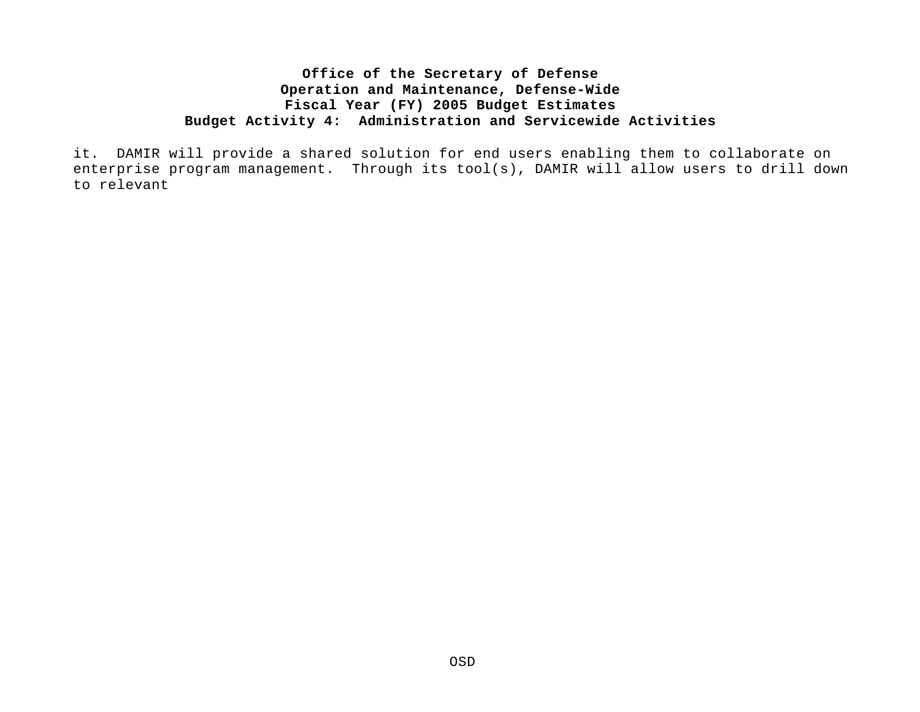it.  DAMIR will provide a shared solution for end users enabling them to collaborate on enterprise program management.  Through its tool(s), DAMIR will allow users to drill down to relevant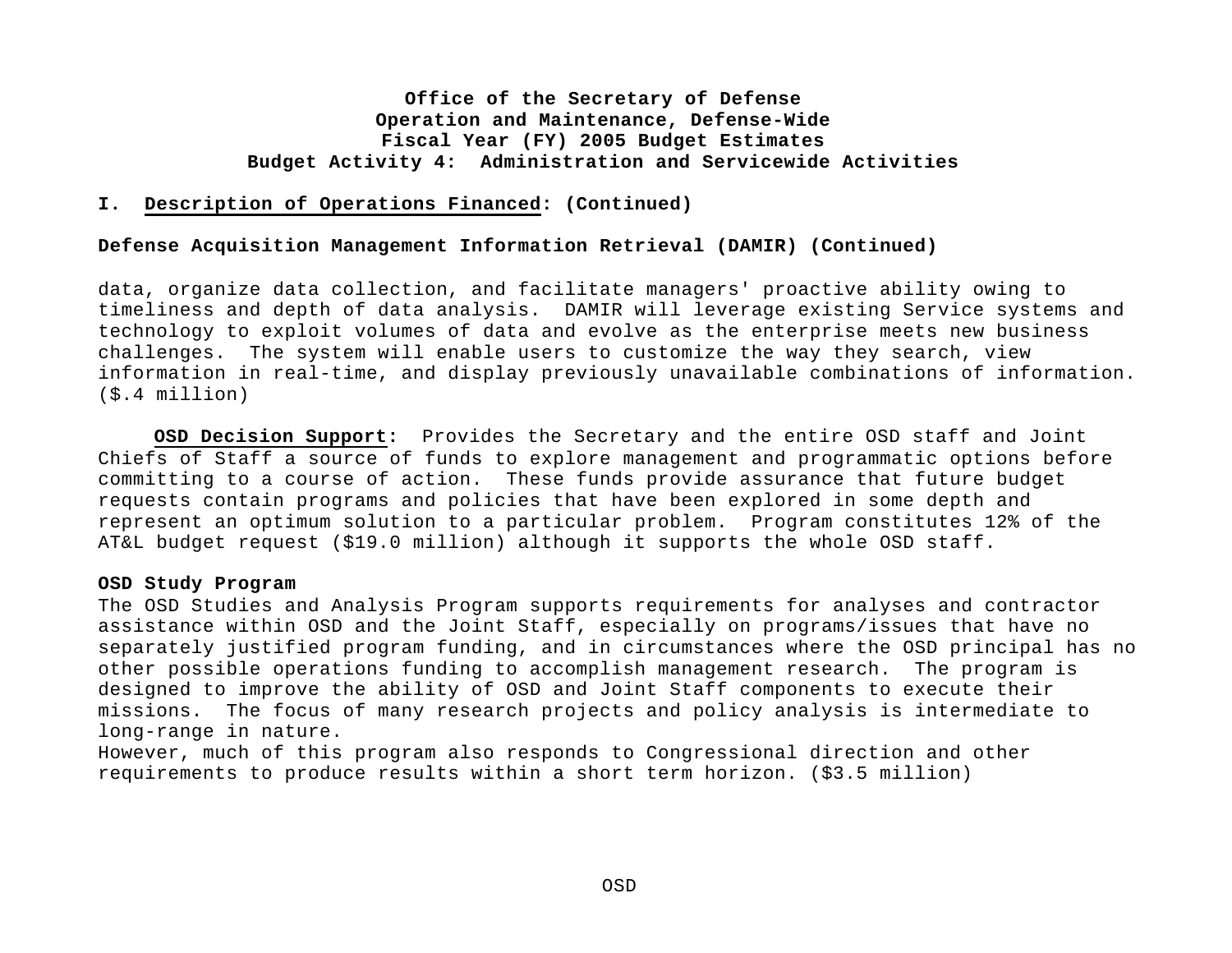**Office of the Secretary of Defense**
**Operation and Maintenance, Defense-Wide**
**Fiscal Year (FY) 2005 Budget Estimates**
**Budget Activity 4: Administration and Servicewide Activities**

## I. Description of Operations Financed: (Continued)

### Defense Acquisition Management Information Retrieval (DAMIR) (Continued)

data, organize data collection, and facilitate managers' proactive ability owing to timeliness and depth of data analysis. DAMIR will leverage existing Service systems and technology to exploit volumes of data and evolve as the enterprise meets new business challenges. The system will enable users to customize the way they search, view information in real-time, and display previously unavailable combinations of information. ($.4 million)

**OSD Decision Support:** Provides the Secretary and the entire OSD staff and Joint Chiefs of Staff a source of funds to explore management and programmatic options before committing to a course of action. These funds provide assurance that future budget requests contain programs and policies that have been explored in some depth and represent an optimum solution to a particular problem. Program constitutes 12% of the AT&L budget request ($19.0 million) although it supports the whole OSD staff.

**OSD Study Program**

The OSD Studies and Analysis Program supports requirements for analyses and contractor assistance within OSD and the Joint Staff, especially on programs/issues that have no separately justified program funding, and in circumstances where the OSD principal has no other possible operations funding to accomplish management research. The program is designed to improve the ability of OSD and Joint Staff components to execute their missions. The focus of many research projects and policy analysis is intermediate to long-range in nature.

However, much of this program also responds to Congressional direction and other requirements to produce results within a short term horizon. ($3.5 million)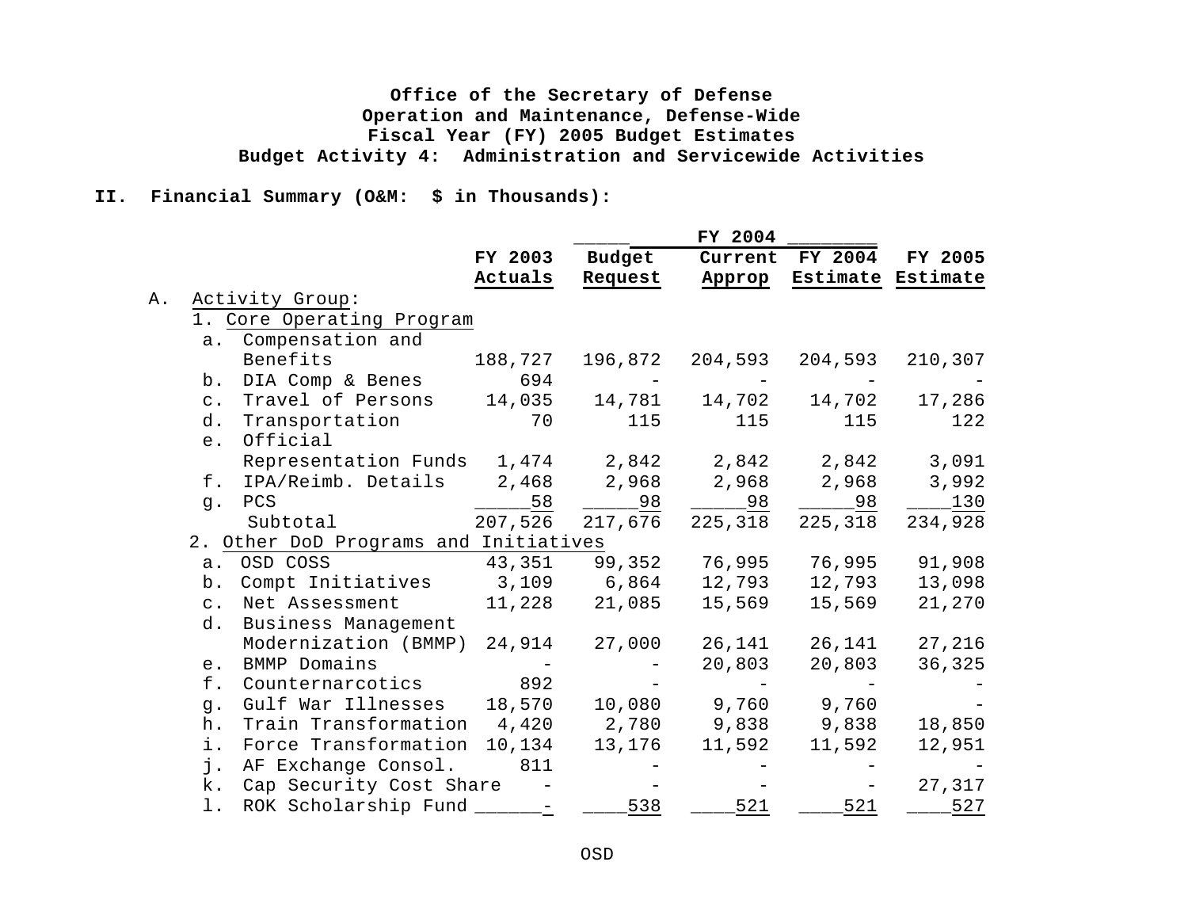**Office of the Secretary of Defense**
**Operation and Maintenance, Defense-Wide**
**Fiscal Year (FY) 2005 Budget Estimates**
**Budget Activity 4: Administration and Servicewide Activities**

**II. Financial Summary (O&M: $ in Thousands):**

| | | FY 2004 | | | |
|---|---|---|---|---|---|
| | FY 2003 Actuals | Budget Request | Current Approp | FY 2004 Estimate | FY 2005 Estimate |
| A. Activity Group: | | | | | |
| 1. Core Operating Program | | | | | |
| a. Compensation and Benefits | 188,727 | 196,872 | 204,593 | 204,593 | 210,307 |
| b. DIA Comp & Benes | 694 | - | - | - | - |
| c. Travel of Persons | 14,035 | 14,781 | 14,702 | 14,702 | 17,286 |
| d. Transportation | 70 | 115 | 115 | 115 | 122 |
| e. Official Representation Funds | 1,474 | 2,842 | 2,842 | 2,842 | 3,091 |
| f. IPA/Reimb. Details | 2,468 | 2,968 | 2,968 | 2,968 | 3,992 |
| g. PCS | 58 | 98 | 98 | 98 | 130 |
| Subtotal | 207,526 | 217,676 | 225,318 | 225,318 | 234,928 |
| 2. Other DoD Programs and Initiatives | | | | | |
| a. OSD COSS | 43,351 | 99,352 | 76,995 | 76,995 | 91,908 |
| b. Compt Initiatives | 3,109 | 6,864 | 12,793 | 12,793 | 13,098 |
| c. Net Assessment | 11,228 | 21,085 | 15,569 | 15,569 | 21,270 |
| d. Business Management Modernization (BMMP) | 24,914 | 27,000 | 26,141 | 26,141 | 27,216 |
| e. BMMP Domains | - | - | 20,803 | 20,803 | 36,325 |
| f. Counternarcotics | 892 | - | - | - | - |
| g. Gulf War Illnesses | 18,570 | 10,080 | 9,760 | 9,760 | - |
| h. Train Transformation | 4,420 | 2,780 | 9,838 | 9,838 | 18,850 |
| i. Force Transformation | 10,134 | 13,176 | 11,592 | 11,592 | 12,951 |
| j. AF Exchange Consol. | 811 | - | - | - | - |
| k. Cap Security Cost Share | - | - | - | - | 27,317 |
| l. ROK Scholarship Fund | - | 538 | 521 | 521 | 527 |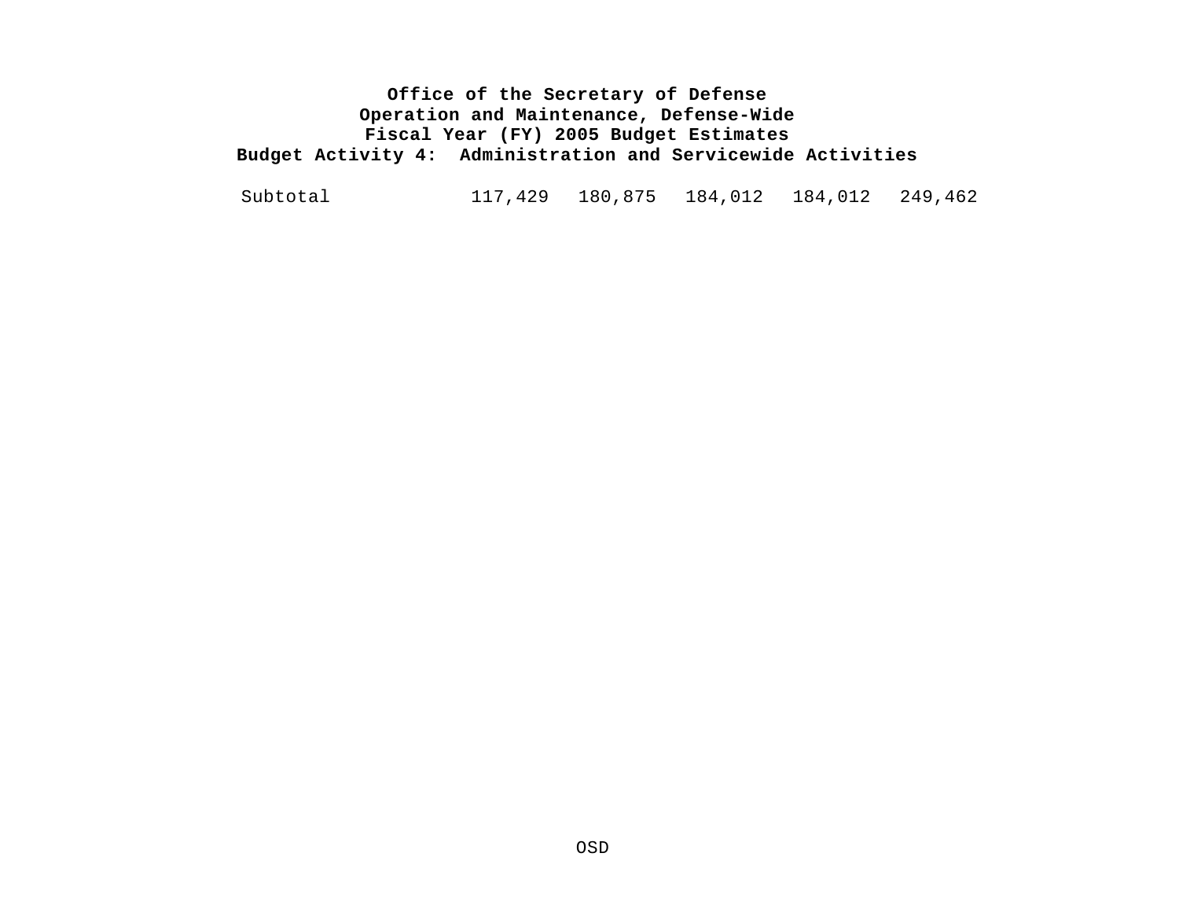**Office of the Secretary of Defense**
**Operation and Maintenance, Defense-Wide**
**Fiscal Year (FY) 2005 Budget Estimates**
**Budget Activity 4: Administration and Servicewide Activities**

| | | | | | |
|---|---|---|---|---|---|
| Subtotal | 117,429 | 180,875 | 184,012 | 184,012 | 249,462 |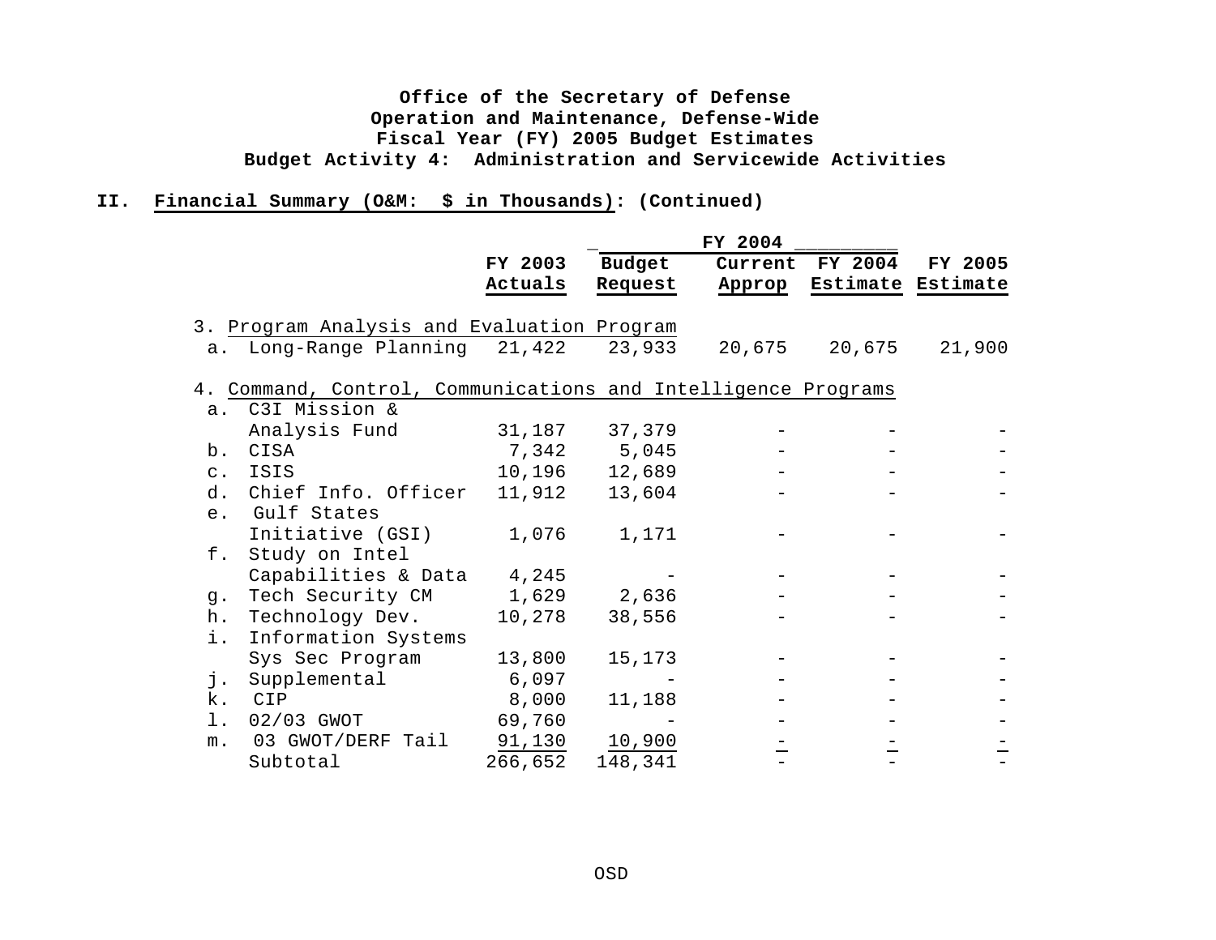**Office of the Secretary of Defense**
**Operation and Maintenance, Defense-Wide**
**Fiscal Year (FY) 2005 Budget Estimates**
**Budget Activity 4: Administration and Servicewide Activities**

**II. Financial Summary (O&M: $ in Thousands): (Continued)**

| | FY 2003 Actuals | FY 2004 Budget Request | FY 2004 Current Approp | FY 2004 Estimate | FY 2005 Estimate |
|---|---|---|---|---|---|
| 3. Program Analysis and Evaluation Program | | | | | |
| a. Long-Range Planning | 21,422 | 23,933 | 20,675 | 20,675 | 21,900 |
| 4. Command, Control, Communications and Intelligence Programs | | | | | |
| a. C3I Mission & Analysis Fund | 31,187 | 37,379 | - | - | - |
| b. CISA | 7,342 | 5,045 | - | - | - |
| c. ISIS | 10,196 | 12,689 | - | - | - |
| d. Chief Info. Officer | 11,912 | 13,604 | - | - | - |
| e. Gulf States Initiative (GSI) | 1,076 | 1,171 | - | - | - |
| f. Study on Intel Capabilities & Data | 4,245 | - | - | - | - |
| g. Tech Security CM | 1,629 | 2,636 | - | - | - |
| h. Technology Dev. | 10,278 | 38,556 | - | - | - |
| i. Information Systems Sys Sec Program | 13,800 | 15,173 | - | - | - |
| j. Supplemental | 6,097 | - | - | - | - |
| k. CIP | 8,000 | 11,188 | - | - | - |
| l. 02/03 GWOT | 69,760 | - | - | - | - |
| m. 03 GWOT/DERF Tail | 91,130 | 10,900 | - | - | - |
| Subtotal | 266,652 | 148,341 | - | - | - |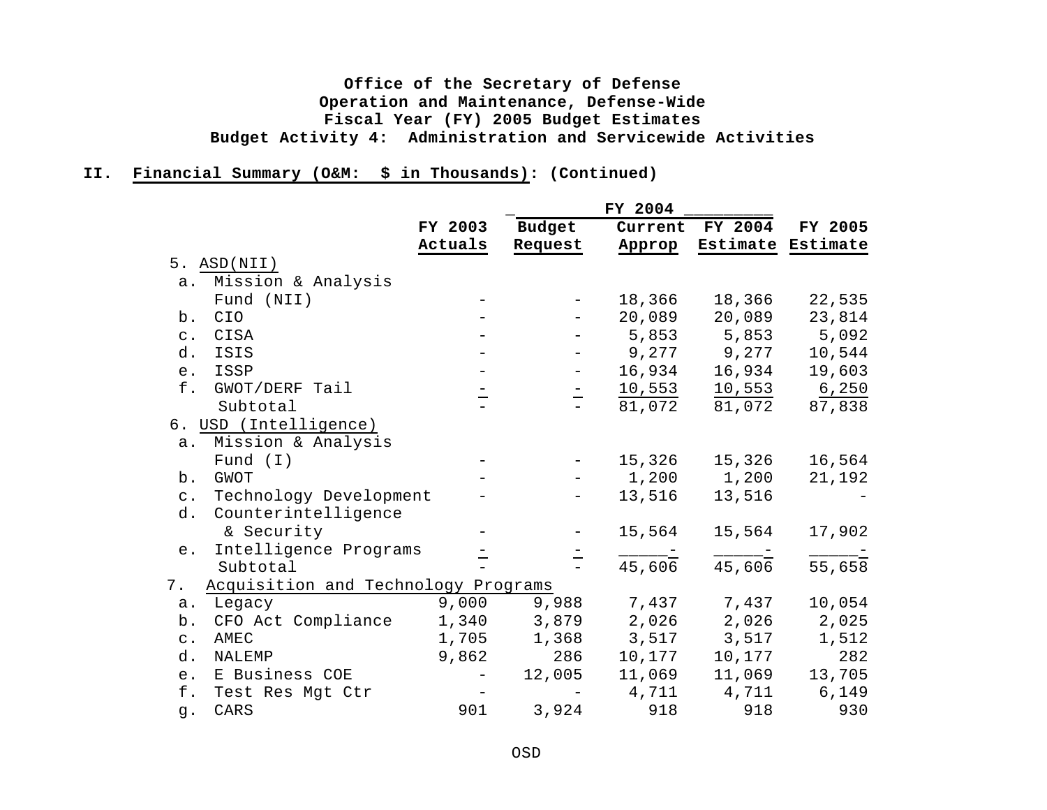**Office of the Secretary of Defense**
**Operation and Maintenance, Defense-Wide**
**Fiscal Year (FY) 2005 Budget Estimates**
**Budget Activity 4: Administration and Servicewide Activities**

**II. Financial Summary (O&M: $ in Thousands): (Continued)**

| | FY 2003 Actuals | FY 2004 Budget Request | FY 2004 Current Approp | FY 2004 Estimate | FY 2005 Estimate |
|---|---|---|---|---|---|
| 5. ASD(NII) | | | | | |
| a. Mission & Analysis Fund (NII) | - | - | 18,366 | 18,366 | 22,535 |
| b. CIO | - | - | 20,089 | 20,089 | 23,814 |
| c. CISA | - | - | 5,853 | 5,853 | 5,092 |
| d. ISIS | - | - | 9,277 | 9,277 | 10,544 |
| e. ISSP | - | - | 16,934 | 16,934 | 19,603 |
| f. GWOT/DERF Tail | - | - | 10,553 | 10,553 | 6,250 |
| Subtotal | - | - | 81,072 | 81,072 | 87,838 |
| 6. USD (Intelligence) | | | | | |
| a. Mission & Analysis Fund (I) | - | - | 15,326 | 15,326 | 16,564 |
| b. GWOT | - | - | 1,200 | 1,200 | 21,192 |
| c. Technology Development | - | - | 13,516 | 13,516 | - |
| d. Counterintelligence & Security | - | - | 15,564 | 15,564 | 17,902 |
| e. Intelligence Programs | - | - | - | - | - |
| Subtotal | - | - | 45,606 | 45,606 | 55,658 |
| 7. Acquisition and Technology Programs | | | | | |
| a. Legacy | 9,000 | 9,988 | 7,437 | 7,437 | 10,054 |
| b. CFO Act Compliance | 1,340 | 3,879 | 2,026 | 2,026 | 2,025 |
| c. AMEC | 1,705 | 1,368 | 3,517 | 3,517 | 1,512 |
| d. NALEMP | 9,862 | 286 | 10,177 | 10,177 | 282 |
| e. E Business COE | - | 12,005 | 11,069 | 11,069 | 13,705 |
| f. Test Res Mgt Ctr | - | - | 4,711 | 4,711 | 6,149 |
| g. CARS | 901 | 3,924 | 918 | 918 | 930 |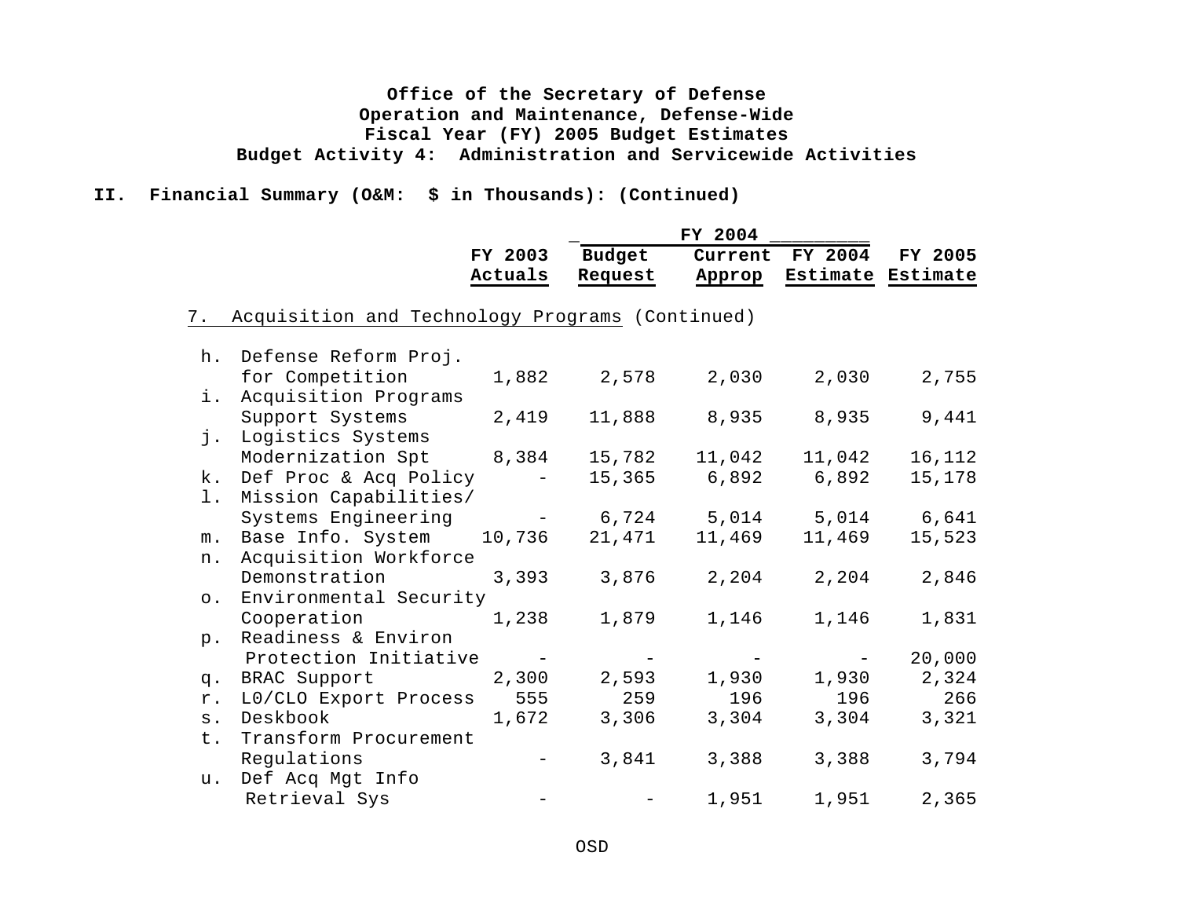**Office of the Secretary of Defense**
**Operation and Maintenance, Defense-Wide**
**Fiscal Year (FY) 2005 Budget Estimates**
**Budget Activity 4: Administration and Servicewide Activities**

**II. Financial Summary (O&M: $ in Thousands): (Continued)**

| | | FY 2004 | | | |
|---|---|---|---|---|---|
| | FY 2003 Actuals | Budget Request | Current Approp | FY 2004 Estimate | FY 2005 Estimate |
| 7. Acquisition and Technology Programs (Continued) | | | | | |
| h. Defense Reform Proj. for Competition | 1,882 | 2,578 | 2,030 | 2,030 | 2,755 |
| i. Acquisition Programs Support Systems | 2,419 | 11,888 | 8,935 | 8,935 | 9,441 |
| j. Logistics Systems Modernization Spt | 8,384 | 15,782 | 11,042 | 11,042 | 16,112 |
| k. Def Proc & Acq Policy | - | 15,365 | 6,892 | 6,892 | 15,178 |
| l. Mission Capabilities/ Systems Engineering | - | 6,724 | 5,014 | 5,014 | 6,641 |
| m. Base Info. System | 10,736 | 21,471 | 11,469 | 11,469 | 15,523 |
| n. Acquisition Workforce Demonstration | 3,393 | 3,876 | 2,204 | 2,204 | 2,846 |
| o. Environmental Security Cooperation | 1,238 | 1,879 | 1,146 | 1,146 | 1,831 |
| p. Readiness & Environ Protection Initiative | - | - | - | - | 20,000 |
| q. BRAC Support | 2,300 | 2,593 | 1,930 | 1,930 | 2,324 |
| r. L0/CLO Export Process | 555 | 259 | 196 | 196 | 266 |
| s. Deskbook | 1,672 | 3,306 | 3,304 | 3,304 | 3,321 |
| t. Transform Procurement Regulations | - | 3,841 | 3,388 | 3,388 | 3,794 |
| u. Def Acq Mgt Info Retrieval Sys | - | - | 1,951 | 1,951 | 2,365 |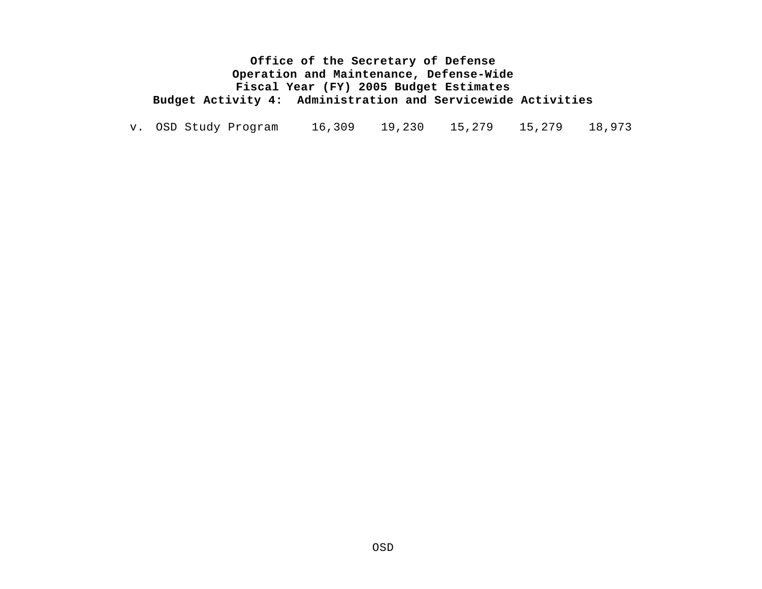**Office of the Secretary of Defense**
**Operation and Maintenance, Defense-Wide**
**Fiscal Year (FY) 2005 Budget Estimates**
**Budget Activity 4: Administration and Servicewide Activities**

| | | | | | |
|---|---|---|---|---|---|
| v. OSD Study Program | 16,309 | 19,230 | 15,279 | 15,279 | 18,973 |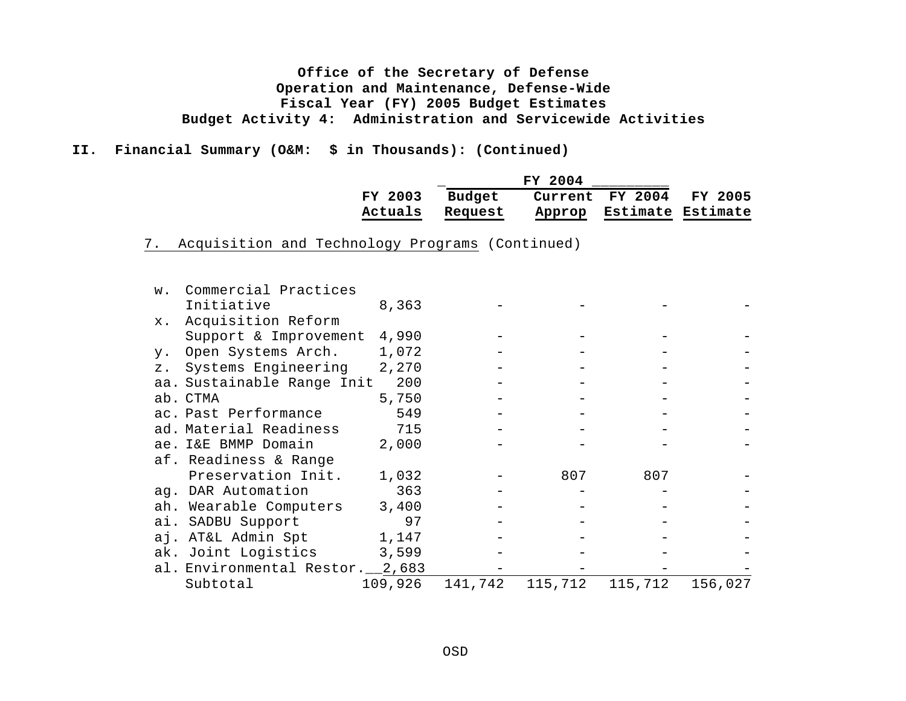**Office of the Secretary of Defense**
**Operation and Maintenance, Defense-Wide**
**Fiscal Year (FY) 2005 Budget Estimates**
**Budget Activity 4: Administration and Servicewide Activities**

**II. Financial Summary (O&M: $ in Thousands): (Continued)**

| | FY 2003 Actuals | FY 2004 Budget Request | FY 2004 Current Approp | FY 2004 Estimate | FY 2005 Estimate |
|---|---|---|---|---|---|
| 7. Acquisition and Technology Programs (Continued) | | | | | |
| w. Commercial Practices Initiative | 8,363 | - | - | - | - |
| x. Acquisition Reform Support & Improvement | 4,990 | - | - | - | - |
| y. Open Systems Arch. | 1,072 | - | - | - | - |
| z. Systems Engineering | 2,270 | - | - | - | - |
| aa. Sustainable Range Init | 200 | - | - | - | - |
| ab. CTMA | 5,750 | - | - | - | - |
| ac. Past Performance | 549 | - | - | - | - |
| ad. Material Readiness | 715 | - | - | - | - |
| ae. I&E BMMP Domain | 2,000 | - | - | - | - |
| af. Readiness & Range Preservation Init. | 1,032 | - | 807 | 807 | - |
| ag. DAR Automation | 363 | - | - | - | - |
| ah. Wearable Computers | 3,400 | - | - | - | - |
| ai. SADBU Support | 97 | - | - | - | - |
| aj. AT&L Admin Spt | 1,147 | - | - | - | - |
| ak. Joint Logistics | 3,599 | - | - | - | - |
| al. Environmental Restor. | 2,683 | - | - | - | - |
| Subtotal | 109,926 | 141,742 | 115,712 | 115,712 | 156,027 |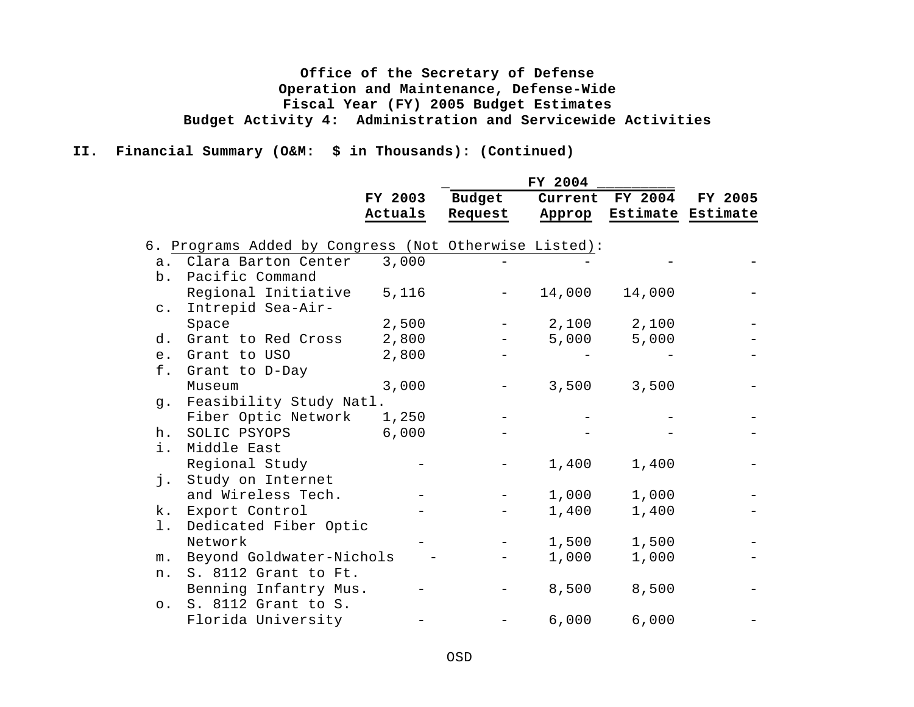**Office of the Secretary of Defense**
**Operation and Maintenance, Defense-Wide**
**Fiscal Year (FY) 2005 Budget Estimates**
**Budget Activity 4: Administration and Servicewide Activities**

**II. Financial Summary (O&M: $ in Thousands): (Continued)**

| | FY 2003 Actuals | FY 2004 Budget Request | FY 2004 Current Approp | FY 2004 Estimate | FY 2005 Estimate |
|---|---|---|---|---|---|
| 6. Programs Added by Congress (Not Otherwise Listed): | | | | | |
| a. Clara Barton Center | 3,000 | - | - | - | - |
| b. Pacific Command Regional Initiative | 5,116 | - | 14,000 | 14,000 | - |
| c. Intrepid Sea-Air-Space | 2,500 | - | 2,100 | 2,100 | - |
| d. Grant to Red Cross | 2,800 | - | 5,000 | 5,000 | - |
| e. Grant to USO | 2,800 | - | - | - | - |
| f. Grant to D-Day Museum | 3,000 | - | 3,500 | 3,500 | - |
| g. Feasibility Study Natl. Fiber Optic Network | 1,250 | - | - | - | - |
| h. SOLIC PSYOPS | 6,000 | - | - | - | - |
| i. Middle East Regional Study | - | - | 1,400 | 1,400 | - |
| j. Study on Internet and Wireless Tech. | - | - | 1,000 | 1,000 | - |
| k. Export Control | - | - | 1,400 | 1,400 | - |
| l. Dedicated Fiber Optic Network | - | - | 1,500 | 1,500 | - |
| m. Beyond Goldwater-Nichols | - | - | 1,000 | 1,000 | - |
| n. S. 8112 Grant to Ft. Benning Infantry Mus. | - | - | 8,500 | 8,500 | - |
| o. S. 8112 Grant to S. Florida University | - | - | 6,000 | 6,000 | - |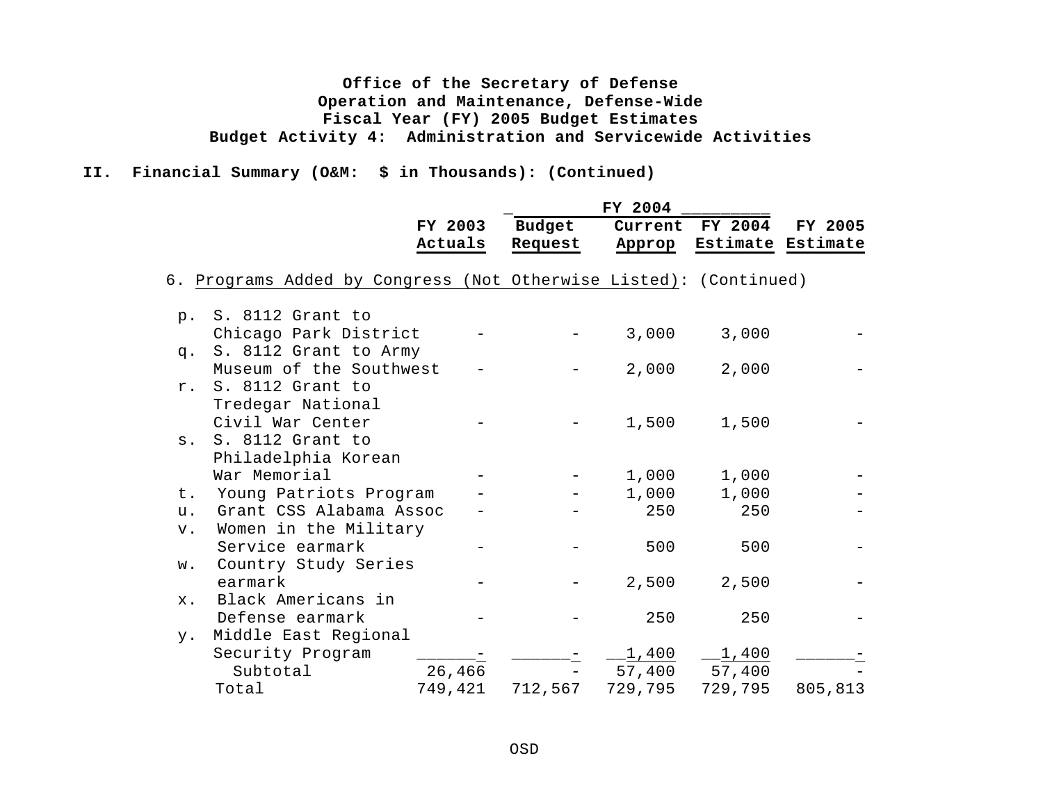**Office of the Secretary of Defense**
**Operation and Maintenance, Defense-Wide**
**Fiscal Year (FY) 2005 Budget Estimates**
**Budget Activity 4: Administration and Servicewide Activities**

**II. Financial Summary (O&M: $ in Thousands): (Continued)**

| | | FY 2004 | | | |
|---|---|---|---|---|---|
| | FY 2003 Actuals | Budget Request | Current Approp | FY 2004 Estimate | FY 2005 Estimate |
| 6. Programs Added by Congress (Not Otherwise Listed): (Continued) | | | | | |
| p. S. 8112 Grant to Chicago Park District | - | - | 3,000 | 3,000 | - |
| q. S. 8112 Grant to Army Museum of the Southwest | - | - | 2,000 | 2,000 | - |
| r. S. 8112 Grant to Tredegar National Civil War Center | - | - | 1,500 | 1,500 | - |
| s. S. 8112 Grant to Philadelphia Korean War Memorial | - | - | 1,000 | 1,000 | - |
| t. Young Patriots Program | - | - | 1,000 | 1,000 | - |
| u. Grant CSS Alabama Assoc | - | - | 250 | 250 | - |
| v. Women in the Military Service earmark | - | - | 500 | 500 | - |
| w. Country Study Series earmark | - | - | 2,500 | 2,500 | - |
| x. Black Americans in Defense earmark | - | - | 250 | 250 | - |
| y. Middle East Regional Security Program | - | - | 1,400 | 1,400 | - |
| Subtotal | 26,466 | - | 57,400 | 57,400 | - |
| Total | 749,421 | 712,567 | 729,795 | 729,795 | 805,813 |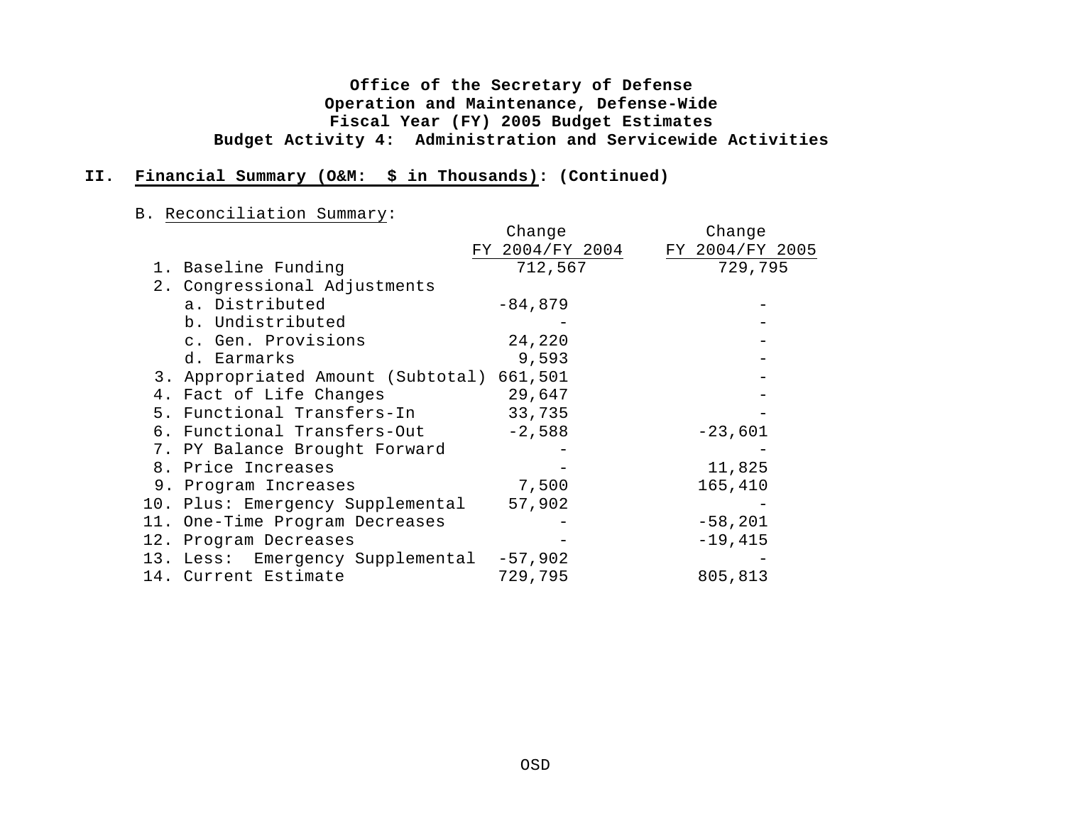**Office of the Secretary of Defense**
**Operation and Maintenance, Defense-Wide**
**Fiscal Year (FY) 2005 Budget Estimates**
**Budget Activity 4: Administration and Servicewide Activities**

**II. Financial Summary (O&M: $ in Thousands): (Continued)**

B. Reconciliation Summary:

| | Change FY 2004/FY 2004 | Change FY 2004/FY 2005 |
|---|---|---|
| 1. Baseline Funding | 712,567 | 729,795 |
| 2. Congressional Adjustments | | |
| a. Distributed | -84,879 | - |
| b. Undistributed | - | - |
| c. Gen. Provisions | 24,220 | - |
| d. Earmarks | 9,593 | - |
| 3. Appropriated Amount (Subtotal) | 661,501 | - |
| 4. Fact of Life Changes | 29,647 | - |
| 5. Functional Transfers-In | 33,735 | - |
| 6. Functional Transfers-Out | -2,588 | -23,601 |
| 7. PY Balance Brought Forward | - | - |
| 8. Price Increases | - | 11,825 |
| 9. Program Increases | 7,500 | 165,410 |
| 10. Plus: Emergency Supplemental | 57,902 | - |
| 11. One-Time Program Decreases | - | -58,201 |
| 12. Program Decreases | - | -19,415 |
| 13. Less: Emergency Supplemental | -57,902 | - |
| 14. Current Estimate | 729,795 | 805,813 |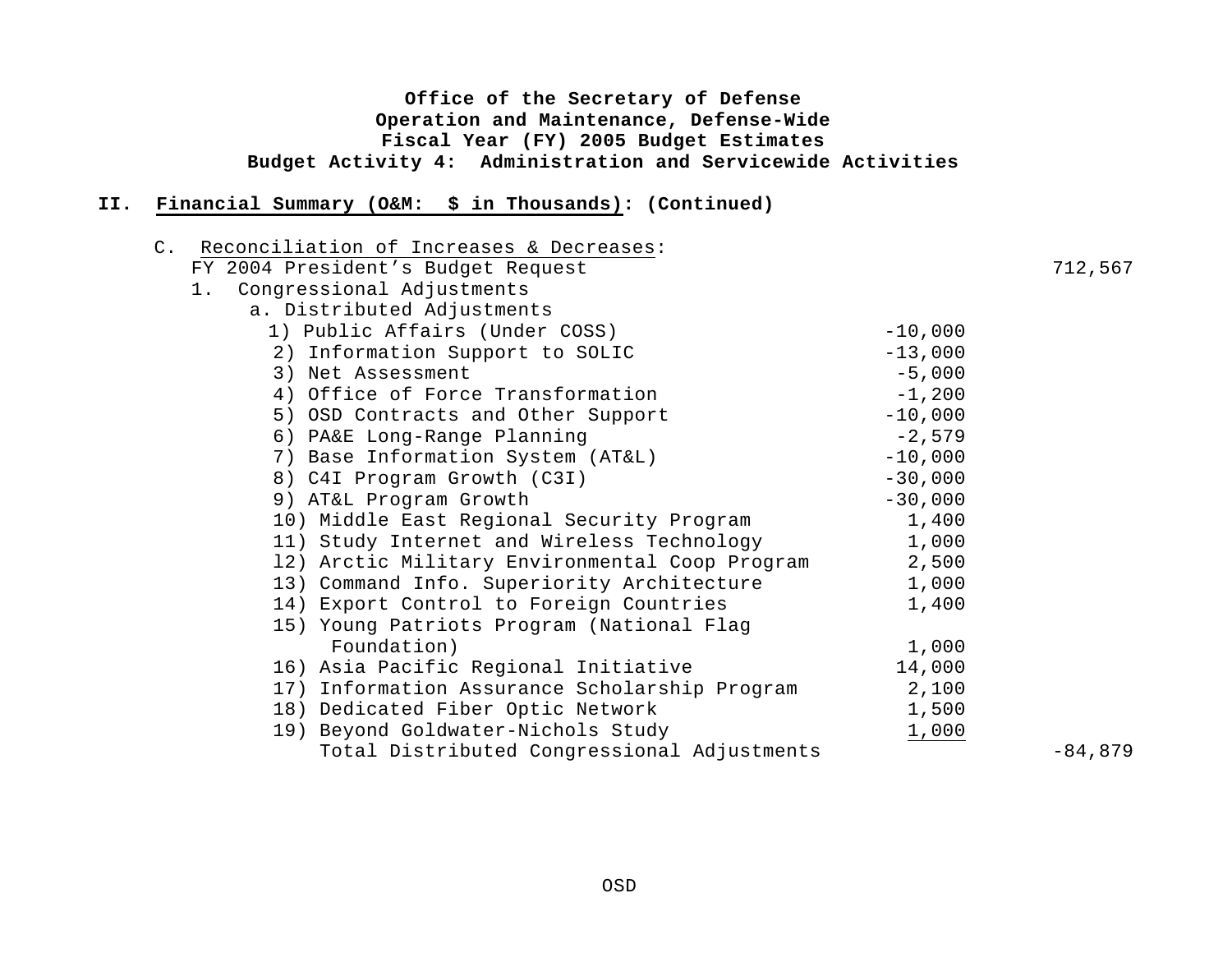**Office of the Secretary of Defense**
**Operation and Maintenance, Defense-Wide**
**Fiscal Year (FY) 2005 Budget Estimates**
**Budget Activity 4: Administration and Servicewide Activities**

## II. Financial Summary (O&M: $ in Thousands): (Continued)

C. Reconciliation of Increases & Decreases:

| | | |
|---|---|---|
| FY 2004 President's Budget Request | | 712,567 |
| 1. Congressional Adjustments | | |
| a. Distributed Adjustments | | |
| 1) Public Affairs (Under COSS) | -10,000 | |
| 2) Information Support to SOLIC | -13,000 | |
| 3) Net Assessment | -5,000 | |
| 4) Office of Force Transformation | -1,200 | |
| 5) OSD Contracts and Other Support | -10,000 | |
| 6) PA&E Long-Range Planning | -2,579 | |
| 7) Base Information System (AT&L) | -10,000 | |
| 8) C4I Program Growth (C3I) | -30,000 | |
| 9) AT&L Program Growth | -30,000 | |
| 10) Middle East Regional Security Program | 1,400 | |
| 11) Study Internet and Wireless Technology | 1,000 | |
| 12) Arctic Military Environmental Coop Program | 2,500 | |
| 13) Command Info. Superiority Architecture | 1,000 | |
| 14) Export Control to Foreign Countries | 1,400 | |
| 15) Young Patriots Program (National Flag Foundation) | 1,000 | |
| 16) Asia Pacific Regional Initiative | 14,000 | |
| 17) Information Assurance Scholarship Program | 2,100 | |
| 18) Dedicated Fiber Optic Network | 1,500 | |
| 19) Beyond Goldwater-Nichols Study | 1,000 | |
| Total Distributed Congressional Adjustments | | -84,879 |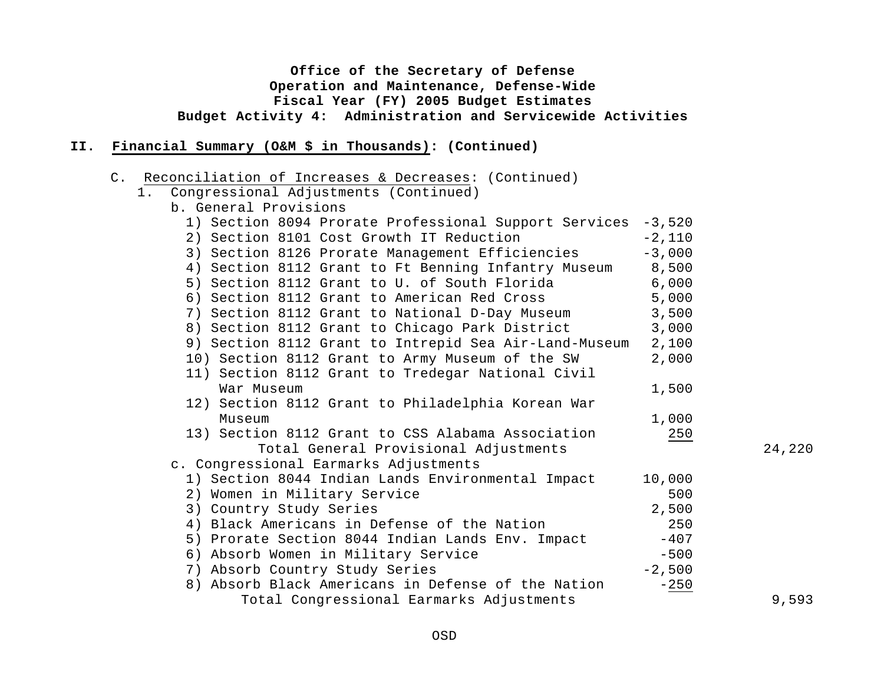**Office of the Secretary of Defense**
**Operation and Maintenance, Defense-Wide**
**Fiscal Year (FY) 2005 Budget Estimates**
**Budget Activity 4: Administration and Servicewide Activities**

**II. Financial Summary (O&M $ in Thousands): (Continued)**

C. Reconciliation of Increases & Decreases: (Continued)

1. Congressional Adjustments (Continued)

b. General Provisions

| Item | Amount | Total |
|---|---|---|
| 1) Section 8094 Prorate Professional Support Services | -3,520 | |
| 2) Section 8101 Cost Growth IT Reduction | -2,110 | |
| 3) Section 8126 Prorate Management Efficiencies | -3,000 | |
| 4) Section 8112 Grant to Ft Benning Infantry Museum | 8,500 | |
| 5) Section 8112 Grant to U. of South Florida | 6,000 | |
| 6) Section 8112 Grant to American Red Cross | 5,000 | |
| 7) Section 8112 Grant to National D-Day Museum | 3,500 | |
| 8) Section 8112 Grant to Chicago Park District | 3,000 | |
| 9) Section 8112 Grant to Intrepid Sea Air-Land-Museum | 2,100 | |
| 10) Section 8112 Grant to Army Museum of the SW | 2,000 | |
| 11) Section 8112 Grant to Tredegar National Civil War Museum | 1,500 | |
| 12) Section 8112 Grant to Philadelphia Korean War Museum | 1,000 | |
| 13) Section 8112 Grant to CSS Alabama Association | 250 | |
| Total General Provisional Adjustments | | 24,220 |

c. Congressional Earmarks Adjustments

| Item | Amount | Total |
|---|---|---|
| 1) Section 8044 Indian Lands Environmental Impact | 10,000 | |
| 2) Women in Military Service | 500 | |
| 3) Country Study Series | 2,500 | |
| 4) Black Americans in Defense of the Nation | 250 | |
| 5) Prorate Section 8044 Indian Lands Env. Impact | -407 | |
| 6) Absorb Women in Military Service | -500 | |
| 7) Absorb Country Study Series | -2,500 | |
| 8) Absorb Black Americans in Defense of the Nation | -250 | |
| Total Congressional Earmarks Adjustments | | 9,593 |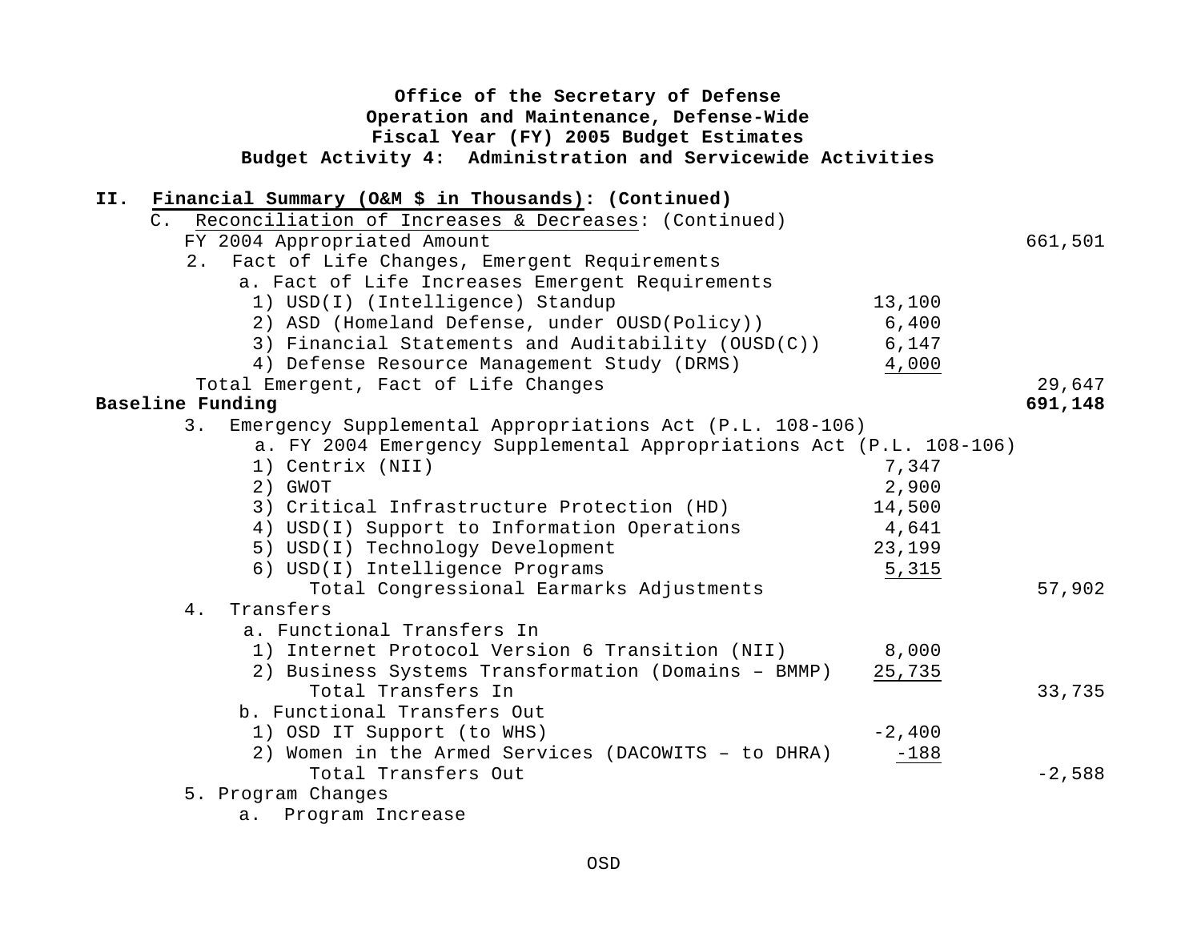**Office of the Secretary of Defense**
**Operation and Maintenance, Defense-Wide**
**Fiscal Year (FY) 2005 Budget Estimates**
**Budget Activity 4: Administration and Servicewide Activities**

**II. Financial Summary (O&M $ in Thousands): (Continued)**

C. Reconciliation of Increases & Decreases: (Continued)

| | | |
|---|---|---|
| FY 2004 Appropriated Amount | | 661,501 |
| 2. Fact of Life Changes, Emergent Requirements | | |
| a. Fact of Life Increases Emergent Requirements | | |
| 1) USD(I) (Intelligence) Standup | 13,100 | |
| 2) ASD (Homeland Defense, under OUSD(Policy)) | 6,400 | |
| 3) Financial Statements and Auditability (OUSD(C)) | 6,147 | |
| 4) Defense Resource Management Study (DRMS) | 4,000 | |
| Total Emergent, Fact of Life Changes | | 29,647 |
| **Baseline Funding** | | **691,148** |
| 3. Emergency Supplemental Appropriations Act (P.L. 108-106) | | |
| a. FY 2004 Emergency Supplemental Appropriations Act (P.L. 108-106) | | |
| 1) Centrix (NII) | 7,347 | |
| 2) GWOT | 2,900 | |
| 3) Critical Infrastructure Protection (HD) | 14,500 | |
| 4) USD(I) Support to Information Operations | 4,641 | |
| 5) USD(I) Technology Development | 23,199 | |
| 6) USD(I) Intelligence Programs | 5,315 | |
| Total Congressional Earmarks Adjustments | | 57,902 |
| 4. Transfers | | |
| a. Functional Transfers In | | |
| 1) Internet Protocol Version 6 Transition (NII) | 8,000 | |
| 2) Business Systems Transformation (Domains – BMMP) | 25,735 | |
| Total Transfers In | | 33,735 |
| b. Functional Transfers Out | | |
| 1) OSD IT Support (to WHS) | -2,400 | |
| 2) Women in the Armed Services (DACOWITS – to DHRA) | -188 | |
| Total Transfers Out | | -2,588 |
| 5. Program Changes | | |
| a. Program Increase | | |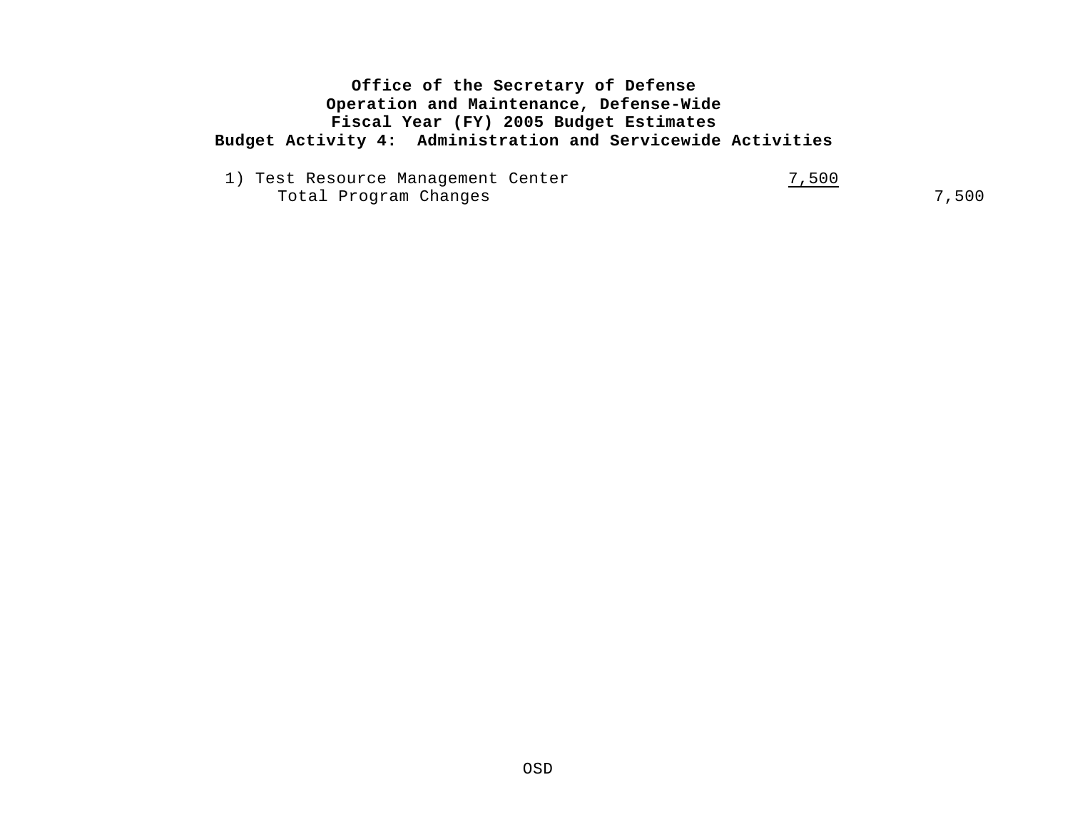**Office of the Secretary of Defense**
**Operation and Maintenance, Defense-Wide**
**Fiscal Year (FY) 2005 Budget Estimates**
**Budget Activity 4: Administration and Servicewide Activities**

| | | |
|---|---|---|
| 1) Test Resource Management Center | 7,500 | |
| Total Program Changes | | 7,500 |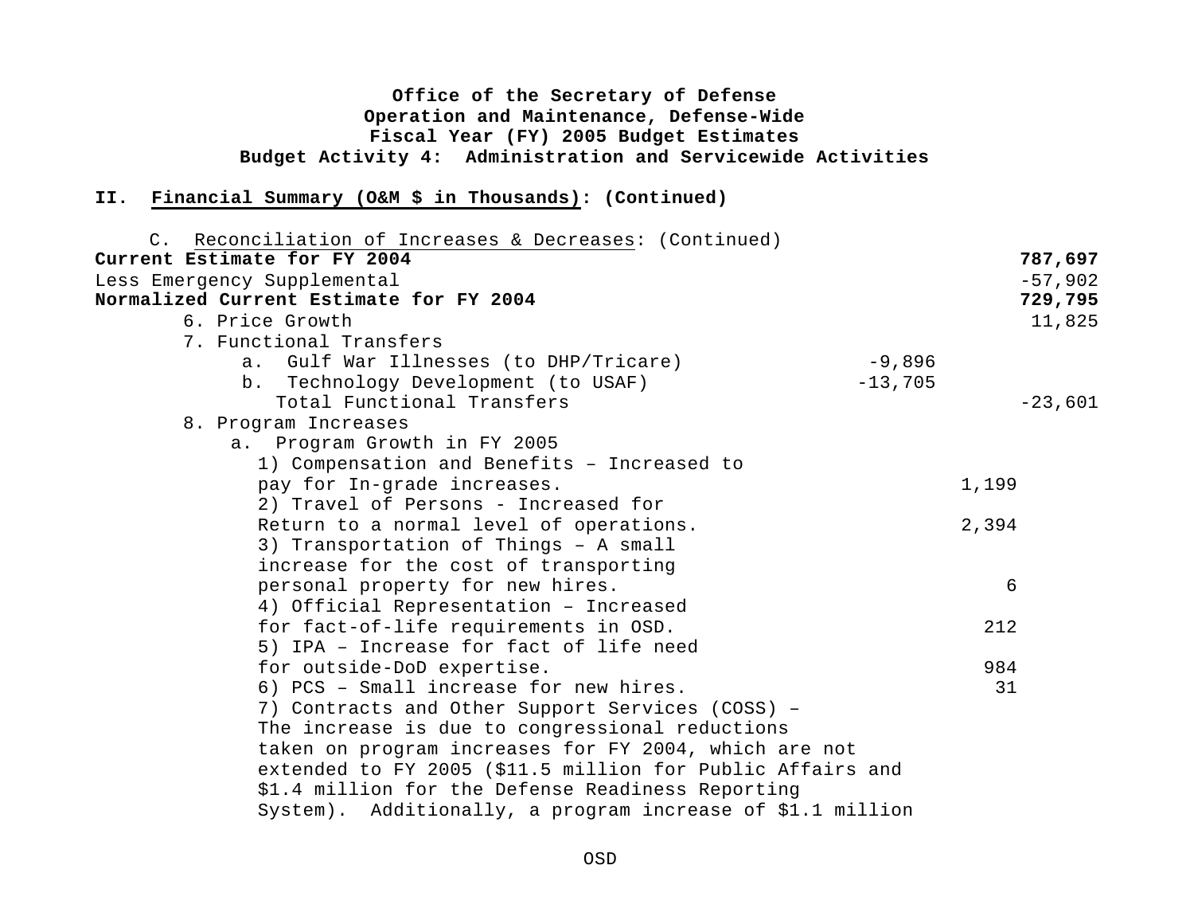**Office of the Secretary of Defense**
**Operation and Maintenance, Defense-Wide**
**Fiscal Year (FY) 2005 Budget Estimates**
**Budget Activity 4: Administration and Servicewide Activities**

## II. Financial Summary (O&M $ in Thousands): (Continued)

C. Reconciliation of Increases & Decreases: (Continued)

| | | | |
|---|---|---|---|
| **Current Estimate for FY 2004** | | | **787,697** |
| Less Emergency Supplemental | | | -57,902 |
| **Normalized Current Estimate for FY 2004** | | | **729,795** |
| 6. Price Growth | | | 11,825 |
| 7. Functional Transfers | | | |
| a. Gulf War Illnesses (to DHP/Tricare) | -9,896 | | |
| b. Technology Development (to USAF) | -13,705 | | |
| Total Functional Transfers | | | -23,601 |
| 8. Program Increases | | | |
| a. Program Growth in FY 2005 | | | |
| 1) Compensation and Benefits – Increased to pay for In-grade increases. | | 1,199 | |
| 2) Travel of Persons - Increased for Return to a normal level of operations. | | 2,394 | |
| 3) Transportation of Things – A small increase for the cost of transporting personal property for new hires. | | 6 | |
| 4) Official Representation – Increased for fact-of-life requirements in OSD. | | 212 | |
| 5) IPA – Increase for fact of life need for outside-DoD expertise. | | 984 | |
| 6) PCS – Small increase for new hires. | | 31 | |
| 7) Contracts and Other Support Services (COSS) – The increase is due to congressional reductions taken on program increases for FY 2004, which are not extended to FY 2005 ($11.5 million for Public Affairs and $1.4 million for the Defense Readiness Reporting System). Additionally, a program increase of $1.1 million | | | |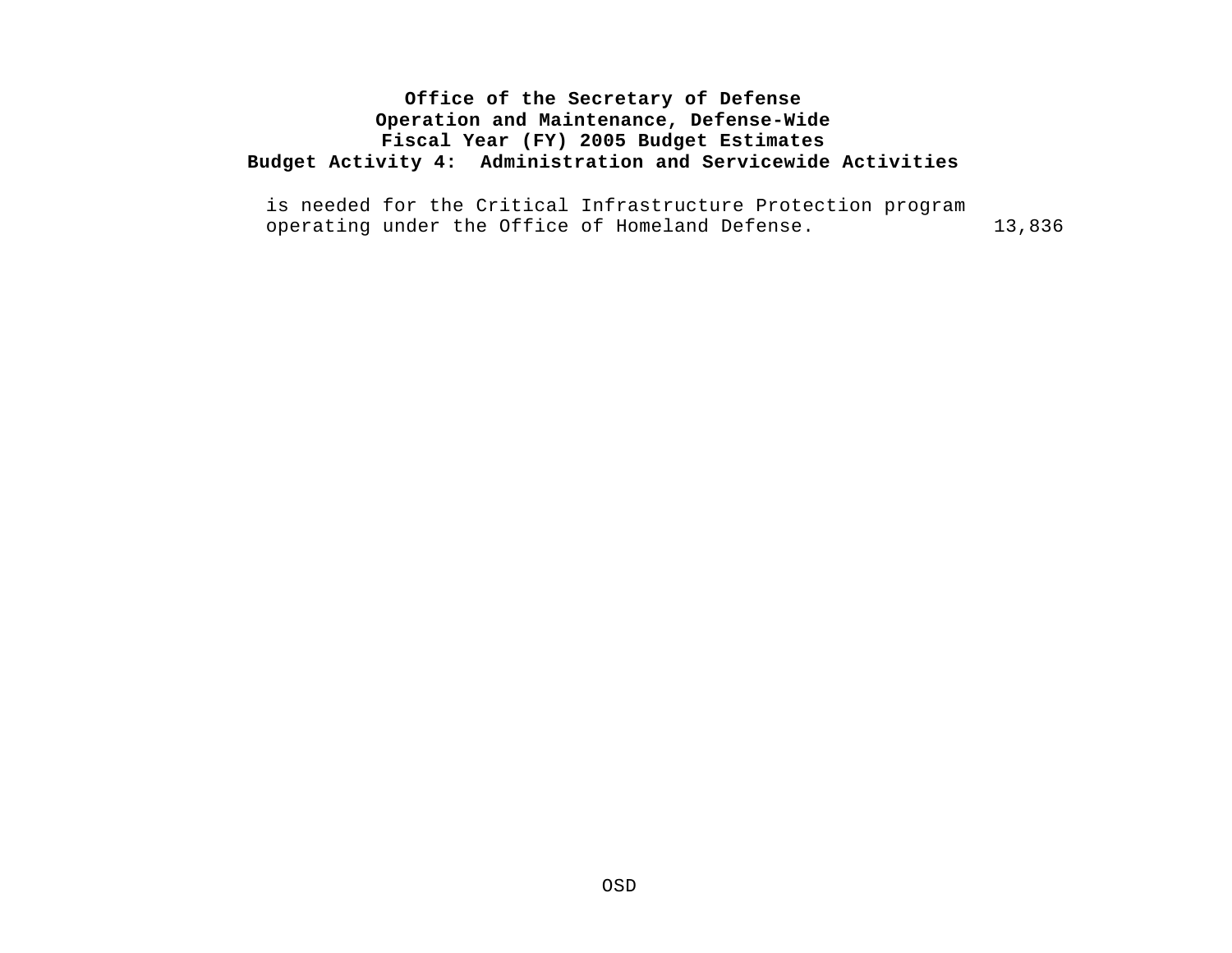is needed for the Critical Infrastructure Protection program operating under the Office of Homeland Defense. 13,836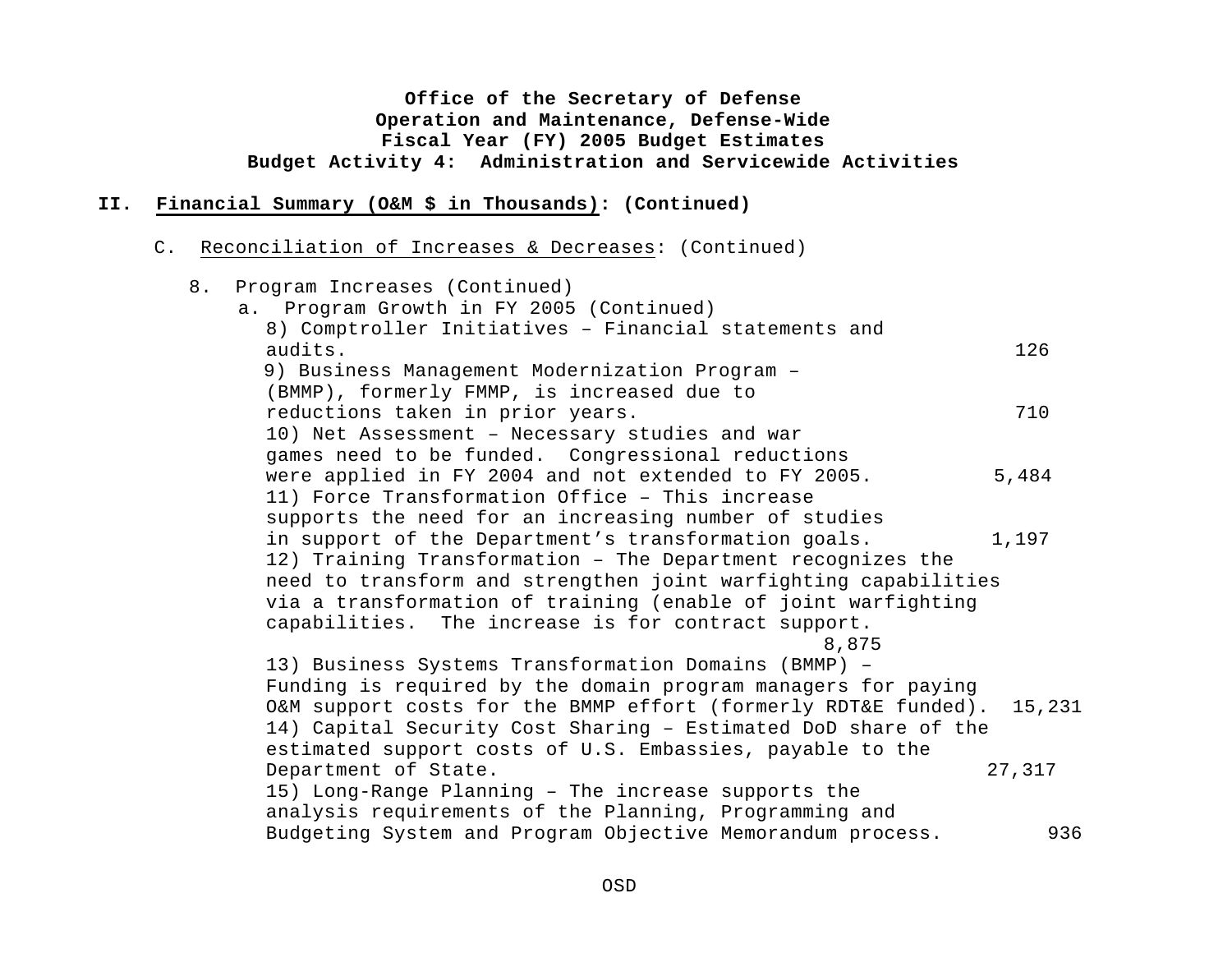**Office of the Secretary of Defense**
**Operation and Maintenance, Defense-Wide**
**Fiscal Year (FY) 2005 Budget Estimates**
**Budget Activity 4: Administration and Servicewide Activities**

**II. Financial Summary (O&M $ in Thousands): (Continued)**

C. Reconciliation of Increases & Decreases: (Continued)

8. Program Increases (Continued)

a. Program Growth in FY 2005 (Continued)

| Item | Amount |
|---|---|
| 8) Comptroller Initiatives – Financial statements and audits. | 126 |
| 9) Business Management Modernization Program – (BMMP), formerly FMMP, is increased due to reductions taken in prior years. | 710 |
| 10) Net Assessment – Necessary studies and war games need to be funded. Congressional reductions were applied in FY 2004 and not extended to FY 2005. | 5,484 |
| 11) Force Transformation Office – This increase supports the need for an increasing number of studies in support of the Department's transformation goals. | 1,197 |
| 12) Training Transformation – The Department recognizes the need to transform and strengthen joint warfighting capabilities via a transformation of training (enable of joint warfighting capabilities. The increase is for contract support. | 8,875 |
| 13) Business Systems Transformation Domains (BMMP) – Funding is required by the domain program managers for paying O&M support costs for the BMMP effort (formerly RDT&E funded). | 15,231 |
| 14) Capital Security Cost Sharing – Estimated DoD share of the estimated support costs of U.S. Embassies, payable to the Department of State. | 27,317 |
| 15) Long-Range Planning – The increase supports the analysis requirements of the Planning, Programming and Budgeting System and Program Objective Memorandum process. | 936 |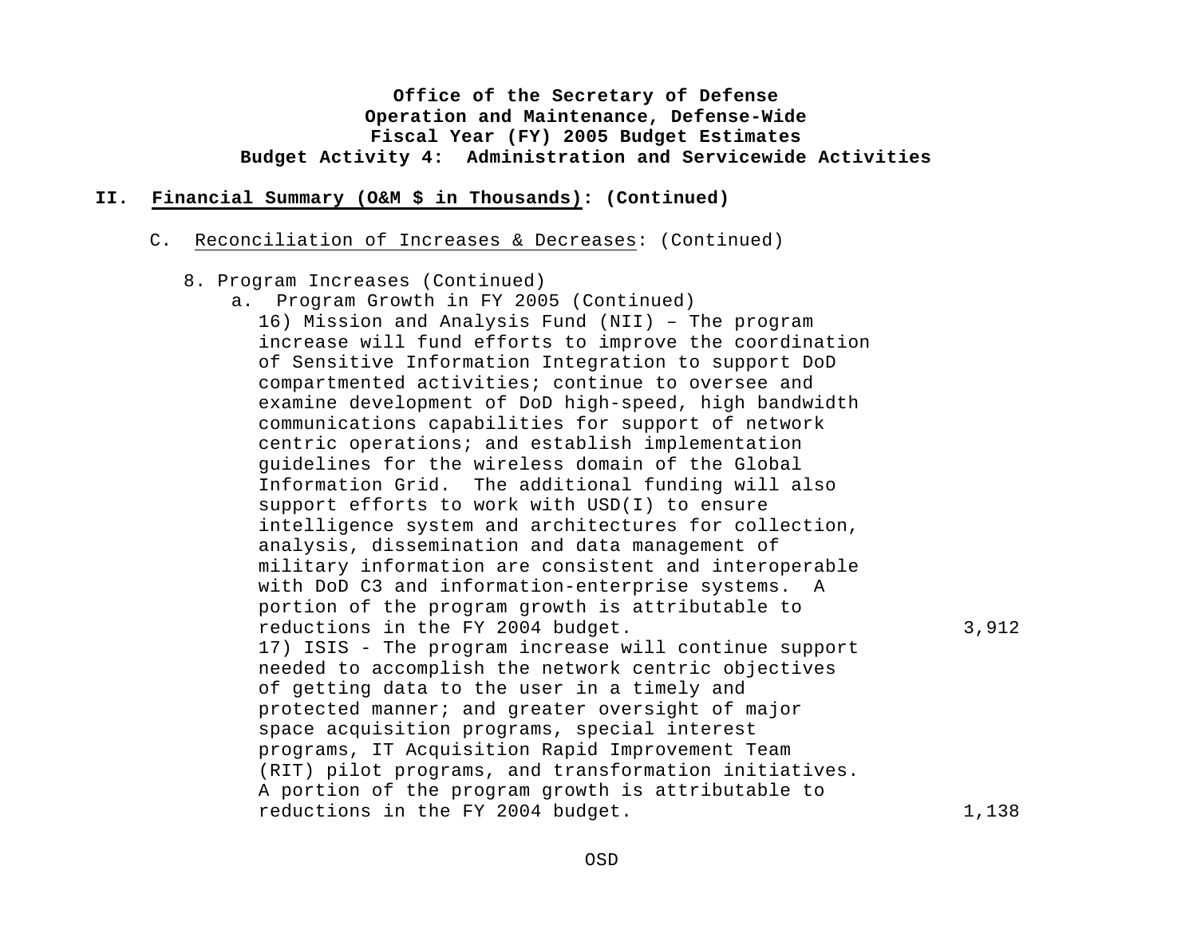**Office of the Secretary of Defense**
**Operation and Maintenance, Defense-Wide**
**Fiscal Year (FY) 2005 Budget Estimates**
**Budget Activity 4: Administration and Servicewide Activities**

**II. Financial Summary (O&M $ in Thousands): (Continued)**

C. Reconciliation of Increases & Decreases: (Continued)

8. Program Increases (Continued)

a. Program Growth in FY 2005 (Continued)

16) Mission and Analysis Fund (NII) – The program increase will fund efforts to improve the coordination of Sensitive Information Integration to support DoD compartmented activities; continue to oversee and examine development of DoD high-speed, high bandwidth communications capabilities for support of network centric operations; and establish implementation guidelines for the wireless domain of the Global Information Grid. The additional funding will also support efforts to work with USD(I) to ensure intelligence system and architectures for collection, analysis, dissemination and data management of military information are consistent and interoperable with DoD C3 and information-enterprise systems. A portion of the program growth is attributable to reductions in the FY 2004 budget. 3,912

17) ISIS - The program increase will continue support needed to accomplish the network centric objectives of getting data to the user in a timely and protected manner; and greater oversight of major space acquisition programs, special interest programs, IT Acquisition Rapid Improvement Team (RIT) pilot programs, and transformation initiatives. A portion of the program growth is attributable to reductions in the FY 2004 budget. 1,138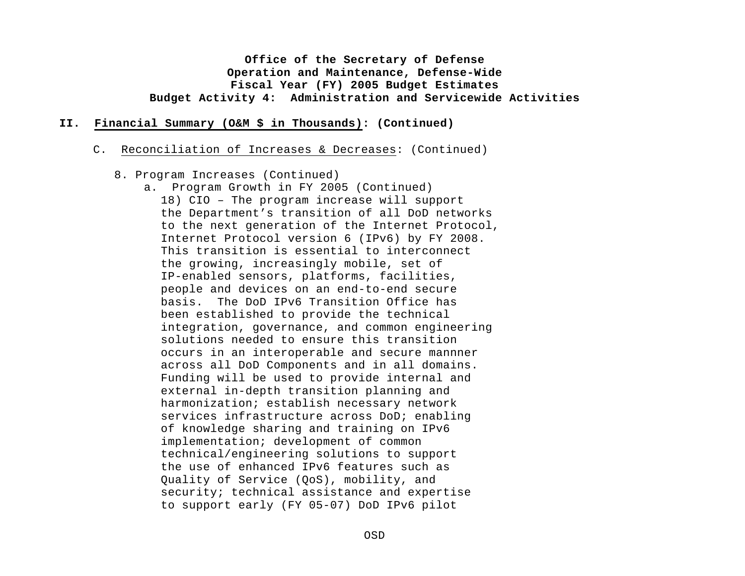**Office of the Secretary of Defense**
**Operation and Maintenance, Defense-Wide**
**Fiscal Year (FY) 2005 Budget Estimates**
**Budget Activity 4: Administration and Servicewide Activities**

## II. Financial Summary (O&M $ in Thousands): (Continued)

C. Reconciliation of Increases & Decreases: (Continued)

8. Program Increases (Continued)

a. Program Growth in FY 2005 (Continued)

18) CIO – The program increase will support the Department's transition of all DoD networks to the next generation of the Internet Protocol, Internet Protocol version 6 (IPv6) by FY 2008. This transition is essential to interconnect the growing, increasingly mobile, set of IP-enabled sensors, platforms, facilities, people and devices on an end-to-end secure basis. The DoD IPv6 Transition Office has been established to provide the technical integration, governance, and common engineering solutions needed to ensure this transition occurs in an interoperable and secure mannner across all DoD Components and in all domains. Funding will be used to provide internal and external in-depth transition planning and harmonization; establish necessary network services infrastructure across DoD; enabling of knowledge sharing and training on IPv6 implementation; development of common technical/engineering solutions to support the use of enhanced IPv6 features such as Quality of Service (QoS), mobility, and security; technical assistance and expertise to support early (FY 05-07) DoD IPv6 pilot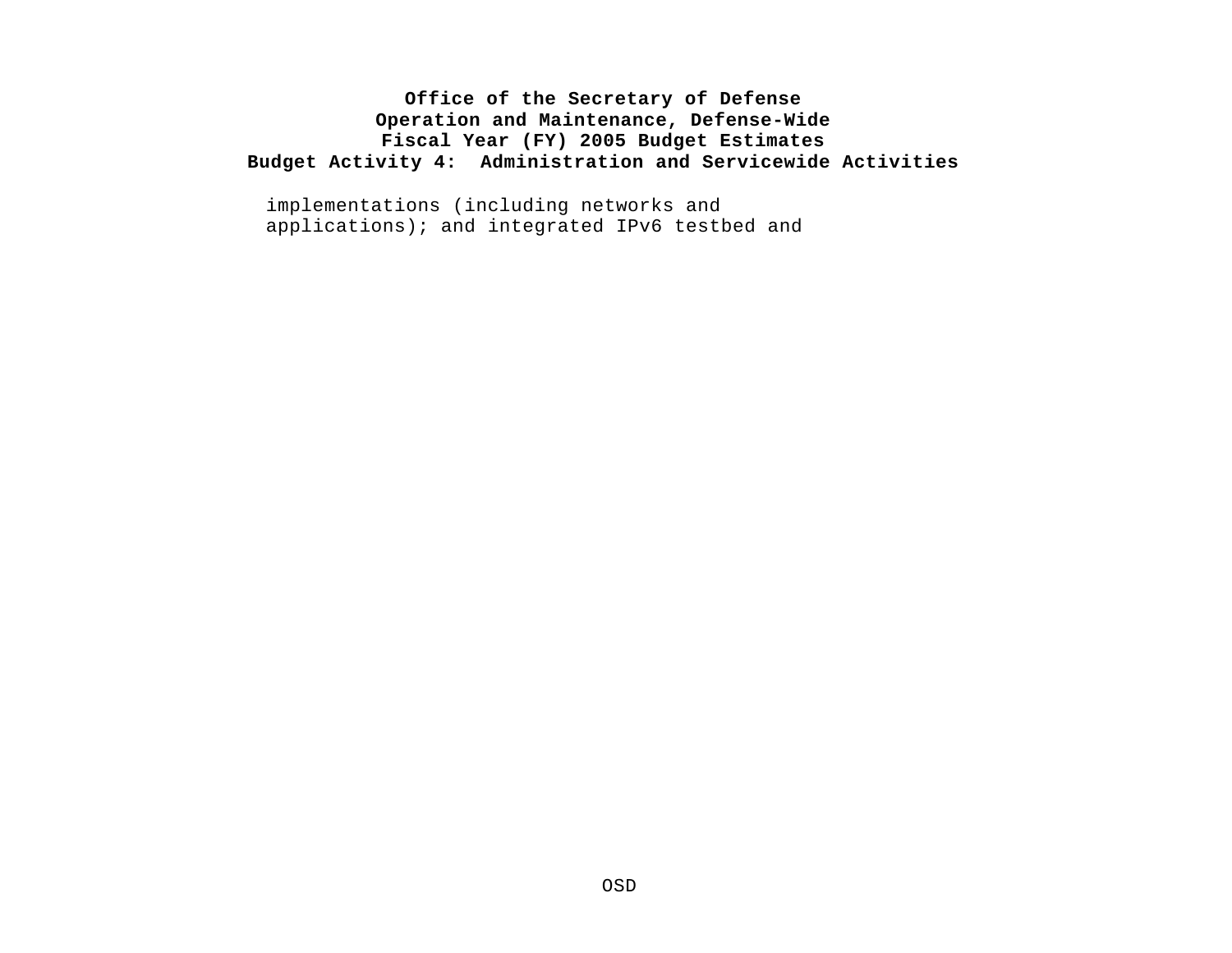implementations (including networks and applications); and integrated IPv6 testbed and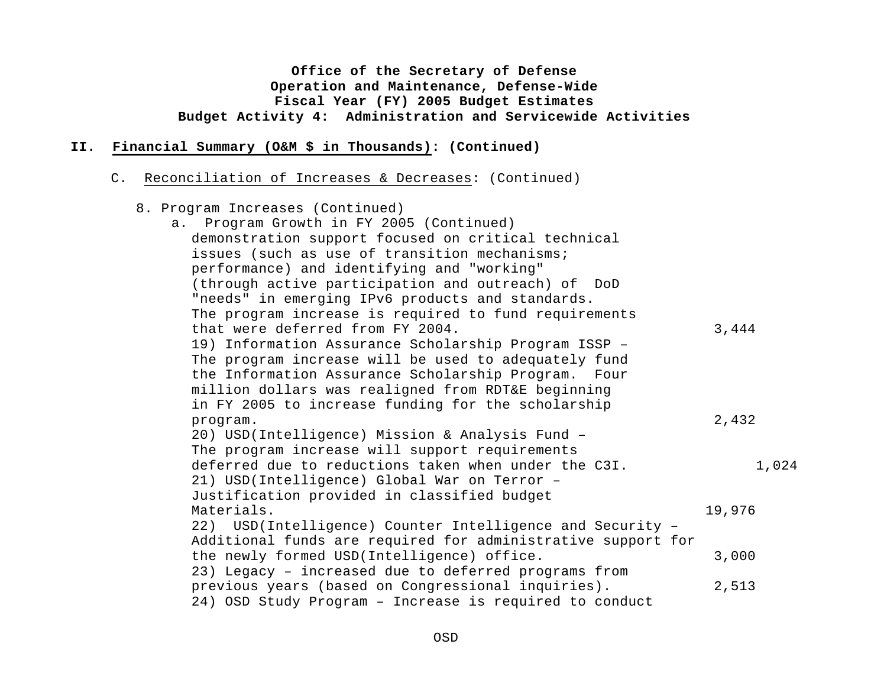**Office of the Secretary of Defense**
**Operation and Maintenance, Defense-Wide**
**Fiscal Year (FY) 2005 Budget Estimates**
**Budget Activity 4: Administration and Servicewide Activities**

**II. Financial Summary (O&M $ in Thousands): (Continued)**

C. Reconciliation of Increases & Decreases: (Continued)

8. Program Increases (Continued)

a. Program Growth in FY 2005 (Continued)

| | | |
|---|---|---|
| demonstration support focused on critical technical issues (such as use of transition mechanisms; performance) and identifying and "working" (through active participation and outreach) of DoD "needs" in emerging IPv6 products and standards. The program increase is required to fund requirements that were deferred from FY 2004. | 3,444 | |
| 19) Information Assurance Scholarship Program ISSP – The program increase will be used to adequately fund the Information Assurance Scholarship Program. Four million dollars was realigned from RDT&E beginning in FY 2005 to increase funding for the scholarship program. | 2,432 | |
| 20) USD(Intelligence) Mission & Analysis Fund – The program increase will support requirements deferred due to reductions taken when under the C3I. | | 1,024 |
| 21) USD(Intelligence) Global War on Terror – Justification provided in classified budget Materials. | 19,976 | |
| 22) USD(Intelligence) Counter Intelligence and Security – Additional funds are required for administrative support for the newly formed USD(Intelligence) office. | 3,000 | |
| 23) Legacy – increased due to deferred programs from previous years (based on Congressional inquiries). | 2,513 | |
| 24) OSD Study Program – Increase is required to conduct | | |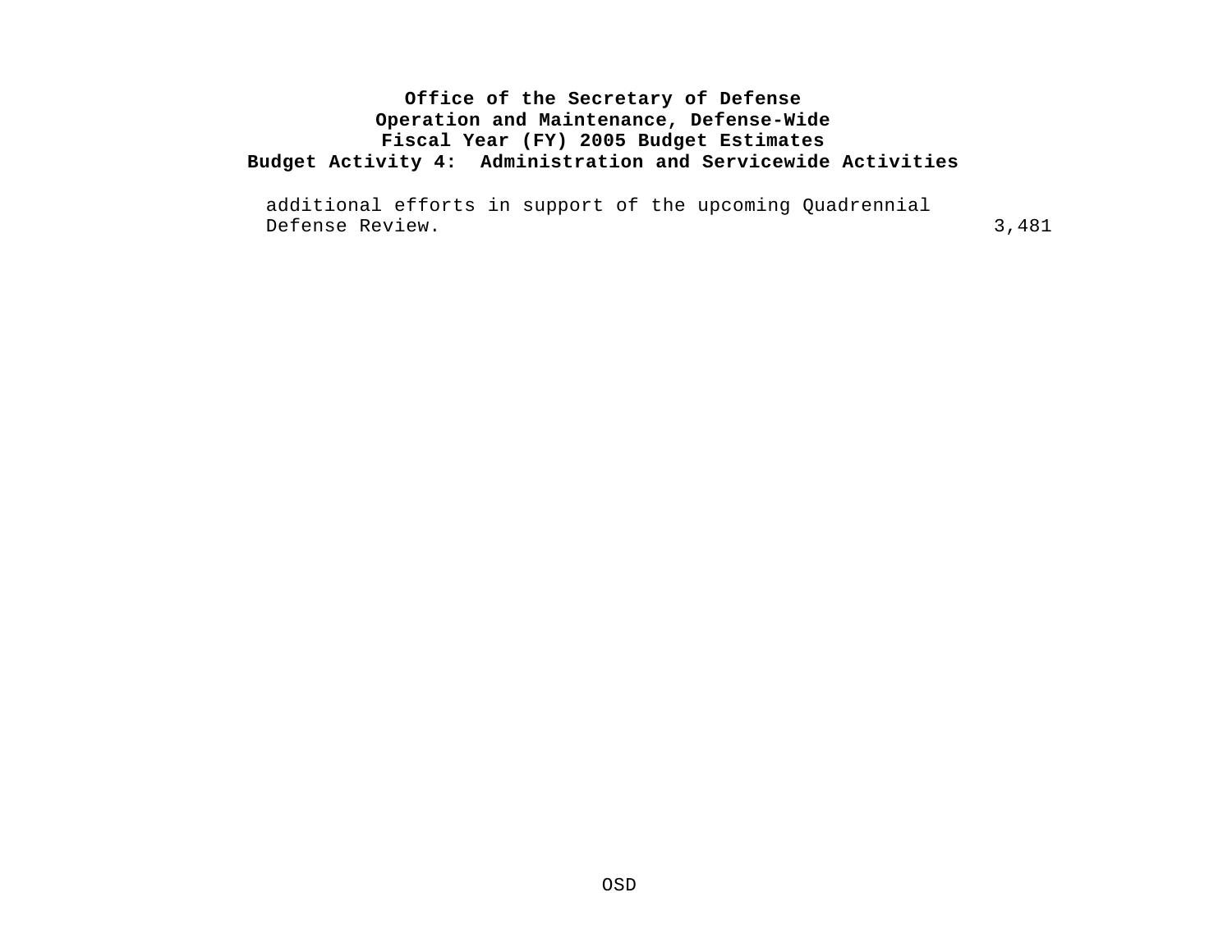additional efforts in support of the upcoming Quadrennial Defense Review. 3,481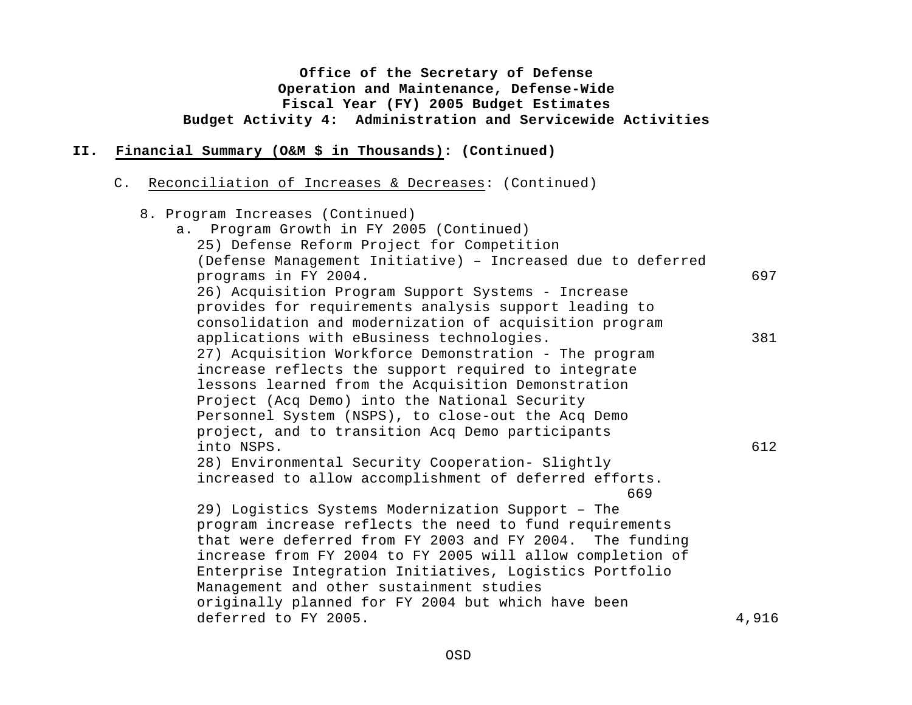**Office of the Secretary of Defense**
**Operation and Maintenance, Defense-Wide**
**Fiscal Year (FY) 2005 Budget Estimates**
**Budget Activity 4: Administration and Servicewide Activities**

**II. Financial Summary (O&M $ in Thousands): (Continued)**

C. Reconciliation of Increases & Decreases: (Continued)

8. Program Increases (Continued)
   a. Program Growth in FY 2005 (Continued)

| Item | Amount |
|---|---|
| 25) Defense Reform Project for Competition (Defense Management Initiative) – Increased due to deferred programs in FY 2004. | 697 |
| 26) Acquisition Program Support Systems - Increase provides for requirements analysis support leading to consolidation and modernization of acquisition program applications with eBusiness technologies. | 381 |
| 27) Acquisition Workforce Demonstration - The program increase reflects the support required to integrate lessons learned from the Acquisition Demonstration Project (Acq Demo) into the National Security Personnel System (NSPS), to close-out the Acq Demo project, and to transition Acq Demo participants into NSPS. | 612 |
| 28) Environmental Security Cooperation- Slightly increased to allow accomplishment of deferred efforts. | 669 |
| 29) Logistics Systems Modernization Support – The program increase reflects the need to fund requirements that were deferred from FY 2003 and FY 2004. The funding increase from FY 2004 to FY 2005 will allow completion of Enterprise Integration Initiatives, Logistics Portfolio Management and other sustainment studies originally planned for FY 2004 but which have been deferred to FY 2005. | 4,916 |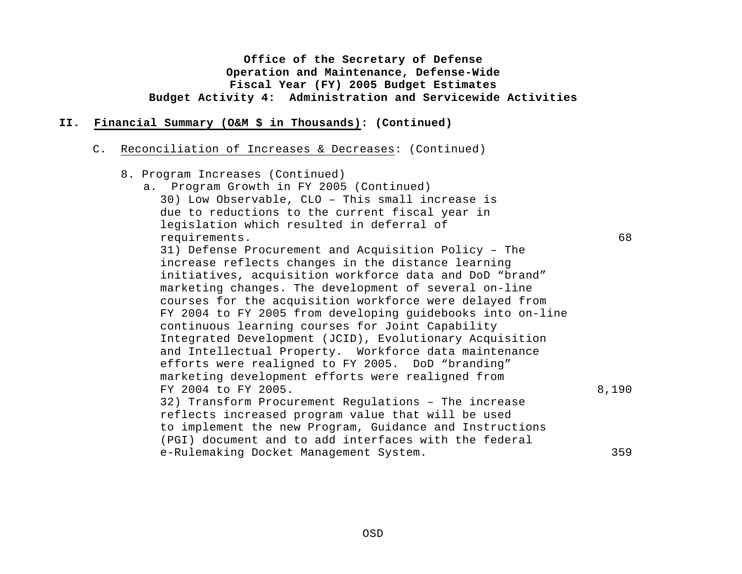**Office of the Secretary of Defense**
**Operation and Maintenance, Defense-Wide**
**Fiscal Year (FY) 2005 Budget Estimates**
**Budget Activity 4: Administration and Servicewide Activities**

**II. Financial Summary (O&M $ in Thousands): (Continued)**

C. Reconciliation of Increases & Decreases: (Continued)

8. Program Increases (Continued)

a. Program Growth in FY 2005 (Continued)

| Item | Amount |
|---|---|
| 30) Low Observable, CLO – This small increase is due to reductions to the current fiscal year in legislation which resulted in deferral of requirements. | 68 |
| 31) Defense Procurement and Acquisition Policy – The increase reflects changes in the distance learning initiatives, acquisition workforce data and DoD "brand" marketing changes. The development of several on-line courses for the acquisition workforce were delayed from FY 2004 to FY 2005 from developing guidebooks into on-line continuous learning courses for Joint Capability Integrated Development (JCID), Evolutionary Acquisition and Intellectual Property. Workforce data maintenance efforts were realigned to FY 2005. DoD "branding" marketing development efforts were realigned from FY 2004 to FY 2005. | 8,190 |
| 32) Transform Procurement Regulations – The increase reflects increased program value that will be used to implement the new Program, Guidance and Instructions (PGI) document and to add interfaces with the federal e-Rulemaking Docket Management System. | 359 |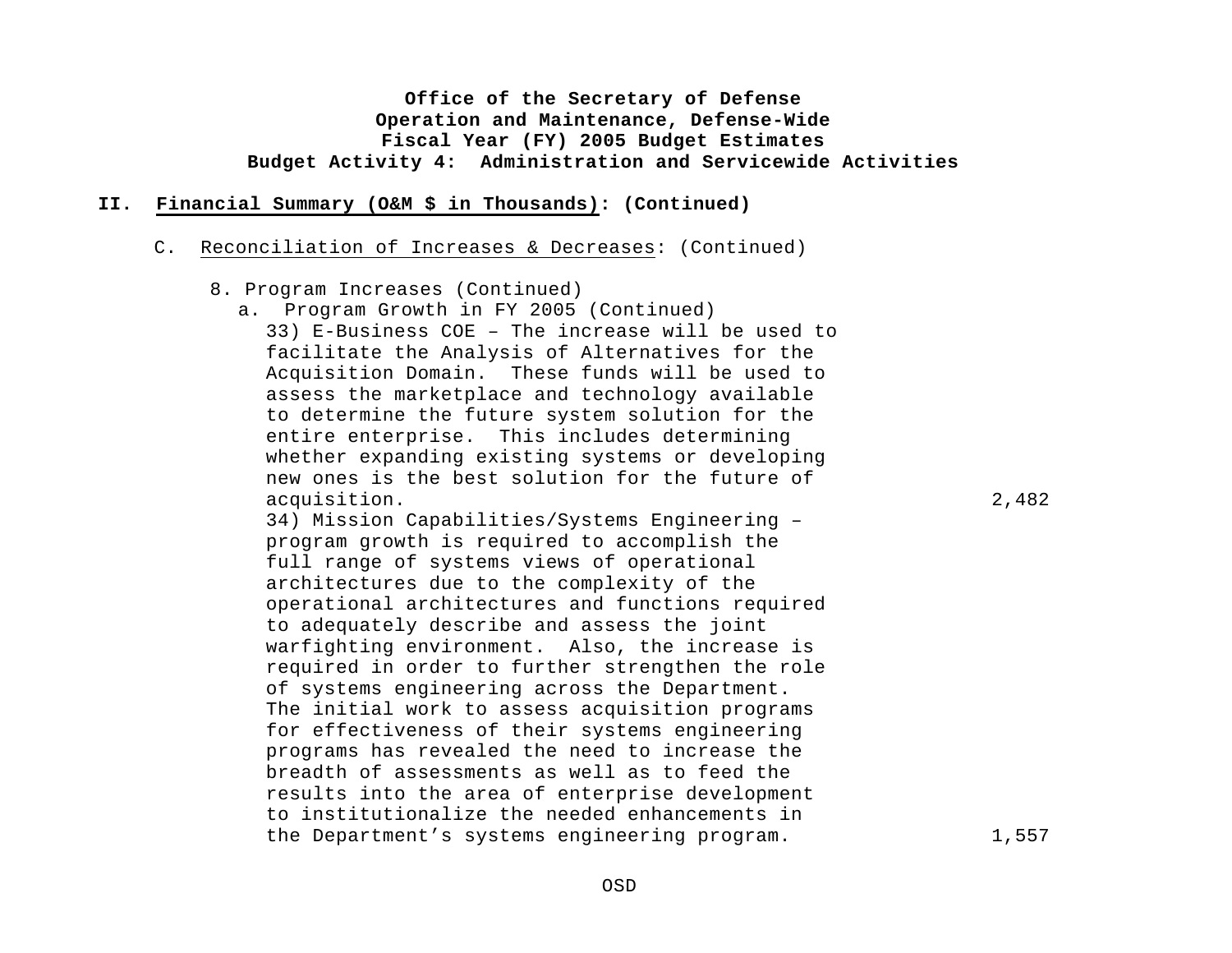**Office of the Secretary of Defense**
**Operation and Maintenance, Defense-Wide**
**Fiscal Year (FY) 2005 Budget Estimates**
**Budget Activity 4: Administration and Servicewide Activities**

## II. Financial Summary (O&M $ in Thousands): (Continued)

C. Reconciliation of Increases & Decreases: (Continued)

8. Program Increases (Continued)

a. Program Growth in FY 2005 (Continued)

| | |
|---|---|
| 33) E-Business COE – The increase will be used to facilitate the Analysis of Alternatives for the Acquisition Domain. These funds will be used to assess the marketplace and technology available to determine the future system solution for the entire enterprise. This includes determining whether expanding existing systems or developing new ones is the best solution for the future of acquisition. | 2,482 |
| 34) Mission Capabilities/Systems Engineering – program growth is required to accomplish the full range of systems views of operational architectures due to the complexity of the operational architectures and functions required to adequately describe and assess the joint warfighting environment. Also, the increase is required in order to further strengthen the role of systems engineering across the Department. The initial work to assess acquisition programs for effectiveness of their systems engineering programs has revealed the need to increase the breadth of assessments as well as to feed the results into the area of enterprise development to institutionalize the needed enhancements in the Department's systems engineering program. | 1,557 |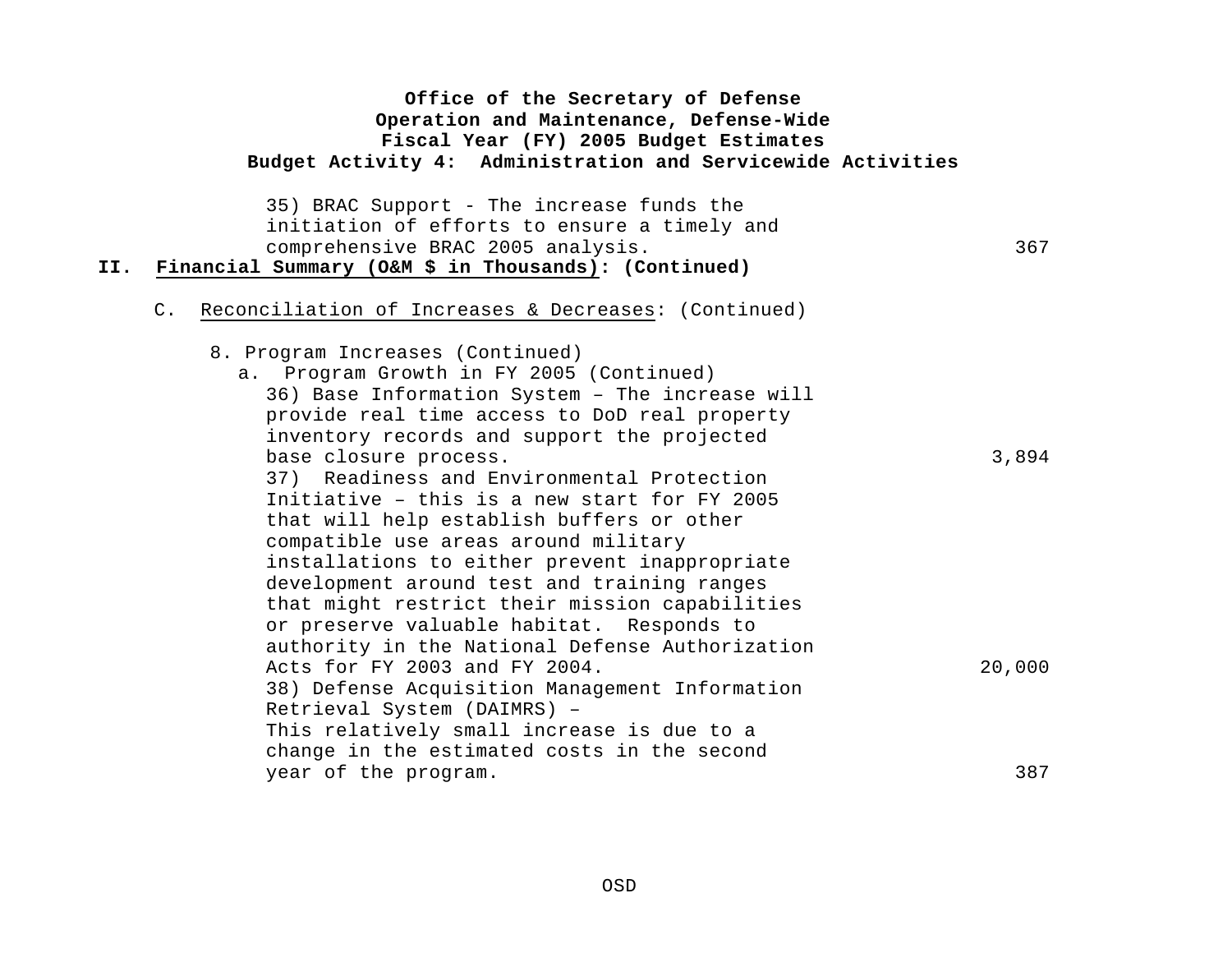35) BRAC Support - The increase funds the initiation of efforts to ensure a timely and comprehensive BRAC 2005 analysis. 367

## II. Financial Summary (O&M $ in Thousands): (Continued)

### C. Reconciliation of Increases & Decreases: (Continued)

8. Program Increases (Continued)

a. Program Growth in FY 2005 (Continued)

| | |
|---|---|
| 36) Base Information System – The increase will provide real time access to DoD real property inventory records and support the projected base closure process. | 3,894 |
| 37) Readiness and Environmental Protection Initiative – this is a new start for FY 2005 that will help establish buffers or other compatible use areas around military installations to either prevent inappropriate development around test and training ranges that might restrict their mission capabilities or preserve valuable habitat. Responds to authority in the National Defense Authorization Acts for FY 2003 and FY 2004. | 20,000 |
| 38) Defense Acquisition Management Information Retrieval System (DAIMRS) – This relatively small increase is due to a change in the estimated costs in the second year of the program. | 387 |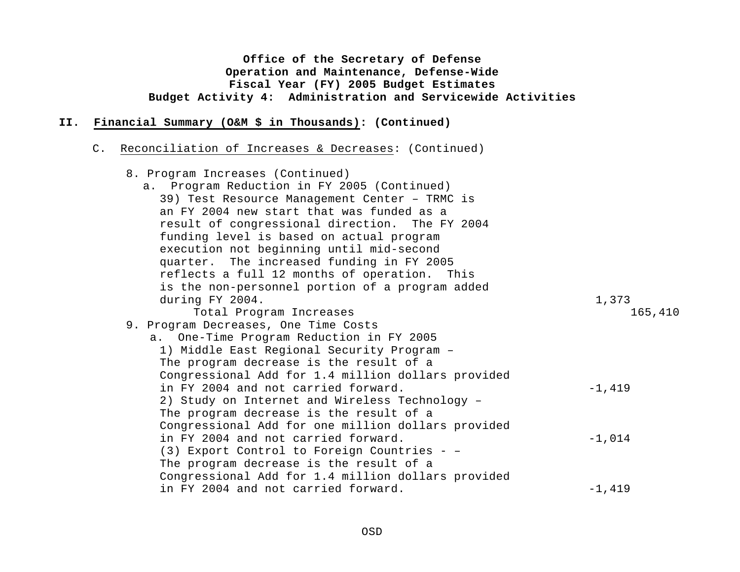**Office of the Secretary of Defense**
**Operation and Maintenance, Defense-Wide**
**Fiscal Year (FY) 2005 Budget Estimates**
**Budget Activity 4: Administration and Servicewide Activities**

## II. Financial Summary (O&M $ in Thousands): (Continued)

C. Reconciliation of Increases & Decreases: (Continued)

| | | |
|---|---|---|
| 8. Program Increases (Continued) | | |
| a. Program Reduction in FY 2005 (Continued) | | |
| 39) Test Resource Management Center – TRMC is an FY 2004 new start that was funded as a result of congressional direction. The FY 2004 funding level is based on actual program execution not beginning until mid-second quarter. The increased funding in FY 2005 reflects a full 12 months of operation. This is the non-personnel portion of a program added during FY 2004. | 1,373 | |
| Total Program Increases | | 165,410 |
| 9. Program Decreases, One Time Costs | | |
| a. One-Time Program Reduction in FY 2005 | | |
| 1) Middle East Regional Security Program – The program decrease is the result of a Congressional Add for 1.4 million dollars provided in FY 2004 and not carried forward. | -1,419 | |
| 2) Study on Internet and Wireless Technology – The program decrease is the result of a Congressional Add for one million dollars provided in FY 2004 and not carried forward. | -1,014 | |
| (3) Export Control to Foreign Countries - – The program decrease is the result of a Congressional Add for 1.4 million dollars provided in FY 2004 and not carried forward. | -1,419 | |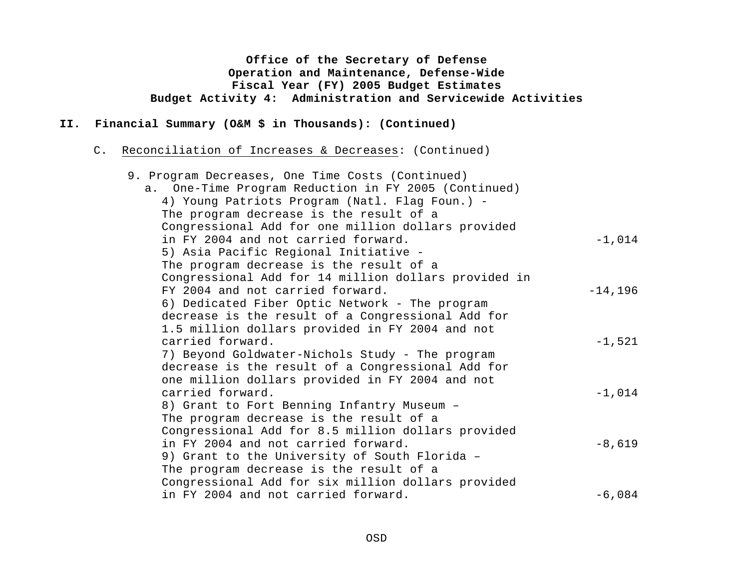**Office of the Secretary of Defense**
**Operation and Maintenance, Defense-Wide**
**Fiscal Year (FY) 2005 Budget Estimates**
**Budget Activity 4: Administration and Servicewide Activities**

## II. Financial Summary (O&M $ in Thousands): (Continued)

C. Reconciliation of Increases & Decreases: (Continued)

9. Program Decreases, One Time Costs (Continued)
   a. One-Time Program Reduction in FY 2005 (Continued)

| | |
|---|---|
| 4) Young Patriots Program (Natl. Flag Foun.) - The program decrease is the result of a Congressional Add for one million dollars provided in FY 2004 and not carried forward. | -1,014 |
| 5) Asia Pacific Regional Initiative - The program decrease is the result of a Congressional Add for 14 million dollars provided in FY 2004 and not carried forward. | -14,196 |
| 6) Dedicated Fiber Optic Network - The program decrease is the result of a Congressional Add for 1.5 million dollars provided in FY 2004 and not carried forward. | -1,521 |
| 7) Beyond Goldwater-Nichols Study - The program decrease is the result of a Congressional Add for one million dollars provided in FY 2004 and not carried forward. | -1,014 |
| 8) Grant to Fort Benning Infantry Museum – The program decrease is the result of a Congressional Add for 8.5 million dollars provided in FY 2004 and not carried forward. | -8,619 |
| 9) Grant to the University of South Florida – The program decrease is the result of a Congressional Add for six million dollars provided in FY 2004 and not carried forward. | -6,084 |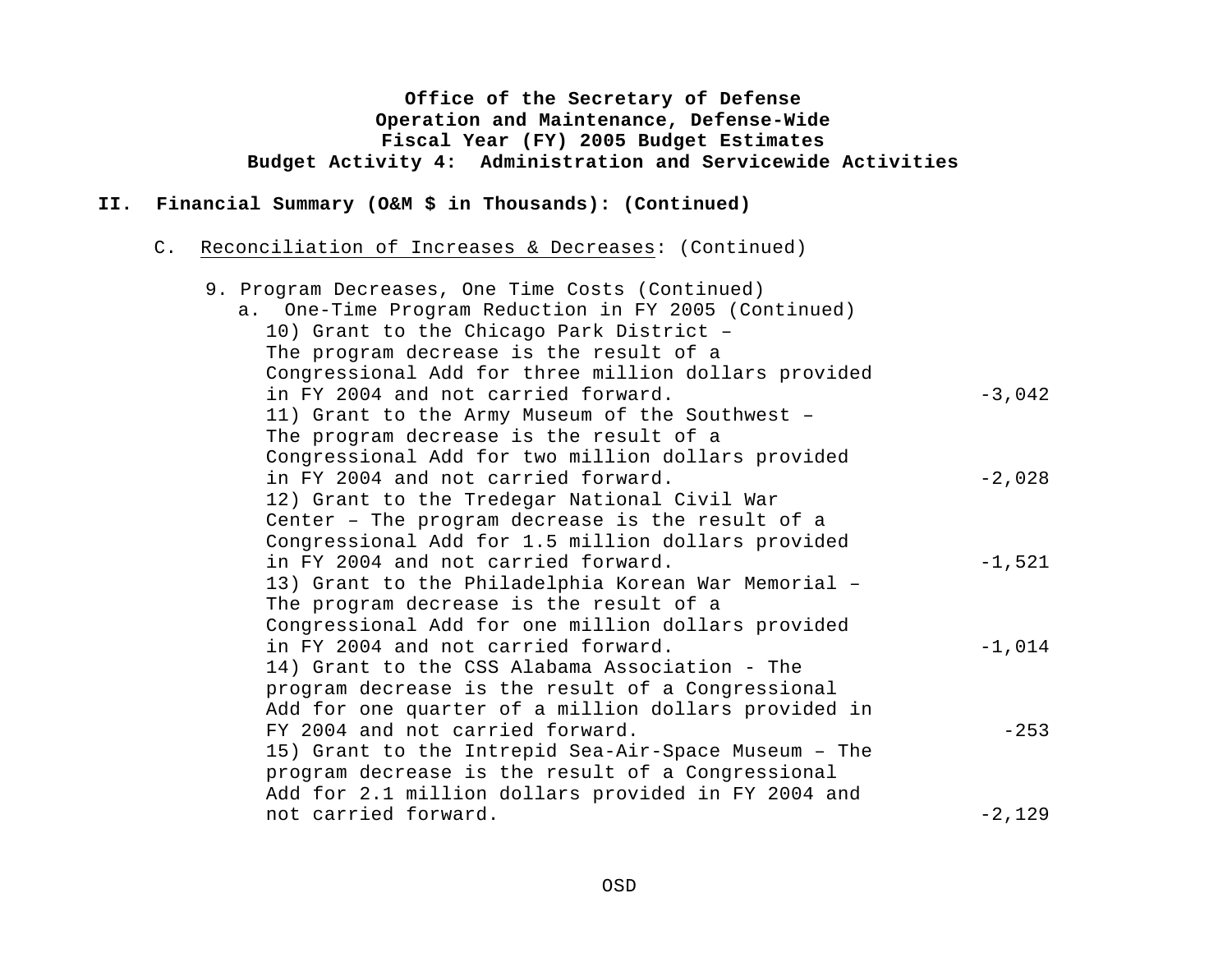**Office of the Secretary of Defense**
**Operation and Maintenance, Defense-Wide**
**Fiscal Year (FY) 2005 Budget Estimates**
**Budget Activity 4: Administration and Servicewide Activities**

**II. Financial Summary (O&M $ in Thousands): (Continued)**

C. Reconciliation of Increases & Decreases: (Continued)

9. Program Decreases, One Time Costs (Continued)
   a. One-Time Program Reduction in FY 2005 (Continued)

| Description | Amount |
|---|---|
| 10) Grant to the Chicago Park District – The program decrease is the result of a Congressional Add for three million dollars provided in FY 2004 and not carried forward. | -3,042 |
| 11) Grant to the Army Museum of the Southwest – The program decrease is the result of a Congressional Add for two million dollars provided in FY 2004 and not carried forward. | -2,028 |
| 12) Grant to the Tredegar National Civil War Center – The program decrease is the result of a Congressional Add for 1.5 million dollars provided in FY 2004 and not carried forward. | -1,521 |
| 13) Grant to the Philadelphia Korean War Memorial – The program decrease is the result of a Congressional Add for one million dollars provided in FY 2004 and not carried forward. | -1,014 |
| 14) Grant to the CSS Alabama Association - The program decrease is the result of a Congressional Add for one quarter of a million dollars provided in FY 2004 and not carried forward. | -253 |
| 15) Grant to the Intrepid Sea-Air-Space Museum – The program decrease is the result of a Congressional Add for 2.1 million dollars provided in FY 2004 and not carried forward. | -2,129 |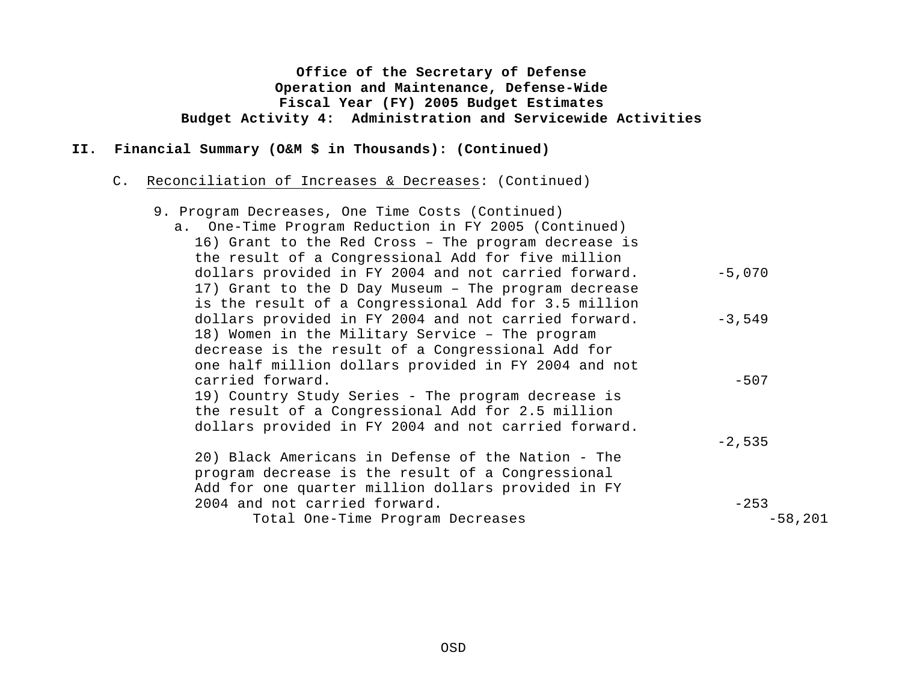**Office of the Secretary of Defense**
**Operation and Maintenance, Defense-Wide**
**Fiscal Year (FY) 2005 Budget Estimates**
**Budget Activity 4: Administration and Servicewide Activities**

## II. Financial Summary (O&M $ in Thousands): (Continued)

C. Reconciliation of Increases & Decreases: (Continued)

9. Program Decreases, One Time Costs (Continued)

a. One-Time Program Reduction in FY 2005 (Continued)

| Item | Amount | Total |
|---|---|---|
| 16) Grant to the Red Cross – The program decrease is the result of a Congressional Add for five million dollars provided in FY 2004 and not carried forward. | -5,070 | |
| 17) Grant to the D Day Museum – The program decrease is the result of a Congressional Add for 3.5 million dollars provided in FY 2004 and not carried forward. | -3,549 | |
| 18) Women in the Military Service – The program decrease is the result of a Congressional Add for one half million dollars provided in FY 2004 and not carried forward. | -507 | |
| 19) Country Study Series - The program decrease is the result of a Congressional Add for 2.5 million dollars provided in FY 2004 and not carried forward. | -2,535 | |
| 20) Black Americans in Defense of the Nation - The program decrease is the result of a Congressional Add for one quarter million dollars provided in FY 2004 and not carried forward. | -253 | |
| Total One-Time Program Decreases | | -58,201 |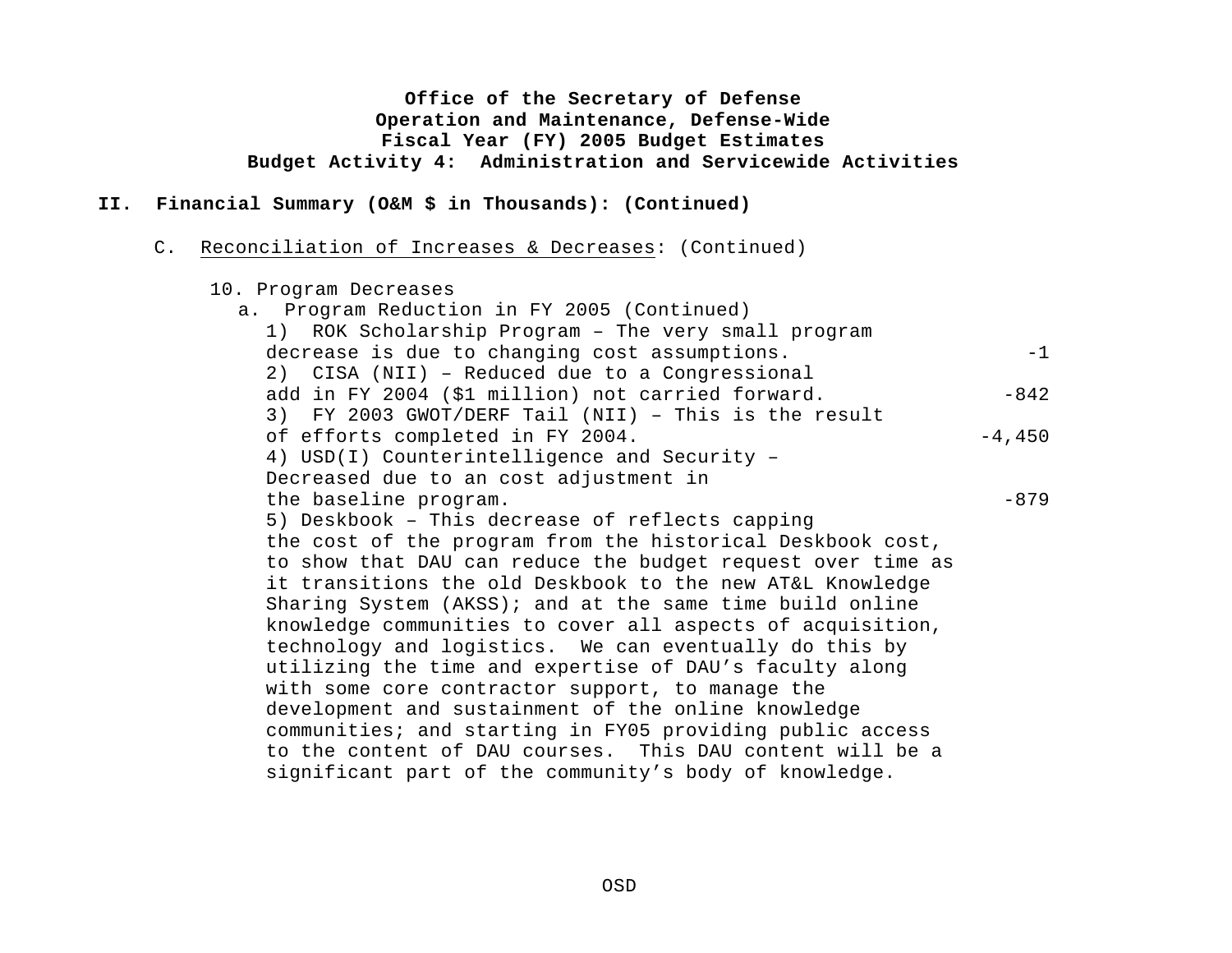**Office of the Secretary of Defense**
**Operation and Maintenance, Defense-Wide**
**Fiscal Year (FY) 2005 Budget Estimates**
**Budget Activity 4: Administration and Servicewide Activities**

**II. Financial Summary (O&M $ in Thousands): (Continued)**

C. Reconciliation of Increases & Decreases: (Continued)

10. Program Decreases

a. Program Reduction in FY 2005 (Continued)

| | |
|---|---|
| 1) ROK Scholarship Program – The very small program decrease is due to changing cost assumptions. | -1 |
| 2) CISA (NII) – Reduced due to a Congressional add in FY 2004 ($1 million) not carried forward. | -842 |
| 3) FY 2003 GWOT/DERF Tail (NII) – This is the result of efforts completed in FY 2004. | -4,450 |
| 4) USD(I) Counterintelligence and Security – Decreased due to an cost adjustment in the baseline program. | -879 |

5) Deskbook – This decrease of reflects capping the cost of the program from the historical Deskbook cost, to show that DAU can reduce the budget request over time as it transitions the old Deskbook to the new AT&L Knowledge Sharing System (AKSS); and at the same time build online knowledge communities to cover all aspects of acquisition, technology and logistics. We can eventually do this by utilizing the time and expertise of DAU's faculty along with some core contractor support, to manage the development and sustainment of the online knowledge communities; and starting in FY05 providing public access to the content of DAU courses. This DAU content will be a significant part of the community's body of knowledge.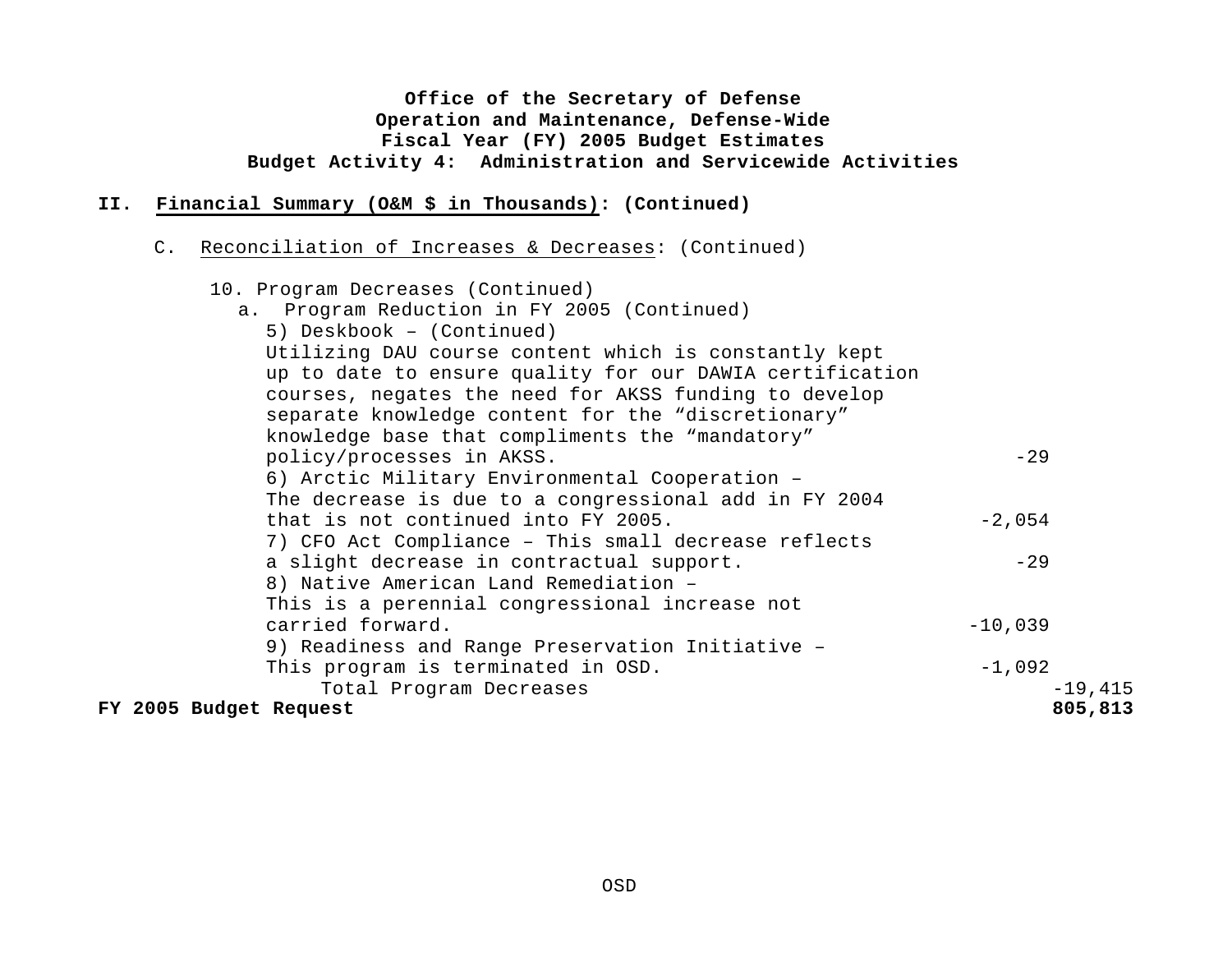**Office of the Secretary of Defense**
**Operation and Maintenance, Defense-Wide**
**Fiscal Year (FY) 2005 Budget Estimates**
**Budget Activity 4: Administration and Servicewide Activities**

## II. Financial Summary (O&M $ in Thousands): (Continued)

C. Reconciliation of Increases & Decreases: (Continued)

| | | |
|---|---|---|
| 10. Program Decreases (Continued) | | |
| a. Program Reduction in FY 2005 (Continued) | | |
| 5) Deskbook – (Continued) Utilizing DAU course content which is constantly kept up to date to ensure quality for our DAWIA certification courses, negates the need for AKSS funding to develop separate knowledge content for the "discretionary" knowledge base that compliments the "mandatory" policy/processes in AKSS. | -29 | |
| 6) Arctic Military Environmental Cooperation – The decrease is due to a congressional add in FY 2004 that is not continued into FY 2005. | -2,054 | |
| 7) CFO Act Compliance – This small decrease reflects a slight decrease in contractual support. | -29 | |
| 8) Native American Land Remediation – This is a perennial congressional increase not carried forward. | -10,039 | |
| 9) Readiness and Range Preservation Initiative – This program is terminated in OSD. | -1,092 | |
| Total Program Decreases | | -19,415 |
| **FY 2005 Budget Request** | | **805,813** |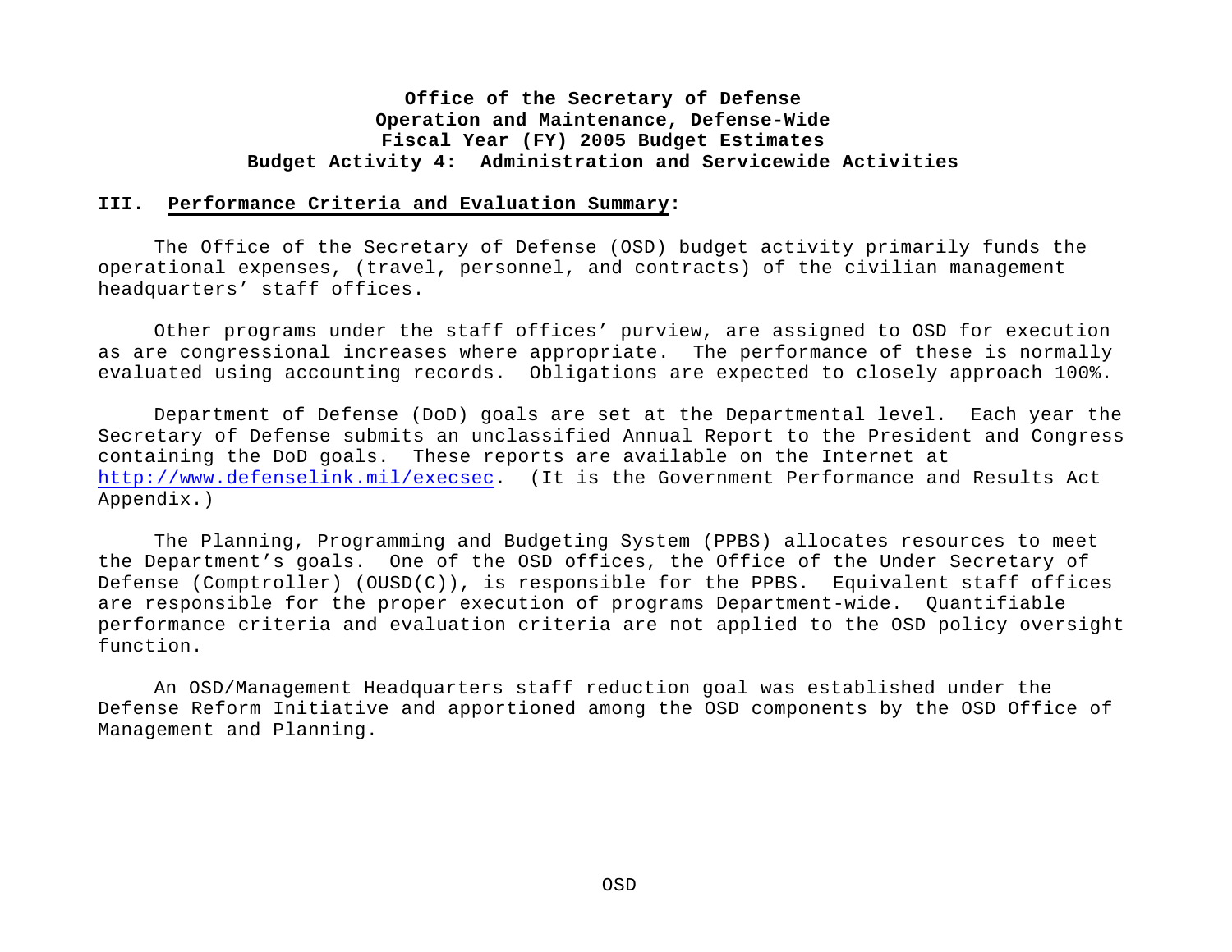**Office of the Secretary of Defense**
**Operation and Maintenance, Defense-Wide**
**Fiscal Year (FY) 2005 Budget Estimates**
**Budget Activity 4: Administration and Servicewide Activities**

## III. Performance Criteria and Evaluation Summary:

The Office of the Secretary of Defense (OSD) budget activity primarily funds the operational expenses, (travel, personnel, and contracts) of the civilian management headquarters' staff offices.

Other programs under the staff offices' purview, are assigned to OSD for execution as are congressional increases where appropriate. The performance of these is normally evaluated using accounting records. Obligations are expected to closely approach 100%.

Department of Defense (DoD) goals are set at the Departmental level. Each year the Secretary of Defense submits an unclassified Annual Report to the President and Congress containing the DoD goals. These reports are available on the Internet at http://www.defenselink.mil/execsec. (It is the Government Performance and Results Act Appendix.)

The Planning, Programming and Budgeting System (PPBS) allocates resources to meet the Department's goals. One of the OSD offices, the Office of the Under Secretary of Defense (Comptroller) (OUSD(C)), is responsible for the PPBS. Equivalent staff offices are responsible for the proper execution of programs Department-wide. Quantifiable performance criteria and evaluation criteria are not applied to the OSD policy oversight function.

An OSD/Management Headquarters staff reduction goal was established under the Defense Reform Initiative and apportioned among the OSD components by the OSD Office of Management and Planning.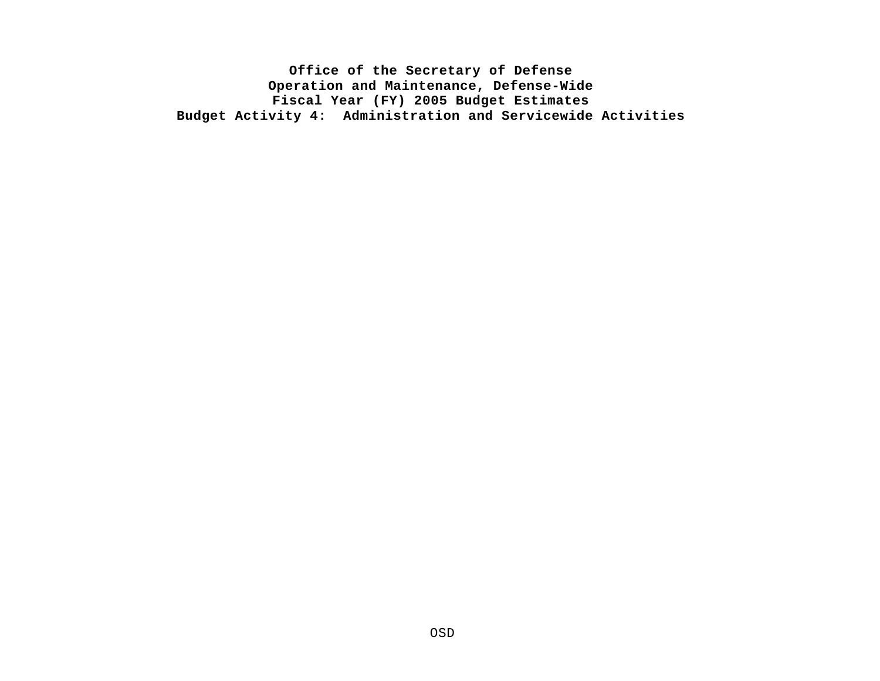**Office of the Secretary of Defense**
**Operation and Maintenance, Defense-Wide**
**Fiscal Year (FY) 2005 Budget Estimates**
**Budget Activity 4: Administration and Servicewide Activities**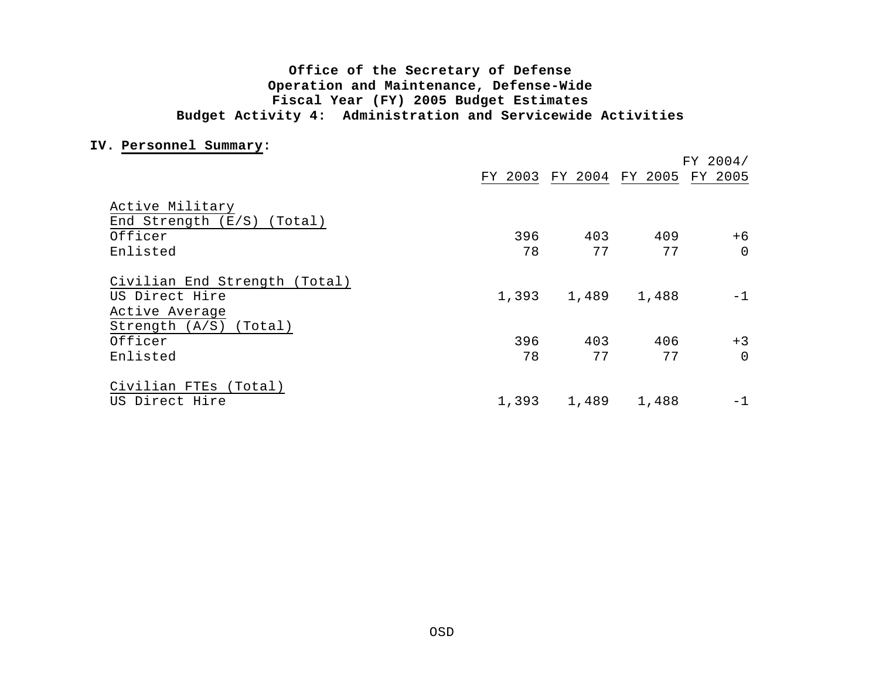**Office of the Secretary of Defense**
**Operation and Maintenance, Defense-Wide**
**Fiscal Year (FY) 2005 Budget Estimates**
**Budget Activity 4: Administration and Servicewide Activities**

**IV. Personnel Summary:**

| | FY 2003 | FY 2004 | FY 2005 | FY 2004/ FY 2005 |
|---|---|---|---|---|
| Active Military End Strength (E/S) (Total) | | | | |
| Officer | 396 | 403 | 409 | +6 |
| Enlisted | 78 | 77 | 77 | 0 |
| Civilian End Strength (Total) | | | | |
| US Direct Hire | 1,393 | 1,489 | 1,488 | -1 |
| Active Average Strength (A/S) (Total) | | | | |
| Officer | 396 | 403 | 406 | +3 |
| Enlisted | 78 | 77 | 77 | 0 |
| Civilian FTEs (Total) | | | | |
| US Direct Hire | 1,393 | 1,489 | 1,488 | -1 |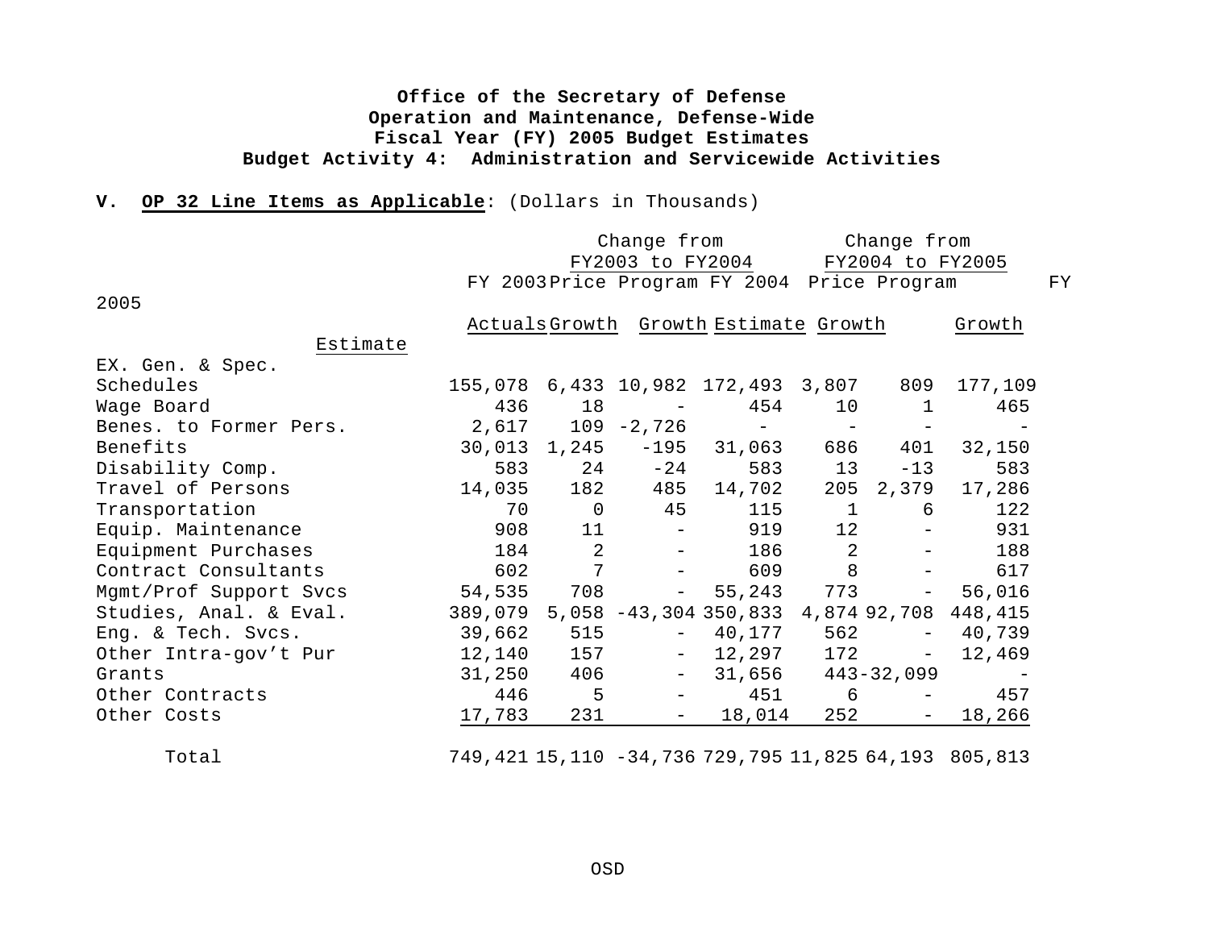**Office of the Secretary of Defense**
**Operation and Maintenance, Defense-Wide**
**Fiscal Year (FY) 2005 Budget Estimates**
**Budget Activity 4: Administration and Servicewide Activities**

**V. OP 32 Line Items as Applicable**: (Dollars in Thousands)

| | | Change from FY2003 to FY2004 | | | Change from FY2004 to FY2005 | | |
|---|---|---|---|---|---|---|---|
| | FY 2003 Actuals | Price Growth | Program Growth | FY 2004 Estimate | Price Growth | Program Growth | FY 2005 Estimate |
| EX. Gen. & Spec. Schedules | 155,078 | 6,433 | 10,982 | 172,493 | 3,807 | 809 | 177,109 |
| Wage Board | 436 | 18 | - | 454 | 10 | 1 | 465 |
| Benes. to Former Pers. | 2,617 | 109 | -2,726 | - | - | - | - |
| Benefits | 30,013 | 1,245 | -195 | 31,063 | 686 | 401 | 32,150 |
| Disability Comp. | 583 | 24 | -24 | 583 | 13 | -13 | 583 |
| Travel of Persons | 14,035 | 182 | 485 | 14,702 | 205 | 2,379 | 17,286 |
| Transportation | 70 | 0 | 45 | 115 | 1 | 6 | 122 |
| Equip. Maintenance | 908 | 11 | - | 919 | 12 | - | 931 |
| Equipment Purchases | 184 | 2 | - | 186 | 2 | - | 188 |
| Contract Consultants | 602 | 7 | - | 609 | 8 | - | 617 |
| Mgmt/Prof Support Svcs | 54,535 | 708 | - | 55,243 | 773 | - | 56,016 |
| Studies, Anal. & Eval. | 389,079 | 5,058 | -43,304 | 350,833 | 4,874 | 92,708 | 448,415 |
| Eng. & Tech. Svcs. | 39,662 | 515 | - | 40,177 | 562 | - | 40,739 |
| Other Intra-gov't Pur | 12,140 | 157 | - | 12,297 | 172 | - | 12,469 |
| Grants | 31,250 | 406 | - | 31,656 | 443 | -32,099 | - |
| Other Contracts | 446 | 5 | - | 451 | 6 | - | 457 |
| Other Costs | 17,783 | 231 | - | 18,014 | 252 | - | 18,266 |
| Total | 749,421 | 15,110 | -34,736 | 729,795 | 11,825 | 64,193 | 805,813 |